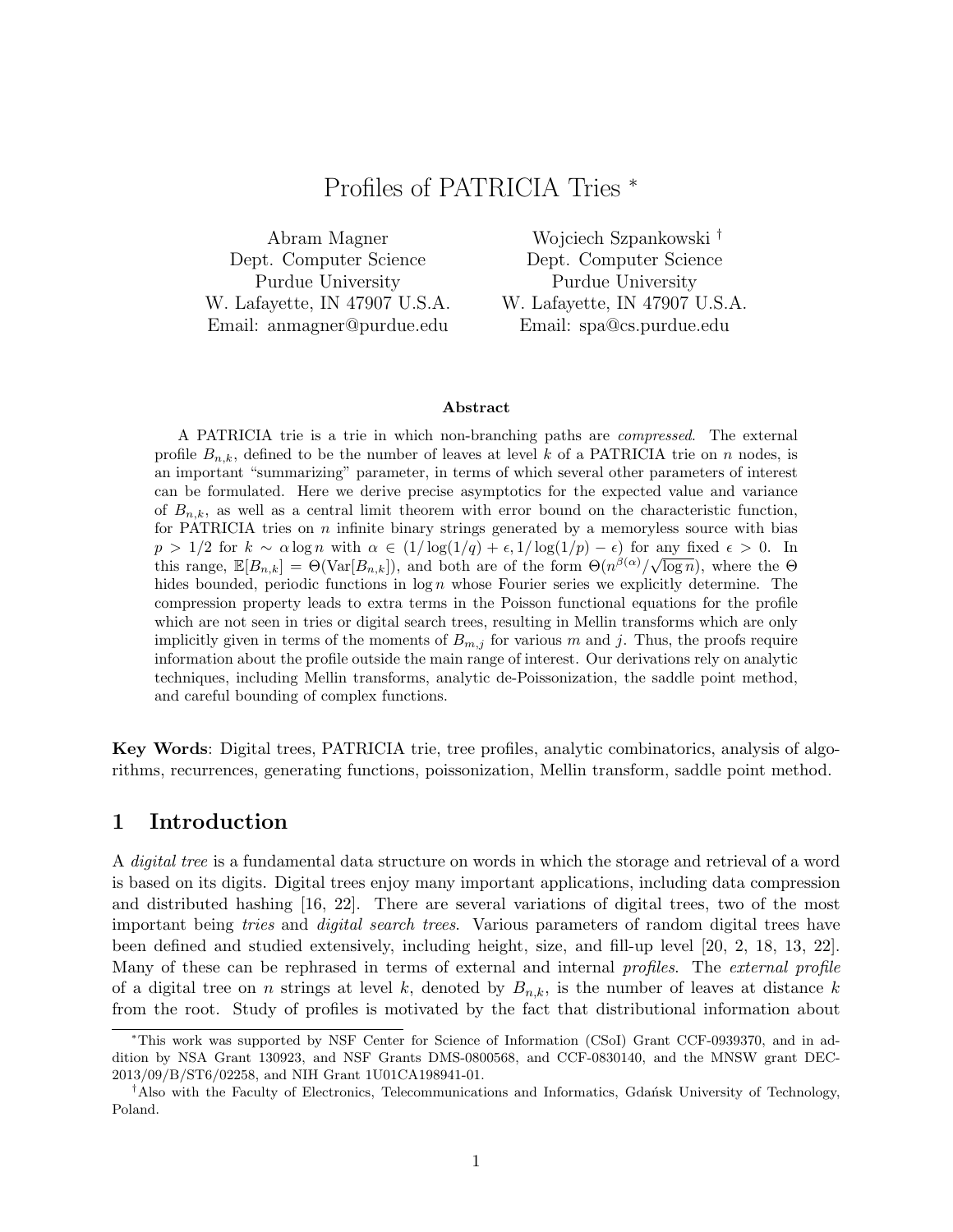# Profiles of PATRICIA Tries [*]

Abram Magner
Dept. Computer Science
Purdue University
W. Lafayette, IN 47907 U.S.A.
Email: anmagner@purdue.edu

Wojciech Szpankowski [†]
Dept. Computer Science
Purdue University
W. Lafayette, IN 47907 U.S.A.
Email: spa@cs.purdue.edu

**Abstract**

A PATRICIA trie is a trie in which non-branching paths are *compressed*. The external profile $B_{n,k}$, defined to be the number of leaves at level $k$ of a PATRICIA trie on $n$ nodes, is an important "summarizing" parameter, in terms of which several other parameters of interest can be formulated. Here we derive precise asymptotics for the expected value and variance of $B_{n,k}$, as well as a central limit theorem with error bound on the characteristic function, for PATRICIA tries on $n$ infinite binary strings generated by a memoryless source with bias $p > 1/2$ for $k \sim \alpha \log n$ with $\alpha \in (1/\log(1/q) + \epsilon, 1/\log(1/p) - \epsilon)$ for any fixed $\epsilon > 0$. In this range, $\mathbb{E}[B_{n,k}] = \Theta(\mathrm{Var}[B_{n,k}])$, and both are of the form $\Theta(n^{\beta(\alpha)}/\sqrt{\log n})$, where the $\Theta$ hides bounded, periodic functions in $\log n$ whose Fourier series we explicitly determine. The compression property leads to extra terms in the Poisson functional equations for the profile which are not seen in tries or digital search trees, resulting in Mellin transforms which are only implicitly given in terms of the moments of $B_{m,j}$ for various $m$ and $j$. Thus, the proofs require information about the profile outside the main range of interest. Our derivations rely on analytic techniques, including Mellin transforms, analytic de-Poissonization, the saddle point method, and careful bounding of complex functions.

**Key Words**: Digital trees, PATRICIA trie, tree profiles, analytic combinatorics, analysis of algorithms, recurrences, generating functions, poissonization, Mellin transform, saddle point method.

## 1 Introduction

A *digital tree* is a fundamental data structure on words in which the storage and retrieval of a word is based on its digits. Digital trees enjoy many important applications, including data compression and distributed hashing [16, 22]. There are several variations of digital trees, two of the most important being *tries* and *digital search trees*. Various parameters of random digital trees have been defined and studied extensively, including height, size, and fill-up level [20, 2, 18, 13, 22]. Many of these can be rephrased in terms of external and internal *profiles*. The *external profile* of a digital tree on $n$ strings at level $k$, denoted by $B_{n,k}$, is the number of leaves at distance $k$ from the root. Study of profiles is motivated by the fact that distributional information about

---

[*] This work was supported by NSF Center for Science of Information (CSoI) Grant CCF-0939370, and in addition by NSA Grant 130923, and NSF Grants DMS-0800568, and CCF-0830140, and the MNSW grant DEC-2013/09/B/ST6/02258, and NIH Grant 1U01CA198941-01.

[†] Also with the Faculty of Electronics, Telecommunications and Informatics, Gdańsk University of Technology, Poland.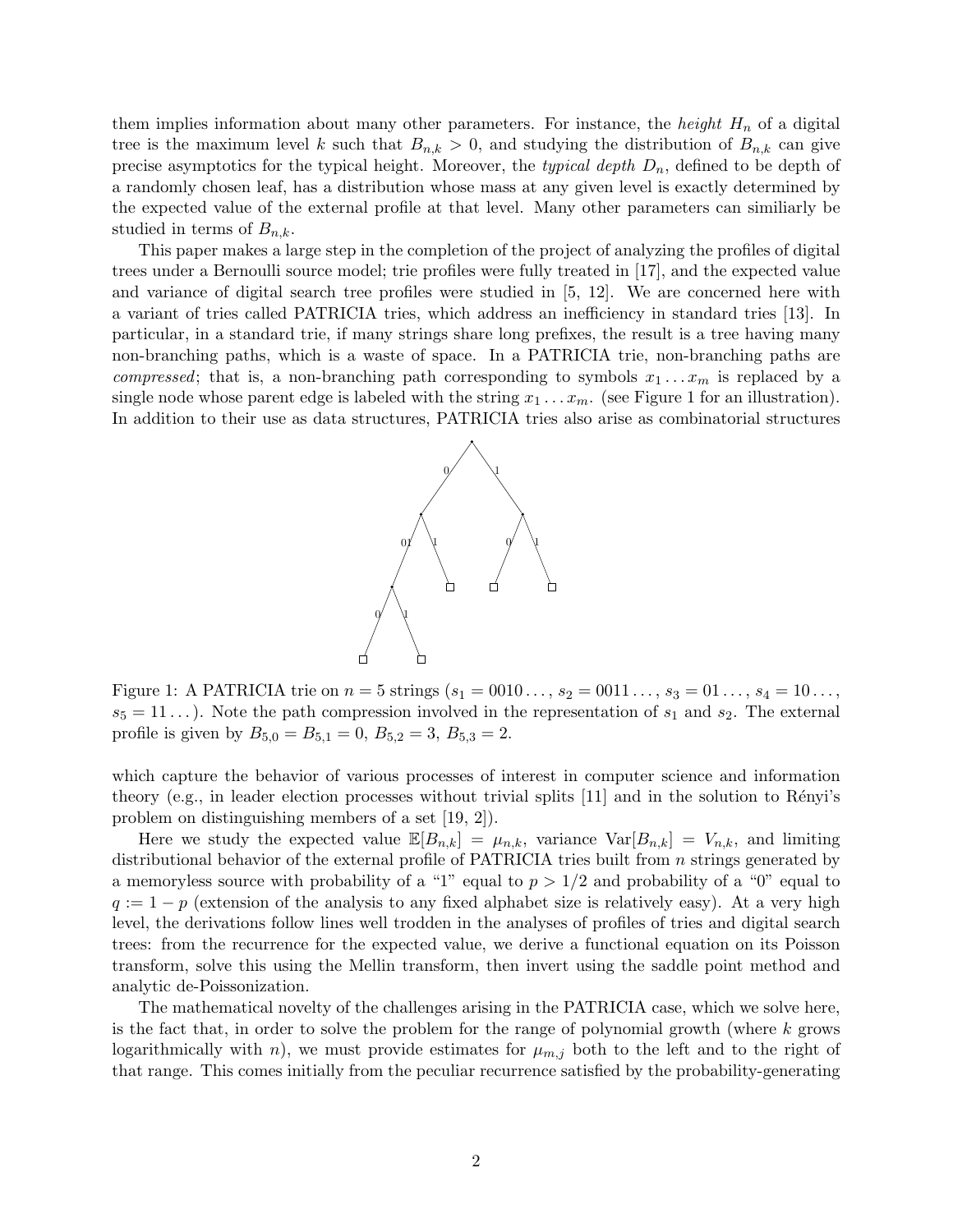them implies information about many other parameters. For instance, the *height* $H_n$ of a digital tree is the maximum level $k$ such that $B_{n,k} > 0$, and studying the distribution of $B_{n,k}$ can give precise asymptotics for the typical height. Moreover, the *typical depth* $D_n$, defined to be depth of a randomly chosen leaf, has a distribution whose mass at any given level is exactly determined by the expected value of the external profile at that level. Many other parameters can similiarly be studied in terms of $B_{n,k}$.

This paper makes a large step in the completion of the project of analyzing the profiles of digital trees under a Bernoulli source model; trie profiles were fully treated in [17], and the expected value and variance of digital search tree profiles were studied in [5, 12]. We are concerned here with a variant of tries called PATRICIA tries, which address an inefficiency in standard tries [13]. In particular, in a standard trie, if many strings share long prefixes, the result is a tree having many non-branching paths, which is a waste of space. In a PATRICIA trie, non-branching paths are *compressed*; that is, a non-branching path corresponding to symbols $x_1 \ldots x_m$ is replaced by a single node whose parent edge is labeled with the string $x_1 \ldots x_m$. (see Figure 1 for an illustration). In addition to their use as data structures, PATRICIA tries also arise as combinatorial structures

Figure 1: A PATRICIA trie on $n = 5$ strings ($s_1 = 0010\ldots$, $s_2 = 0011\ldots$, $s_3 = 01\ldots$, $s_4 = 10\ldots$, $s_5 = 11\ldots$). Note the path compression involved in the representation of $s_1$ and $s_2$. The external profile is given by $B_{5,0} = B_{5,1} = 0$, $B_{5,2} = 3$, $B_{5,3} = 2$.

which capture the behavior of various processes of interest in computer science and information theory (e.g., in leader election processes without trivial splits [11] and in the solution to Rényi's problem on distinguishing members of a set [19, 2]).

Here we study the expected value $\mathbb{E}[B_{n,k}] = \mu_{n,k}$, variance $\mathrm{Var}[B_{n,k}] = V_{n,k}$, and limiting distributional behavior of the external profile of PATRICIA tries built from $n$ strings generated by a memoryless source with probability of a "1" equal to $p > 1/2$ and probability of a "0" equal to $q := 1 - p$ (extension of the analysis to any fixed alphabet size is relatively easy). At a very high level, the derivations follow lines well trodden in the analyses of profiles of tries and digital search trees: from the recurrence for the expected value, we derive a functional equation on its Poisson transform, solve this using the Mellin transform, then invert using the saddle point method and analytic de-Poissonization.

The mathematical novelty of the challenges arising in the PATRICIA case, which we solve here, is the fact that, in order to solve the problem for the range of polynomial growth (where $k$ grows logarithmically with $n$), we must provide estimates for $\mu_{m,j}$ both to the left and to the right of that range. This comes initially from the peculiar recurrence satisfied by the probability-generating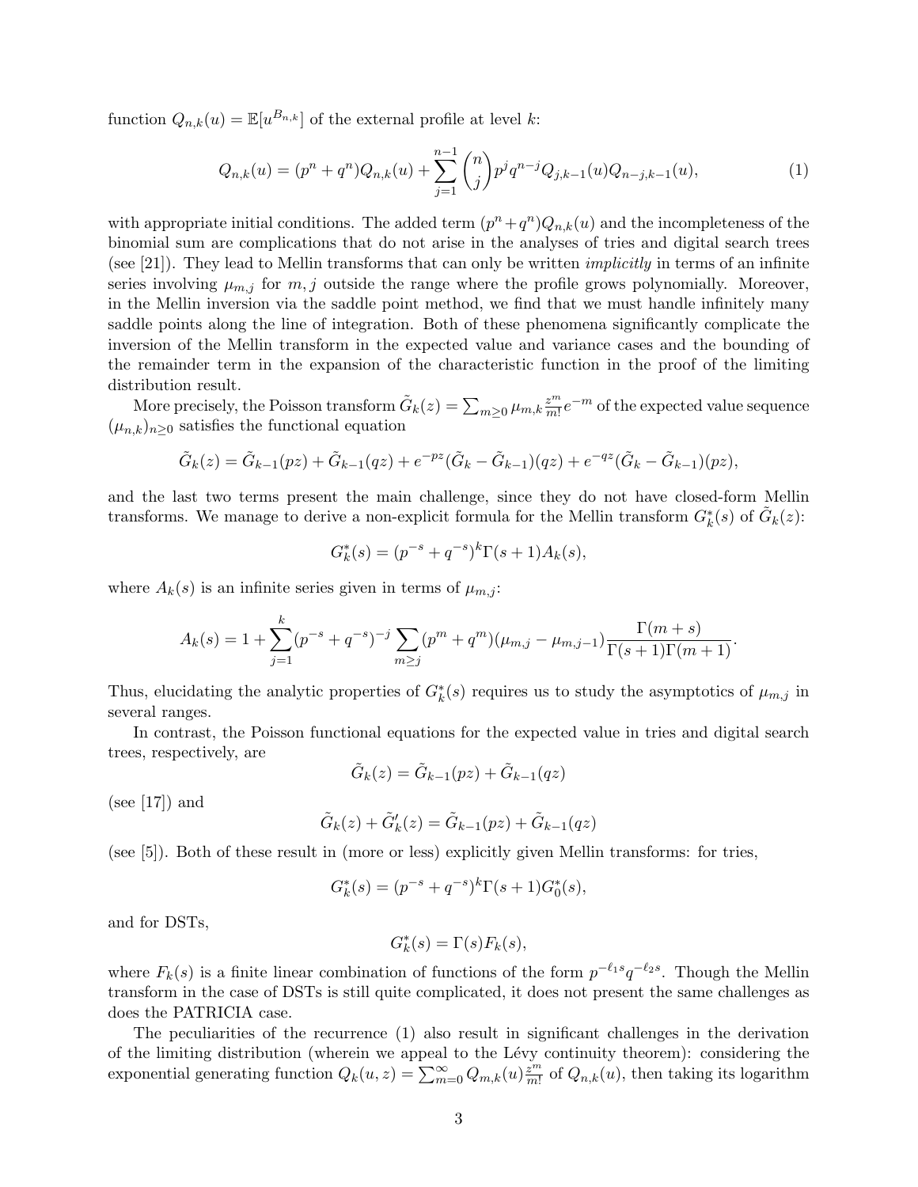function $Q_{n,k}(u) = \mathbb{E}[u^{B_{n,k}}]$ of the external profile at level $k$:

$$Q_{n,k}(u) = (p^n + q^n)Q_{n,k}(u) + \sum_{j=1}^{n-1} \binom{n}{j} p^j q^{n-j} Q_{j,k-1}(u) Q_{n-j,k-1}(u), \tag{1}$$

with appropriate initial conditions. The added term $(p^n + q^n)Q_{n,k}(u)$ and the incompleteness of the binomial sum are complications that do not arise in the analyses of tries and digital search trees (see [21]). They lead to Mellin transforms that can only be written *implicitly* in terms of an infinite series involving $\mu_{m,j}$ for $m, j$ outside the range where the profile grows polynomially. Moreover, in the Mellin inversion via the saddle point method, we find that we must handle infinitely many saddle points along the line of integration. Both of these phenomena significantly complicate the inversion of the Mellin transform in the expected value and variance cases and the bounding of the remainder term in the expansion of the characteristic function in the proof of the limiting distribution result.

More precisely, the Poisson transform $\tilde{G}_k(z) = \sum_{m \geq 0} \mu_{m,k} \frac{z^m}{m!} e^{-m}$ of the expected value sequence $(\mu_{n,k})_{n \geq 0}$ satisfies the functional equation

$$\tilde{G}_k(z) = \tilde{G}_{k-1}(pz) + \tilde{G}_{k-1}(qz) + e^{-pz}(\tilde{G}_k - \tilde{G}_{k-1})(qz) + e^{-qz}(\tilde{G}_k - \tilde{G}_{k-1})(pz),$$

and the last two terms present the main challenge, since they do not have closed-form Mellin transforms. We manage to derive a non-explicit formula for the Mellin transform $G_k^*(s)$ of $\tilde{G}_k(z)$:

$$G_k^*(s) = (p^{-s} + q^{-s})^k \Gamma(s+1) A_k(s),$$

where $A_k(s)$ is an infinite series given in terms of $\mu_{m,j}$:

$$A_k(s) = 1 + \sum_{j=1}^{k} (p^{-s} + q^{-s})^{-j} \sum_{m \geq j} (p^m + q^m)(\mu_{m,j} - \mu_{m,j-1}) \frac{\Gamma(m+s)}{\Gamma(s+1)\Gamma(m+1)}.$$

Thus, elucidating the analytic properties of $G_k^*(s)$ requires us to study the asymptotics of $\mu_{m,j}$ in several ranges.

In contrast, the Poisson functional equations for the expected value in tries and digital search trees, respectively, are

$$\tilde{G}_k(z) = \tilde{G}_{k-1}(pz) + \tilde{G}_{k-1}(qz)$$

(see [17]) and

$$\tilde{G}_k(z) + \tilde{G}_k'(z) = \tilde{G}_{k-1}(pz) + \tilde{G}_{k-1}(qz)$$

(see [5]). Both of these result in (more or less) explicitly given Mellin transforms: for tries,

$$G_k^*(s) = (p^{-s} + q^{-s})^k \Gamma(s+1) G_0^*(s),$$

and for DSTs,

$$G_k^*(s) = \Gamma(s) F_k(s),$$

where $F_k(s)$ is a finite linear combination of functions of the form $p^{-\ell_1 s} q^{-\ell_2 s}$. Though the Mellin transform in the case of DSTs is still quite complicated, it does not present the same challenges as does the PATRICIA case.

The peculiarities of the recurrence (1) also result in significant challenges in the derivation of the limiting distribution (wherein we appeal to the Lévy continuity theorem): considering the exponential generating function $Q_k(u, z) = \sum_{m=0}^{\infty} Q_{m,k}(u) \frac{z^m}{m!}$ of $Q_{n,k}(u)$, then taking its logarithm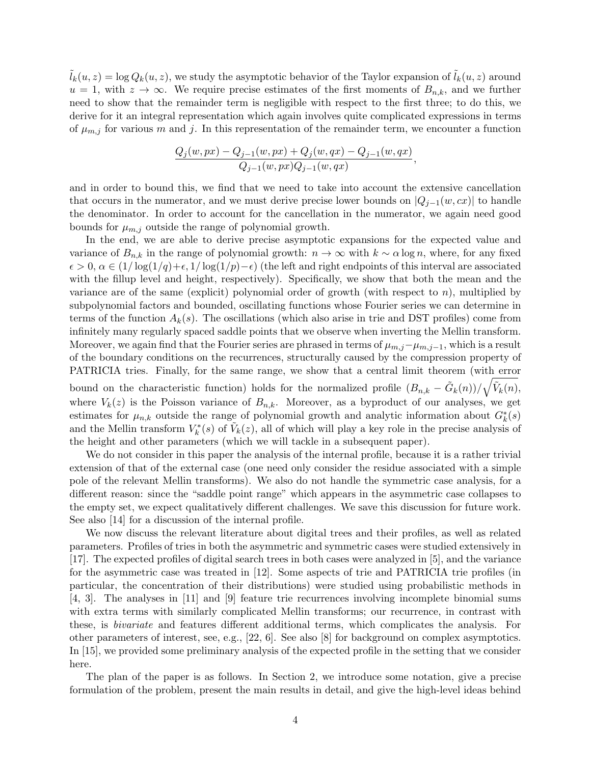$\tilde{l}_k(u,z) = \log Q_k(u,z)$, we study the asymptotic behavior of the Taylor expansion of $\tilde{l}_k(u,z)$ around $u = 1$, with $z \to \infty$. We require precise estimates of the first moments of $B_{n,k}$, and we further need to show that the remainder term is negligible with respect to the first three; to do this, we derive for it an integral representation which again involves quite complicated expressions in terms of $\mu_{m,j}$ for various $m$ and $j$. In this representation of the remainder term, we encounter a function

$$\frac{Q_j(w,px) - Q_{j-1}(w,px) + Q_j(w,qx) - Q_{j-1}(w,qx)}{Q_{j-1}(w,px)Q_{j-1}(w,qx)},$$

and in order to bound this, we find that we need to take into account the extensive cancellation that occurs in the numerator, and we must derive precise lower bounds on $|Q_{j-1}(w,cx)|$ to handle the denominator. In order to account for the cancellation in the numerator, we again need good bounds for $\mu_{m,j}$ outside the range of polynomial growth.

In the end, we are able to derive precise asymptotic expansions for the expected value and variance of $B_{n,k}$ in the range of polynomial growth: $n \to \infty$ with $k \sim \alpha \log n$, where, for any fixed $\epsilon > 0$, $\alpha \in (1/\log(1/q)+\epsilon, 1/\log(1/p)-\epsilon)$ (the left and right endpoints of this interval are associated with the fillup level and height, respectively). Specifically, we show that both the mean and the variance are of the same (explicit) polynomial order of growth (with respect to $n$), multiplied by subpolynomial factors and bounded, oscillating functions whose Fourier series we can determine in terms of the function $A_k(s)$. The oscillations (which also arise in trie and DST profiles) come from infinitely many regularly spaced saddle points that we observe when inverting the Mellin transform. Moreover, we again find that the Fourier series are phrased in terms of $\mu_{m,j} - \mu_{m,j-1}$, which is a result of the boundary conditions on the recurrences, structurally caused by the compression property of PATRICIA tries. Finally, for the same range, we show that a central limit theorem (with error bound on the characteristic function) holds for the normalized profile $(B_{n,k} - \tilde{G}_k(n))/\sqrt{\tilde{V}_k(n)}$, where $V_k(z)$ is the Poisson variance of $B_{n,k}$. Moreover, as a byproduct of our analyses, we get estimates for $\mu_{n,k}$ outside the range of polynomial growth and analytic information about $G_k^*(s)$ and the Mellin transform $V_k^*(s)$ of $\tilde{V}_k(z)$, all of which will play a key role in the precise analysis of the height and other parameters (which we will tackle in a subsequent paper).

We do not consider in this paper the analysis of the internal profile, because it is a rather trivial extension of that of the external case (one need only consider the residue associated with a simple pole of the relevant Mellin transforms). We also do not handle the symmetric case analysis, for a different reason: since the "saddle point range" which appears in the asymmetric case collapses to the empty set, we expect qualitatively different challenges. We save this discussion for future work. See also [14] for a discussion of the internal profile.

We now discuss the relevant literature about digital trees and their profiles, as well as related parameters. Profiles of tries in both the asymmetric and symmetric cases were studied extensively in [17]. The expected profiles of digital search trees in both cases were analyzed in [5], and the variance for the asymmetric case was treated in [12]. Some aspects of trie and PATRICIA trie profiles (in particular, the concentration of their distributions) were studied using probabilistic methods in [4, 3]. The analyses in [11] and [9] feature trie recurrences involving incomplete binomial sums with extra terms with similarly complicated Mellin transforms; our recurrence, in contrast with these, is *bivariate* and features different additional terms, which complicates the analysis. For other parameters of interest, see, e.g., [22, 6]. See also [8] for background on complex asymptotics. In [15], we provided some preliminary analysis of the expected profile in the setting that we consider here.

The plan of the paper is as follows. In Section 2, we introduce some notation, give a precise formulation of the problem, present the main results in detail, and give the high-level ideas behind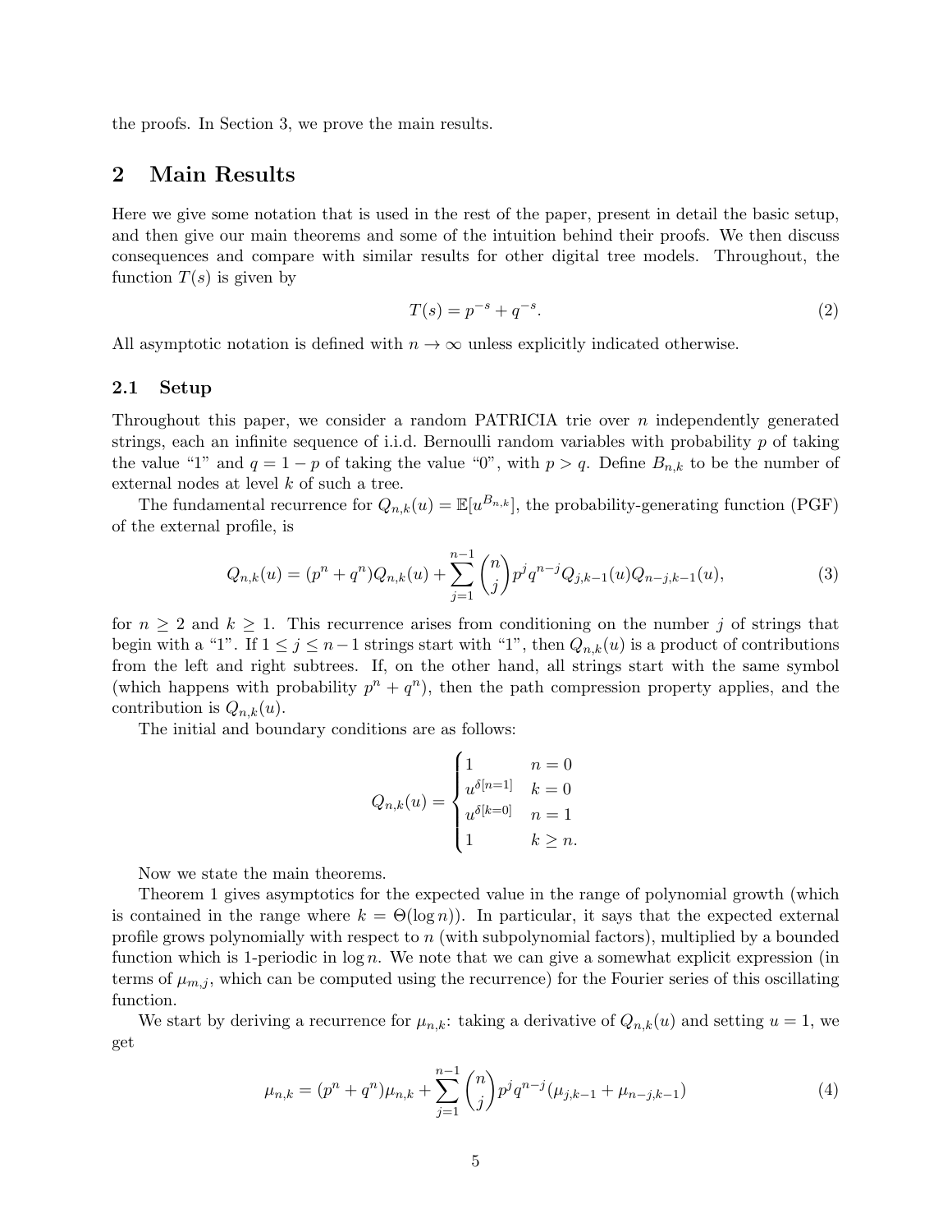the proofs. In Section 3, we prove the main results.

## 2 Main Results

Here we give some notation that is used in the rest of the paper, present in detail the basic setup, and then give our main theorems and some of the intuition behind their proofs. We then discuss consequences and compare with similar results for other digital tree models. Throughout, the function $T(s)$ is given by

$$T(s) = p^{-s} + q^{-s}. \tag{2}$$

All asymptotic notation is defined with $n \to \infty$ unless explicitly indicated otherwise.

### 2.1 Setup

Throughout this paper, we consider a random PATRICIA trie over $n$ independently generated strings, each an infinite sequence of i.i.d. Bernoulli random variables with probability $p$ of taking the value "1" and $q = 1 - p$ of taking the value "0", with $p > q$. Define $B_{n,k}$ to be the number of external nodes at level $k$ of such a tree.

The fundamental recurrence for $Q_{n,k}(u) = \mathbb{E}[u^{B_{n,k}}]$, the probability-generating function (PGF) of the external profile, is

$$Q_{n,k}(u) = (p^n + q^n)Q_{n,k}(u) + \sum_{j=1}^{n-1} \binom{n}{j} p^j q^{n-j} Q_{j,k-1}(u)Q_{n-j,k-1}(u), \tag{3}$$

for $n \geq 2$ and $k \geq 1$. This recurrence arises from conditioning on the number $j$ of strings that begin with a "1". If $1 \leq j \leq n-1$ strings start with "1", then $Q_{n,k}(u)$ is a product of contributions from the left and right subtrees. If, on the other hand, all strings start with the same symbol (which happens with probability $p^n + q^n$), then the path compression property applies, and the contribution is $Q_{n,k}(u)$.

The initial and boundary conditions are as follows:

$$Q_{n,k}(u) = \begin{cases} 1 & n = 0 \\ u^{\delta[n=1]} & k = 0 \\ u^{\delta[k=0]} & n = 1 \\ 1 & k \geq n. \end{cases}$$

Now we state the main theorems.

Theorem 1 gives asymptotics for the expected value in the range of polynomial growth (which is contained in the range where $k = \Theta(\log n)$). In particular, it says that the expected external profile grows polynomially with respect to $n$ (with subpolynomial factors), multiplied by a bounded function which is 1-periodic in $\log n$. We note that we can give a somewhat explicit expression (in terms of $\mu_{m,j}$, which can be computed using the recurrence) for the Fourier series of this oscillating function.

We start by deriving a recurrence for $\mu_{n,k}$: taking a derivative of $Q_{n,k}(u)$ and setting $u = 1$, we get

$$\mu_{n,k} = (p^n + q^n)\mu_{n,k} + \sum_{j=1}^{n-1} \binom{n}{j} p^j q^{n-j} (\mu_{j,k-1} + \mu_{n-j,k-1}) \tag{4}$$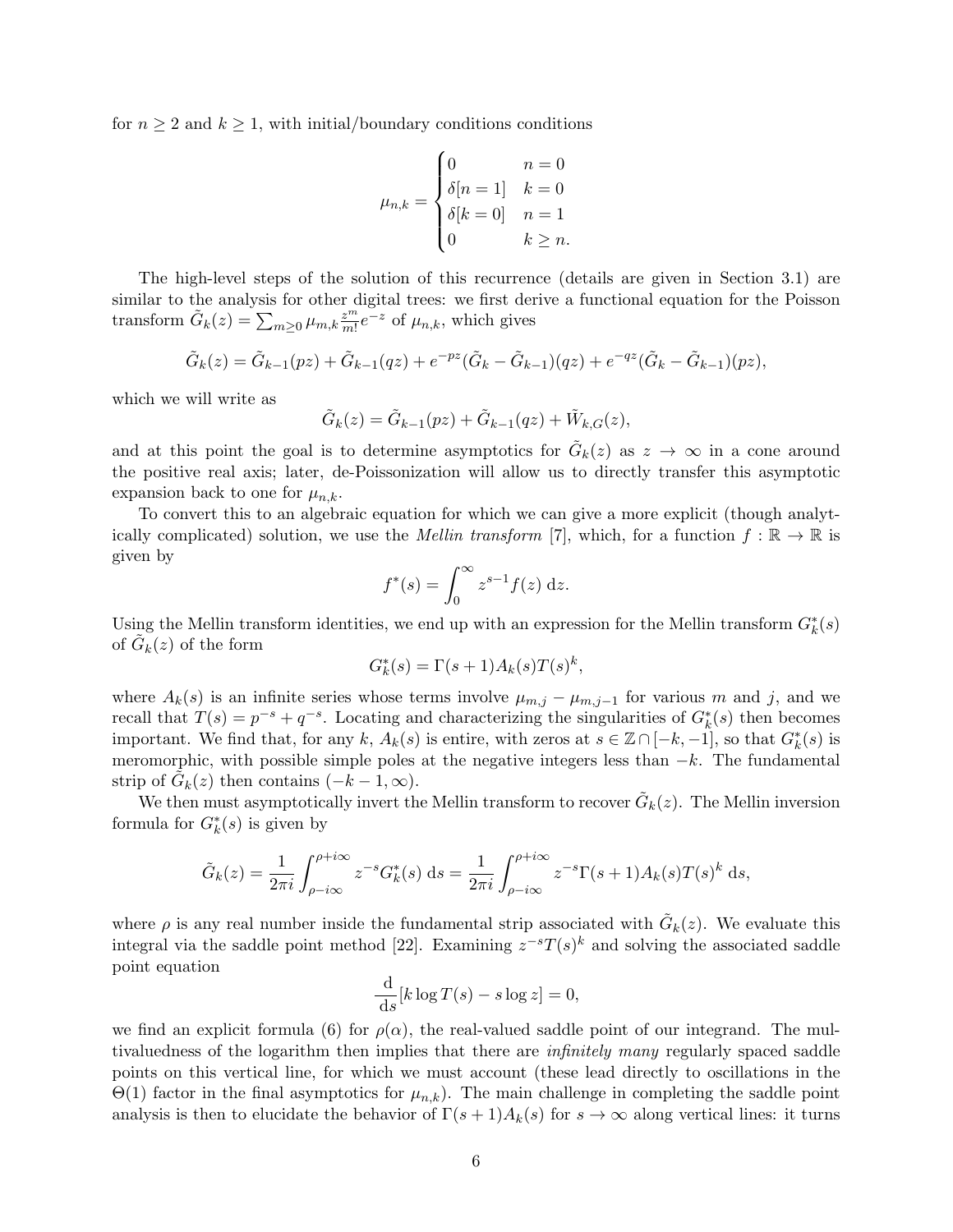for $n \geq 2$ and $k \geq 1$, with initial/boundary conditions conditions

$$\mu_{n,k} = \begin{cases} 0 & n = 0 \\ \delta[n=1] & k = 0 \\ \delta[k=0] & n = 1 \\ 0 & k \geq n. \end{cases}$$

The high-level steps of the solution of this recurrence (details are given in Section 3.1) are similar to the analysis for other digital trees: we first derive a functional equation for the Poisson transform $\tilde{G}_k(z) = \sum_{m \geq 0} \mu_{m,k} \frac{z^m}{m!} e^{-z}$ of $\mu_{n,k}$, which gives

$$\tilde{G}_k(z) = \tilde{G}_{k-1}(pz) + \tilde{G}_{k-1}(qz) + e^{-pz}(\tilde{G}_k - \tilde{G}_{k-1})(qz) + e^{-qz}(\tilde{G}_k - \tilde{G}_{k-1})(pz),$$

which we will write as

$$\tilde{G}_k(z) = \tilde{G}_{k-1}(pz) + \tilde{G}_{k-1}(qz) + \tilde{W}_{k,G}(z),$$

and at this point the goal is to determine asymptotics for $\tilde{G}_k(z)$ as $z \to \infty$ in a cone around the positive real axis; later, de-Poissonization will allow us to directly transfer this asymptotic expansion back to one for $\mu_{n,k}$.

To convert this to an algebraic equation for which we can give a more explicit (though analytically complicated) solution, we use the *Mellin transform* [7], which, for a function $f : \mathbb{R} \to \mathbb{R}$ is given by

$$f^*(s) = \int_0^\infty z^{s-1} f(z) \, \mathrm{d}z.$$

Using the Mellin transform identities, we end up with an expression for the Mellin transform $G_k^*(s)$ of $\tilde{G}_k(z)$ of the form

$$G_k^*(s) = \Gamma(s+1) A_k(s) T(s)^k,$$

where $A_k(s)$ is an infinite series whose terms involve $\mu_{m,j} - \mu_{m,j-1}$ for various $m$ and $j$, and we recall that $T(s) = p^{-s} + q^{-s}$. Locating and characterizing the singularities of $G_k^*(s)$ then becomes important. We find that, for any $k$, $A_k(s)$ is entire, with zeros at $s \in \mathbb{Z} \cap [-k, -1]$, so that $G_k^*(s)$ is meromorphic, with possible simple poles at the negative integers less than $-k$. The fundamental strip of $\tilde{G}_k(z)$ then contains $(-k-1, \infty)$.

We then must asymptotically invert the Mellin transform to recover $\tilde{G}_k(z)$. The Mellin inversion formula for $G_k^*(s)$ is given by

$$\tilde{G}_k(z) = \frac{1}{2\pi i} \int_{\rho - i\infty}^{\rho + i\infty} z^{-s} G_k^*(s) \, \mathrm{d}s = \frac{1}{2\pi i} \int_{\rho - i\infty}^{\rho + i\infty} z^{-s} \Gamma(s+1) A_k(s) T(s)^k \, \mathrm{d}s,$$

where $\rho$ is any real number inside the fundamental strip associated with $\tilde{G}_k(z)$. We evaluate this integral via the saddle point method [22]. Examining $z^{-s} T(s)^k$ and solving the associated saddle point equation

$$\frac{\mathrm{d}}{\mathrm{d}s}[k \log T(s) - s \log z] = 0,$$

we find an explicit formula (6) for $\rho(\alpha)$, the real-valued saddle point of our integrand. The multivaluedness of the logarithm then implies that there are *infinitely many* regularly spaced saddle points on this vertical line, for which we must account (these lead directly to oscillations in the $\Theta(1)$ factor in the final asymptotics for $\mu_{n,k}$). The main challenge in completing the saddle point analysis is then to elucidate the behavior of $\Gamma(s+1)A_k(s)$ for $s \to \infty$ along vertical lines: it turns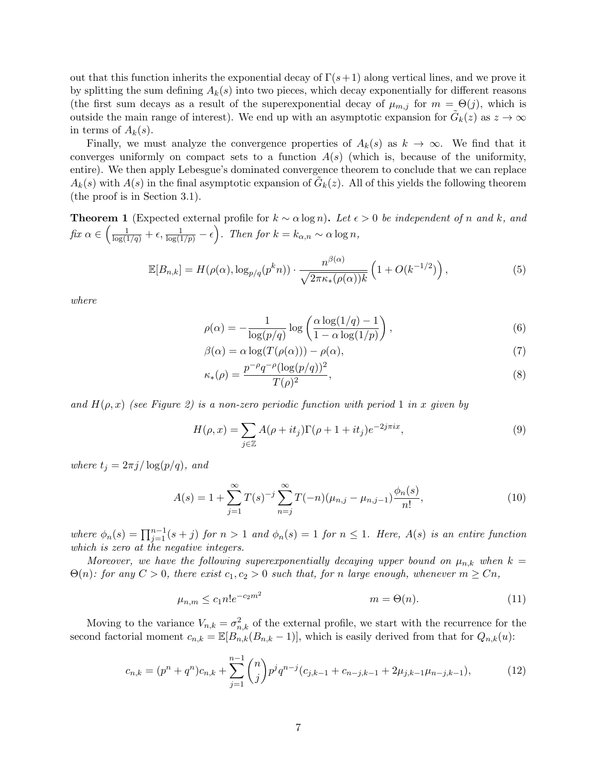out that this function inherits the exponential decay of $\Gamma(s+1)$ along vertical lines, and we prove it by splitting the sum defining $A_k(s)$ into two pieces, which decay exponentially for different reasons (the first sum decays as a result of the superexponential decay of $\mu_{m,j}$ for $m = \Theta(j)$, which is outside the main range of interest). We end up with an asymptotic expansion for $\tilde{G}_k(z)$ as $z \to \infty$ in terms of $A_k(s)$.

Finally, we must analyze the convergence properties of $A_k(s)$ as $k \to \infty$. We find that it converges uniformly on compact sets to a function $A(s)$ (which is, because of the uniformity, entire). We then apply Lebesgue's dominated convergence theorem to conclude that we can replace $A_k(s)$ with $A(s)$ in the final asymptotic expansion of $\tilde{G}_k(z)$. All of this yields the following theorem (the proof is in Section 3.1).

**Theorem 1** (Expected external profile for $k \sim \alpha \log n$)**.** *Let $\epsilon > 0$ be independent of $n$ and $k$, and fix $\alpha \in \left(\frac{1}{\log(1/q)} + \epsilon, \frac{1}{\log(1/p)} - \epsilon\right)$. Then for $k = k_{\alpha,n} \sim \alpha \log n$,*

$$\mathbb{E}[B_{n,k}] = H(\rho(\alpha), \log_{p/q}(p^k n)) \cdot \frac{n^{\beta(\alpha)}}{\sqrt{2\pi\kappa_*(\rho(\alpha))k}} \left(1 + O(k^{-1/2})\right), \tag{5}$$

*where*

$$\rho(\alpha) = -\frac{1}{\log(p/q)} \log\left(\frac{\alpha \log(1/q) - 1}{1 - \alpha \log(1/p)}\right), \tag{6}$$

$$\beta(\alpha) = \alpha \log(T(\rho(\alpha))) - \rho(\alpha), \tag{7}$$

$$\kappa_*(\rho) = \frac{p^{-\rho} q^{-\rho} (\log(p/q))^2}{T(\rho)^2}, \tag{8}$$

*and $H(\rho, x)$ (see Figure 2) is a non-zero periodic function with period 1 in $x$ given by*

$$H(\rho, x) = \sum_{j \in \mathbb{Z}} A(\rho + it_j)\Gamma(\rho + 1 + it_j)e^{-2j\pi ix}, \tag{9}$$

*where $t_j = 2\pi j/\log(p/q)$, and*

$$A(s) = 1 + \sum_{j=1}^{\infty} T(s)^{-j} \sum_{n=j}^{\infty} T(-n)(\mu_{n,j} - \mu_{n,j-1}) \frac{\phi_n(s)}{n!}, \tag{10}$$

*where $\phi_n(s) = \prod_{j=1}^{n-1}(s+j)$ for $n > 1$ and $\phi_n(s) = 1$ for $n \leq 1$. Here, $A(s)$ is an entire function which is zero at the negative integers.*

*Moreover, we have the following superexponentially decaying upper bound on $\mu_{n,k}$ when $k = \Theta(n)$: for any $C > 0$, there exist $c_1, c_2 > 0$ such that, for $n$ large enough, whenever $m \geq Cn$,*

$$\mu_{n,m} \leq c_1 n! e^{-c_2 m^2} \qquad\qquad m = \Theta(n). \tag{11}$$

Moving to the variance $V_{n,k} = \sigma^2_{n,k}$ of the external profile, we start with the recurrence for the second factorial moment $c_{n,k} = \mathbb{E}[B_{n,k}(B_{n,k} - 1)]$, which is easily derived from that for $Q_{n,k}(u)$:

$$c_{n,k} = (p^n + q^n)c_{n,k} + \sum_{j=1}^{n-1} \binom{n}{j} p^j q^{n-j}(c_{j,k-1} + c_{n-j,k-1} + 2\mu_{j,k-1}\mu_{n-j,k-1}), \tag{12}$$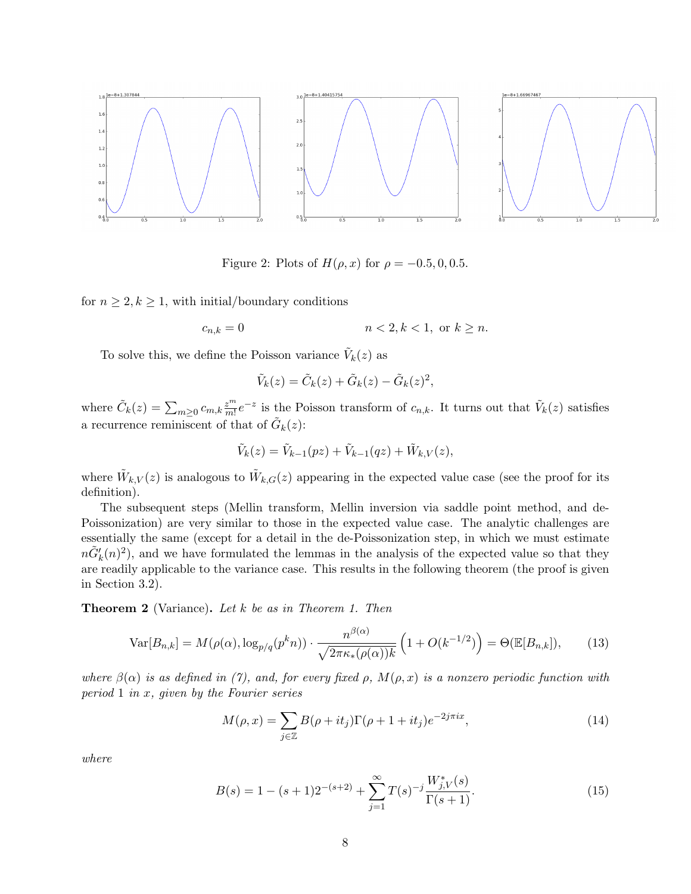Figure 2: Plots of $H(\rho, x)$ for $\rho = -0.5, 0, 0.5$.

for $n \geq 2, k \geq 1$, with initial/boundary conditions

$$c_{n,k} = 0 \qquad\qquad n < 2, k < 1, \text{ or } k \geq n.$$

To solve this, we define the Poisson variance $\tilde{V}_k(z)$ as

$$\tilde{V}_k(z) = \tilde{C}_k(z) + \tilde{G}_k(z) - \tilde{G}_k(z)^2,$$

where $\tilde{C}_k(z) = \sum_{m\geq 0} c_{m,k} \frac{z^m}{m!} e^{-z}$ is the Poisson transform of $c_{n,k}$. It turns out that $\tilde{V}_k(z)$ satisfies a recurrence reminiscent of that of $\tilde{G}_k(z)$:

$$\tilde{V}_k(z) = \tilde{V}_{k-1}(pz) + \tilde{V}_{k-1}(qz) + \tilde{W}_{k,V}(z),$$

where $\tilde{W}_{k,V}(z)$ is analogous to $\tilde{W}_{k,G}(z)$ appearing in the expected value case (see the proof for its definition).

The subsequent steps (Mellin transform, Mellin inversion via saddle point method, and de-Poissonization) are very similar to those in the expected value case. The analytic challenges are essentially the same (except for a detail in the de-Poissonization step, in which we must estimate $n\tilde{G}'_k(n)^2$), and we have formulated the lemmas in the analysis of the expected value so that they are readily applicable to the variance case. This results in the following theorem (the proof is given in Section 3.2).

**Theorem 2** (Variance)**.** *Let $k$ be as in Theorem 1. Then*

$$\mathrm{Var}[B_{n,k}] = M(\rho(\alpha), \log_{p/q}(p^k n)) \cdot \frac{n^{\beta(\alpha)}}{\sqrt{2\pi\kappa_*(\rho(\alpha))k}} \left(1 + O(k^{-1/2})\right) = \Theta(\mathbb{E}[B_{n,k}]), \tag{13}$$

*where $\beta(\alpha)$ is as defined in (7), and, for every fixed $\rho$, $M(\rho, x)$ is a nonzero periodic function with period 1 in $x$, given by the Fourier series*

$$M(\rho, x) = \sum_{j\in\mathbb{Z}} B(\rho + it_j)\Gamma(\rho + 1 + it_j)e^{-2j\pi ix}, \tag{14}$$

*where*

$$B(s) = 1 - (s+1)2^{-(s+2)} + \sum_{j=1}^{\infty} T(s)^{-j} \frac{W^*_{j,V}(s)}{\Gamma(s+1)}. \tag{15}$$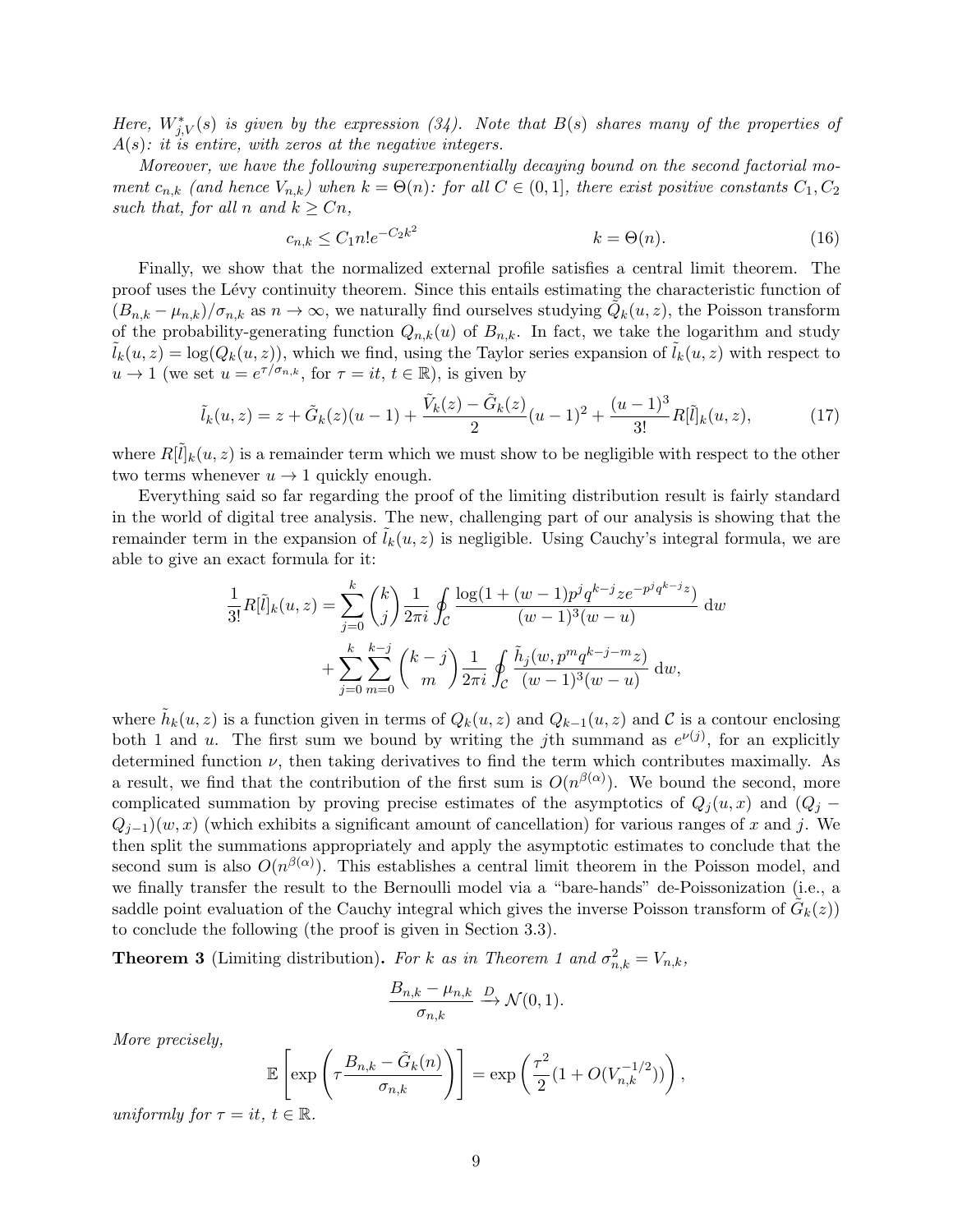*Here, $W^*_{j,V}(s)$ is given by the expression (34). Note that $B(s)$ shares many of the properties of $A(s)$: it is entire, with zeros at the negative integers.*

*Moreover, we have the following superexponentially decaying bound on the second factorial moment $c_{n,k}$ (and hence $V_{n,k}$) when $k = \Theta(n)$: for all $C \in (0, 1]$, there exist positive constants $C_1, C_2$ such that, for all $n$ and $k \geq Cn$,*

$$c_{n,k} \leq C_1 n! e^{-C_2 k^2} \qquad\qquad k = \Theta(n). \tag{16}$$

Finally, we show that the normalized external profile satisfies a central limit theorem. The proof uses the Lévy continuity theorem. Since this entails estimating the characteristic function of $(B_{n,k} - \mu_{n,k})/\sigma_{n,k}$ as $n \to \infty$, we naturally find ourselves studying $\tilde{Q}_k(u, z)$, the Poisson transform of the probability-generating function $Q_{n,k}(u)$ of $B_{n,k}$. In fact, we take the logarithm and study $\tilde{l}_k(u, z) = \log(Q_k(u, z))$, which we find, using the Taylor series expansion of $\tilde{l}_k(u, z)$ with respect to $u \to 1$ (we set $u = e^{\tau/\sigma_{n,k}}$, for $\tau = it$, $t \in \mathbb{R}$), is given by

$$\tilde{l}_k(u, z) = z + \tilde{G}_k(z)(u-1) + \frac{\tilde{V}_k(z) - \tilde{G}_k(z)}{2}(u-1)^2 + \frac{(u-1)^3}{3!} R[\tilde{l}]_k(u, z), \tag{17}$$

where $R[\tilde{l}]_k(u, z)$ is a remainder term which we must show to be negligible with respect to the other two terms whenever $u \to 1$ quickly enough.

Everything said so far regarding the proof of the limiting distribution result is fairly standard in the world of digital tree analysis. The new, challenging part of our analysis is showing that the remainder term in the expansion of $\tilde{l}_k(u, z)$ is negligible. Using Cauchy's integral formula, we are able to give an exact formula for it:

$$\begin{aligned}\frac{1}{3!} R[\tilde{l}]_k(u, z) &= \sum_{j=0}^{k} \binom{k}{j} \frac{1}{2\pi i} \oint_{\mathcal{C}} \frac{\log(1 + (w-1)p^j q^{k-j} z e^{-p^j q^{k-j} z})}{(w-1)^3 (w-u)} \, \mathrm{d}w \\ &+ \sum_{j=0}^{k} \sum_{m=0}^{k-j} \binom{k-j}{m} \frac{1}{2\pi i} \oint_{\mathcal{C}} \frac{\tilde{h}_j(w, p^m q^{k-j-m} z)}{(w-1)^3 (w-u)} \, \mathrm{d}w,\end{aligned}$$

where $\tilde{h}_k(u, z)$ is a function given in terms of $Q_k(u, z)$ and $Q_{k-1}(u, z)$ and $\mathcal{C}$ is a contour enclosing both 1 and $u$. The first sum we bound by writing the $j$th summand as $e^{\nu(j)}$, for an explicitly determined function $\nu$, then taking derivatives to find the term which contributes maximally. As a result, we find that the contribution of the first sum is $O(n^{\beta(\alpha)})$. We bound the second, more complicated summation by proving precise estimates of the asymptotics of $Q_j(u, x)$ and $(Q_j - Q_{j-1})(w, x)$ (which exhibits a significant amount of cancellation) for various ranges of $x$ and $j$. We then split the summations appropriately and apply the asymptotic estimates to conclude that the second sum is also $O(n^{\beta(\alpha)})$. This establishes a central limit theorem in the Poisson model, and we finally transfer the result to the Bernoulli model via a "bare-hands" de-Poissonization (i.e., a saddle point evaluation of the Cauchy integral which gives the inverse Poisson transform of $\tilde{G}_k(z)$) to conclude the following (the proof is given in Section 3.3).

**Theorem 3** (Limiting distribution)**.** *For $k$ as in Theorem 1 and $\sigma^2_{n,k} = V_{n,k}$,*

$$\frac{B_{n,k} - \mu_{n,k}}{\sigma_{n,k}} \xrightarrow{D} \mathcal{N}(0, 1).$$

*More precisely,*

$$\mathbb{E}\left[\exp\left(\tau \frac{B_{n,k} - \tilde{G}_k(n)}{\sigma_{n,k}}\right)\right] = \exp\left(\frac{\tau^2}{2}(1 + O(V_{n,k}^{-1/2}))\right),$$

*uniformly for $\tau = it$, $t \in \mathbb{R}$.*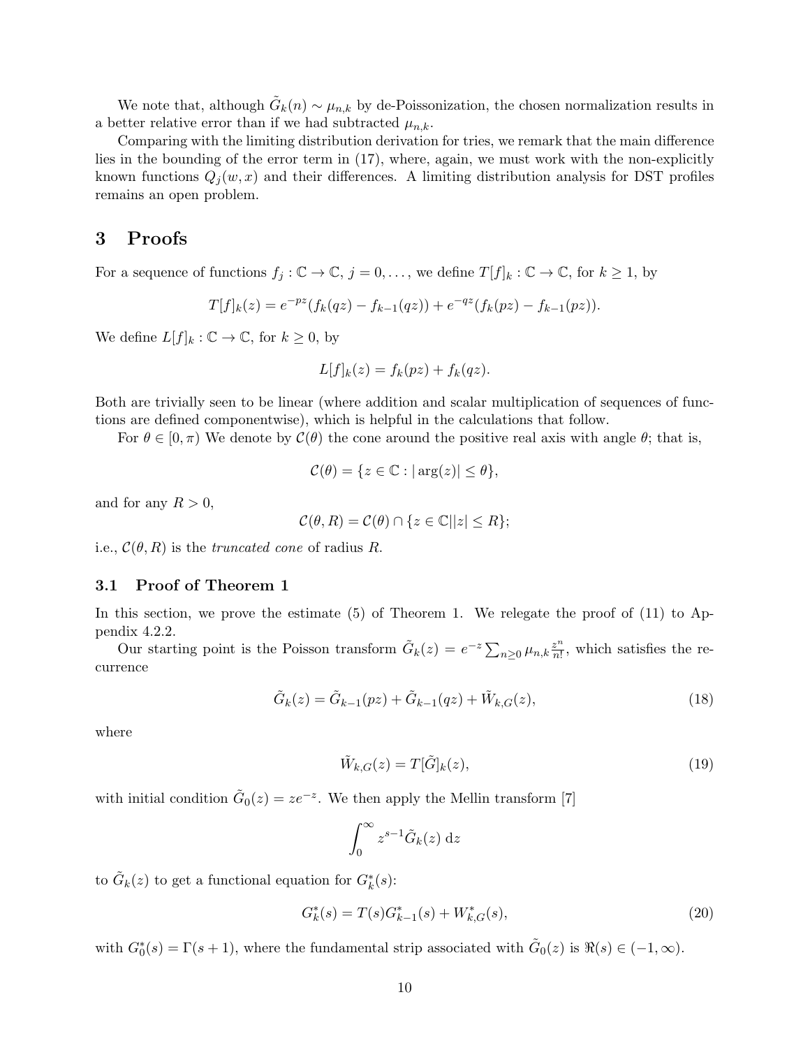We note that, although $\tilde{G}_k(n) \sim \mu_{n,k}$ by de-Poissonization, the chosen normalization results in a better relative error than if we had subtracted $\mu_{n,k}$.

Comparing with the limiting distribution derivation for tries, we remark that the main difference lies in the bounding of the error term in (17), where, again, we must work with the non-explicitly known functions $Q_j(w, x)$ and their differences. A limiting distribution analysis for DST profiles remains an open problem.

# 3 Proofs

For a sequence of functions $f_j : \mathbb{C} \to \mathbb{C}$, $j = 0, \dots$, we define $T[f]_k : \mathbb{C} \to \mathbb{C}$, for $k \geq 1$, by

$$T[f]_k(z) = e^{-pz}(f_k(qz) - f_{k-1}(qz)) + e^{-qz}(f_k(pz) - f_{k-1}(pz)).$$

We define $L[f]_k : \mathbb{C} \to \mathbb{C}$, for $k \geq 0$, by

$$L[f]_k(z) = f_k(pz) + f_k(qz).$$

Both are trivially seen to be linear (where addition and scalar multiplication of sequences of functions are defined componentwise), which is helpful in the calculations that follow.

For $\theta \in [0, \pi)$ We denote by $\mathcal{C}(\theta)$ the cone around the positive real axis with angle $\theta$; that is,

$$\mathcal{C}(\theta) = \{z \in \mathbb{C} : |\arg(z)| \leq \theta\},$$

and for any $R > 0$,

$$\mathcal{C}(\theta, R) = \mathcal{C}(\theta) \cap \{z \in \mathbb{C} | |z| \leq R\};$$

i.e., $\mathcal{C}(\theta, R)$ is the *truncated cone* of radius $R$.

## 3.1 Proof of Theorem 1

In this section, we prove the estimate (5) of Theorem 1. We relegate the proof of (11) to Appendix 4.2.2.

Our starting point is the Poisson transform $\tilde{G}_k(z) = e^{-z} \sum_{n \geq 0} \mu_{n,k} \frac{z^n}{n!}$, which satisfies the recurrence

$$\tilde{G}_k(z) = \tilde{G}_{k-1}(pz) + \tilde{G}_{k-1}(qz) + \tilde{W}_{k,G}(z), \tag{18}$$

where

$$\tilde{W}_{k,G}(z) = T[\tilde{G}]_k(z), \tag{19}$$

with initial condition $\tilde{G}_0(z) = ze^{-z}$. We then apply the Mellin transform [7]

$$\int_0^\infty z^{s-1} \tilde{G}_k(z) \, \mathrm{d}z$$

to $\tilde{G}_k(z)$ to get a functional equation for $G_k^*(s)$:

$$G_k^*(s) = T(s) G_{k-1}^*(s) + W_{k,G}^*(s), \tag{20}$$

with $G_0^*(s) = \Gamma(s+1)$, where the fundamental strip associated with $\tilde{G}_0(z)$ is $\Re(s) \in (-1, \infty)$.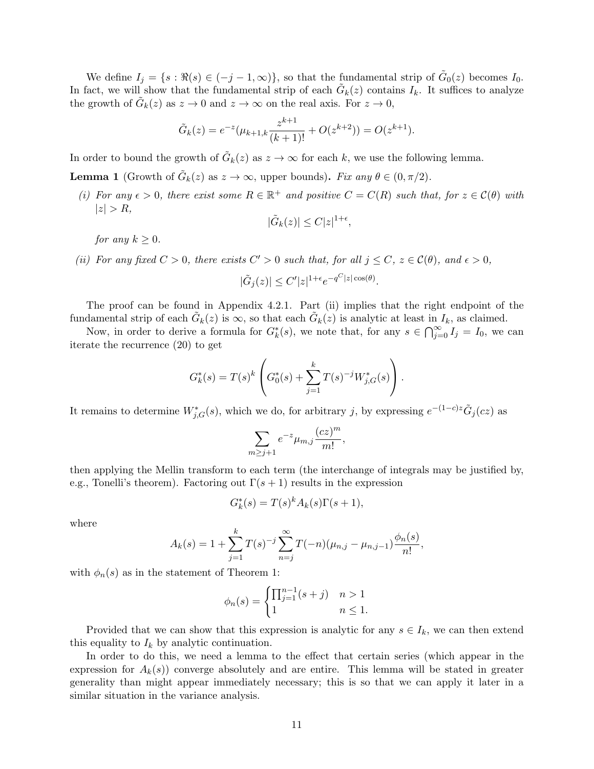We define $I_j = \{s : \Re(s) \in (-j-1, \infty)\}$, so that the fundamental strip of $\tilde{G}_0(z)$ becomes $I_0$. In fact, we will show that the fundamental strip of each $\tilde{G}_k(z)$ contains $I_k$. It suffices to analyze the growth of $\tilde{G}_k(z)$ as $z \to 0$ and $z \to \infty$ on the real axis. For $z \to 0$,

$$\tilde{G}_k(z) = e^{-z}(\mu_{k+1,k}\frac{z^{k+1}}{(k+1)!} + O(z^{k+2})) = O(z^{k+1}).$$

In order to bound the growth of $\tilde{G}_k(z)$ as $z \to \infty$ for each $k$, we use the following lemma.

**Lemma 1** (Growth of $\tilde{G}_k(z)$ as $z \to \infty$, upper bounds)**.** *Fix any $\theta \in (0, \pi/2)$.*

*(i) For any $\epsilon > 0$, there exist some $R \in \mathbb{R}^+$ and positive $C = C(R)$ such that, for $z \in \mathcal{C}(\theta)$ with $|z| > R$,*

$$|\tilde{G}_k(z)| \leq C|z|^{1+\epsilon},$$

*for any $k \geq 0$.*

*(ii) For any fixed $C > 0$, there exists $C' > 0$ such that, for all $j \leq C$, $z \in \mathcal{C}(\theta)$, and $\epsilon > 0$,*

$$|\tilde{G}_j(z)| \leq C'|z|^{1+\epsilon}e^{-q^C|z|\cos(\theta)}.$$

The proof can be found in Appendix 4.2.1. Part (ii) implies that the right endpoint of the fundamental strip of each $\tilde{G}_k(z)$ is $\infty$, so that each $\tilde{G}_k(z)$ is analytic at least in $I_k$, as claimed.

Now, in order to derive a formula for $G_k^*(s)$, we note that, for any $s \in \bigcap_{j=0}^{\infty} I_j = I_0$, we can iterate the recurrence (20) to get

$$G_k^*(s) = T(s)^k \left( G_0^*(s) + \sum_{j=1}^{k} T(s)^{-j} W_{j,G}^*(s) \right).$$

It remains to determine $W_{j,G}^*(s)$, which we do, for arbitrary $j$, by expressing $e^{-(1-c)z}\tilde{G}_j(cz)$ as

$$\sum_{m \geq j+1} e^{-z}\mu_{m,j}\frac{(cz)^m}{m!},$$

then applying the Mellin transform to each term (the interchange of integrals may be justified by, e.g., Tonelli's theorem). Factoring out $\Gamma(s+1)$ results in the expression

$$G_k^*(s) = T(s)^k A_k(s)\Gamma(s+1),$$

where

$$A_k(s) = 1 + \sum_{j=1}^{k} T(s)^{-j} \sum_{n=j}^{\infty} T(-n)(\mu_{n,j} - \mu_{n,j-1})\frac{\phi_n(s)}{n!},$$

with $\phi_n(s)$ as in the statement of Theorem 1:

$$\phi_n(s) = \begin{cases} \prod_{j=1}^{n-1}(s+j) & n > 1 \\ 1 & n \leq 1. \end{cases}$$

Provided that we can show that this expression is analytic for any $s \in I_k$, we can then extend this equality to $I_k$ by analytic continuation.

In order to do this, we need a lemma to the effect that certain series (which appear in the expression for $A_k(s)$) converge absolutely and are entire. This lemma will be stated in greater generality than might appear immediately necessary; this is so that we can apply it later in a similar situation in the variance analysis.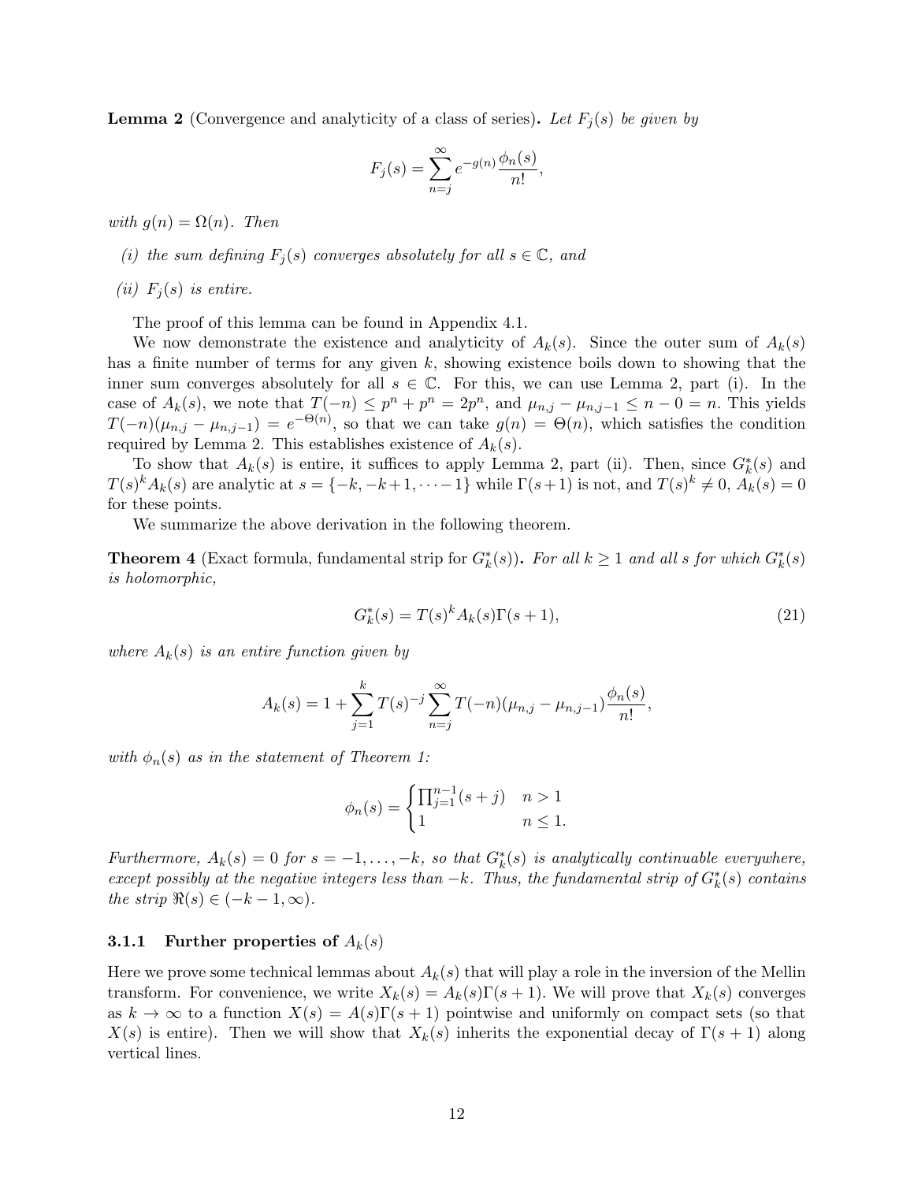**Lemma 2** (Convergence and analyticity of a class of series)**.** *Let $F_j(s)$ be given by*

$$F_j(s) = \sum_{n=j}^{\infty} e^{-g(n)} \frac{\phi_n(s)}{n!},$$

*with $g(n) = \Omega(n)$. Then*

*(i) the sum defining $F_j(s)$ converges absolutely for all $s \in \mathbb{C}$, and*

*(ii) $F_j(s)$ is entire.*

The proof of this lemma can be found in Appendix 4.1.

We now demonstrate the existence and analyticity of $A_k(s)$. Since the outer sum of $A_k(s)$ has a finite number of terms for any given $k$, showing existence boils down to showing that the inner sum converges absolutely for all $s \in \mathbb{C}$. For this, we can use Lemma 2, part (i). In the case of $A_k(s)$, we note that $T(-n) \leq p^n + p^n = 2p^n$, and $\mu_{n,j} - \mu_{n,j-1} \leq n - 0 = n$. This yields $T(-n)(\mu_{n,j} - \mu_{n,j-1}) = e^{-\Theta(n)}$, so that we can take $g(n) = \Theta(n)$, which satisfies the condition required by Lemma 2. This establishes existence of $A_k(s)$.

To show that $A_k(s)$ is entire, it suffices to apply Lemma 2, part (ii). Then, since $G_k^*(s)$ and $T(s)^k A_k(s)$ are analytic at $s = \{-k, -k+1, \cdots -1\}$ while $\Gamma(s+1)$ is not, and $T(s)^k \neq 0$, $A_k(s) = 0$ for these points.

We summarize the above derivation in the following theorem.

**Theorem 4** (Exact formula, fundamental strip for $G_k^*(s)$)**.** *For all $k \geq 1$ and all $s$ for which $G_k^*(s)$ is holomorphic,*

$$G_k^*(s) = T(s)^k A_k(s) \Gamma(s+1), \tag{21}$$

*where $A_k(s)$ is an entire function given by*

$$A_k(s) = 1 + \sum_{j=1}^{k} T(s)^{-j} \sum_{n=j}^{\infty} T(-n)(\mu_{n,j} - \mu_{n,j-1}) \frac{\phi_n(s)}{n!},$$

*with $\phi_n(s)$ as in the statement of Theorem 1:*

$$\phi_n(s) = \begin{cases} \prod_{j=1}^{n-1}(s+j) & n > 1 \\ 1 & n \leq 1. \end{cases}$$

*Furthermore, $A_k(s) = 0$ for $s = -1, \ldots, -k$, so that $G_k^*(s)$ is analytically continuable everywhere, except possibly at the negative integers less than $-k$. Thus, the fundamental strip of $G_k^*(s)$ contains the strip $\Re(s) \in (-k-1, \infty)$.*

### 3.1.1 Further properties of $A_k(s)$

Here we prove some technical lemmas about $A_k(s)$ that will play a role in the inversion of the Mellin transform. For convenience, we write $X_k(s) = A_k(s)\Gamma(s+1)$. We will prove that $X_k(s)$ converges as $k \to \infty$ to a function $X(s) = A(s)\Gamma(s+1)$ pointwise and uniformly on compact sets (so that $X(s)$ is entire). Then we will show that $X_k(s)$ inherits the exponential decay of $\Gamma(s+1)$ along vertical lines.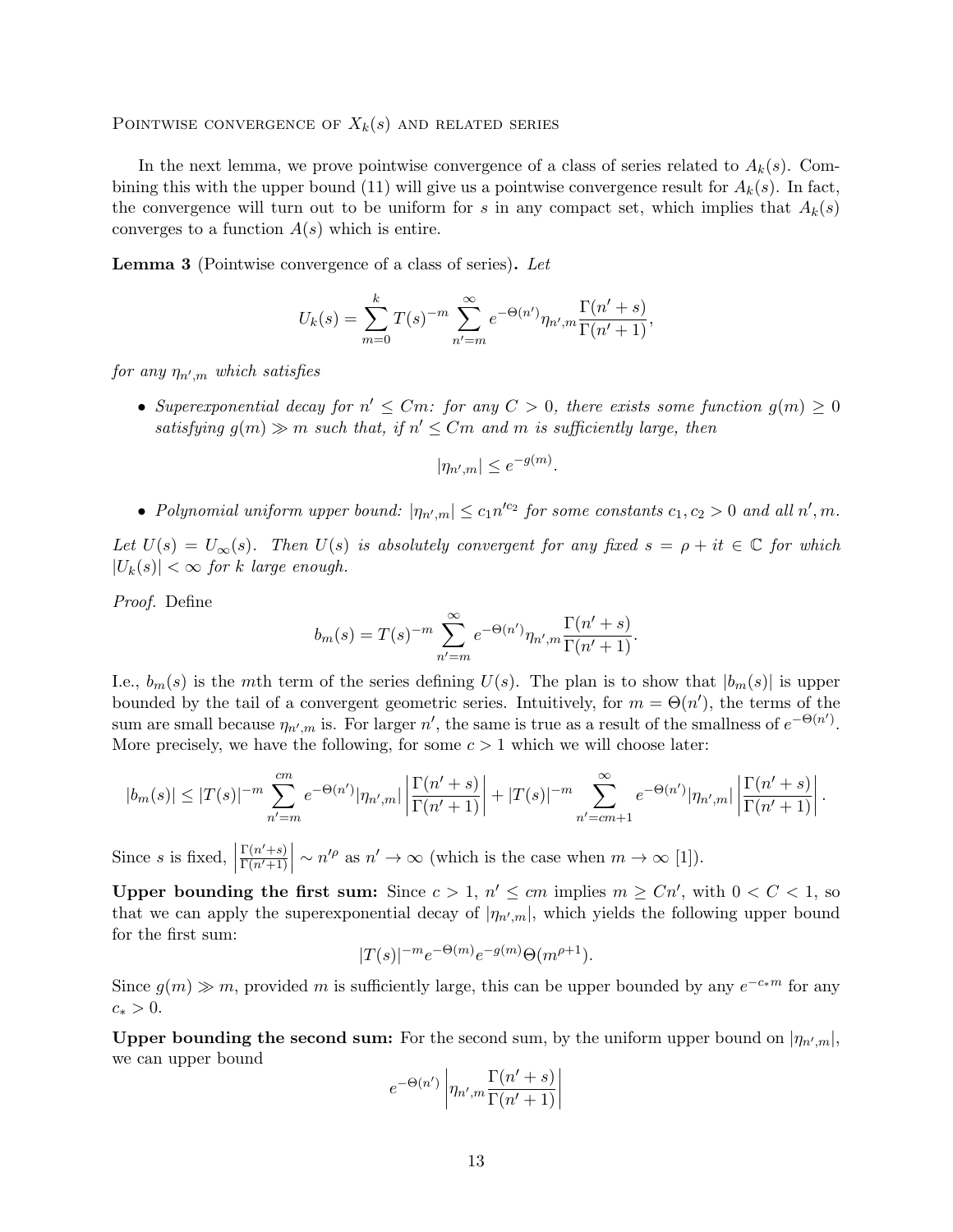Pointwise convergence of $X_k(s)$ and related series

In the next lemma, we prove pointwise convergence of a class of series related to $A_k(s)$. Combining this with the upper bound (11) will give us a pointwise convergence result for $A_k(s)$. In fact, the convergence will turn out to be uniform for $s$ in any compact set, which implies that $A_k(s)$ converges to a function $A(s)$ which is entire.

**Lemma 3** (Pointwise convergence of a class of series)**.** *Let*

$$U_k(s) = \sum_{m=0}^{k} T(s)^{-m} \sum_{n'=m}^{\infty} e^{-\Theta(n')} \eta_{n',m} \frac{\Gamma(n'+s)}{\Gamma(n'+1)},$$

*for any $\eta_{n',m}$ which satisfies*

- *Superexponential decay for $n' \leq Cm$: for any $C > 0$, there exists some function $g(m) \geq 0$ satisfying $g(m) \gg m$ such that, if $n' \leq Cm$ and $m$ is sufficiently large, then*

$$|\eta_{n',m}| \leq e^{-g(m)}.$$

- *Polynomial uniform upper bound: $|\eta_{n',m}| \leq c_1 n'^{c_2}$ for some constants $c_1, c_2 > 0$ and all $n', m$.*

*Let $U(s) = U_\infty(s)$. Then $U(s)$ is absolutely convergent for any fixed $s = \rho + it \in \mathbb{C}$ for which $|U_k(s)| < \infty$ for $k$ large enough.*

*Proof.* Define

$$b_m(s) = T(s)^{-m} \sum_{n'=m}^{\infty} e^{-\Theta(n')} \eta_{n',m} \frac{\Gamma(n'+s)}{\Gamma(n'+1)}.$$

I.e., $b_m(s)$ is the $m$th term of the series defining $U(s)$. The plan is to show that $|b_m(s)|$ is upper bounded by the tail of a convergent geometric series. Intuitively, for $m = \Theta(n')$, the terms of the sum are small because $\eta_{n',m}$ is. For larger $n'$, the same is true as a result of the smallness of $e^{-\Theta(n')}$. More precisely, we have the following, for some $c > 1$ which we will choose later:

$$|b_m(s)| \leq |T(s)|^{-m} \sum_{n'=m}^{cm} e^{-\Theta(n')} |\eta_{n',m}| \left| \frac{\Gamma(n'+s)}{\Gamma(n'+1)} \right| + |T(s)|^{-m} \sum_{n'=cm+1}^{\infty} e^{-\Theta(n')} |\eta_{n',m}| \left| \frac{\Gamma(n'+s)}{\Gamma(n'+1)} \right|.$$

Since $s$ is fixed, $\left| \frac{\Gamma(n'+s)}{\Gamma(n'+1)} \right| \sim n'^{\rho}$ as $n' \to \infty$ (which is the case when $m \to \infty$ [1]).

**Upper bounding the first sum:** Since $c > 1$, $n' \leq cm$ implies $m \geq Cn'$, with $0 < C < 1$, so that we can apply the superexponential decay of $|\eta_{n',m}|$, which yields the following upper bound for the first sum:

$$|T(s)|^{-m} e^{-\Theta(m)} e^{-g(m)} \Theta(m^{\rho+1}).$$

Since $g(m) \gg m$, provided $m$ is sufficiently large, this can be upper bounded by any $e^{-c_* m}$ for any $c_* > 0$.

**Upper bounding the second sum:** For the second sum, by the uniform upper bound on $|\eta_{n',m}|$, we can upper bound

$$e^{-\Theta(n')} \left| \eta_{n',m} \frac{\Gamma(n'+s)}{\Gamma(n'+1)} \right|$$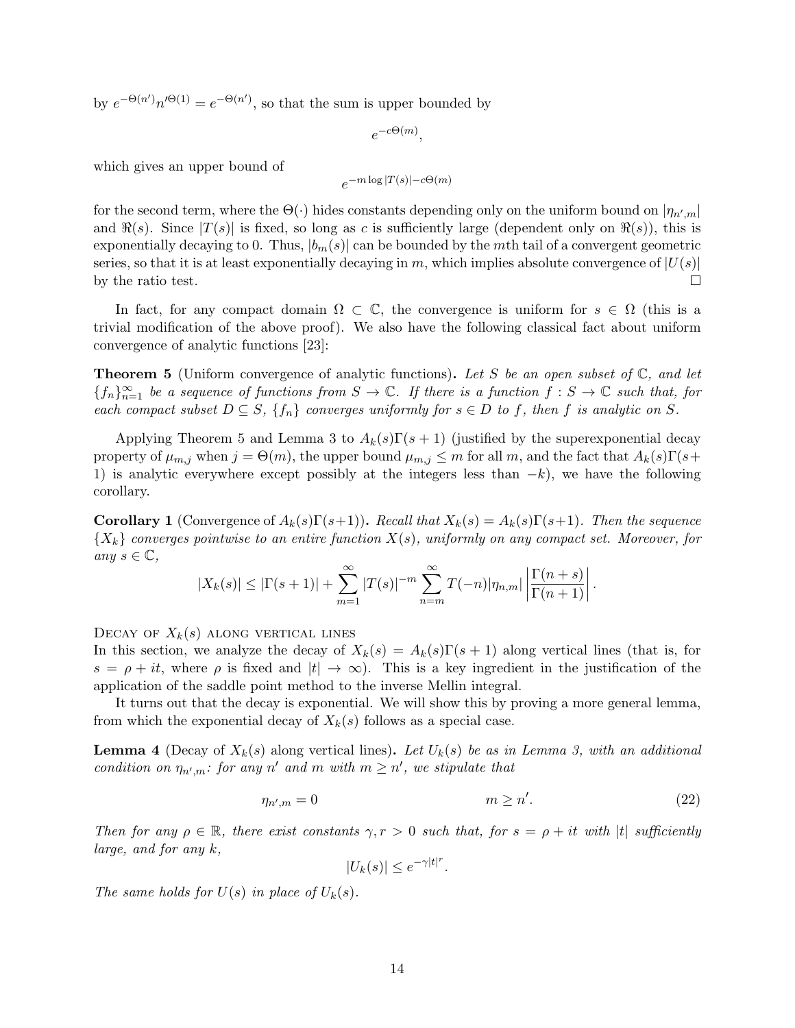by $e^{-\Theta(n')}n'^{\Theta(1)} = e^{-\Theta(n')}$, so that the sum is upper bounded by

$$e^{-c\Theta(m)},$$

which gives an upper bound of

$$e^{-m\log|T(s)|-c\Theta(m)}$$

for the second term, where the $\Theta(\cdot)$ hides constants depending only on the uniform bound on $|\eta_{n',m}|$ and $\Re(s)$. Since $|T(s)|$ is fixed, so long as $c$ is sufficiently large (dependent only on $\Re(s)$), this is exponentially decaying to 0. Thus, $|b_m(s)|$ can be bounded by the $m$th tail of a convergent geometric series, so that it is at least exponentially decaying in $m$, which implies absolute convergence of $|U(s)|$ by the ratio test. ☐

In fact, for any compact domain $\Omega \subset \mathbb{C}$, the convergence is uniform for $s \in \Omega$ (this is a trivial modification of the above proof). We also have the following classical fact about uniform convergence of analytic functions [23]:

**Theorem 5** (Uniform convergence of analytic functions)**.** *Let $S$ be an open subset of $\mathbb{C}$, and let $\{f_n\}_{n=1}^{\infty}$ be a sequence of functions from $S \to \mathbb{C}$. If there is a function $f : S \to \mathbb{C}$ such that, for each compact subset $D \subseteq S$, $\{f_n\}$ converges uniformly for $s \in D$ to $f$, then $f$ is analytic on $S$.*

Applying Theorem 5 and Lemma 3 to $A_k(s)\Gamma(s+1)$ (justified by the superexponential decay property of $\mu_{m,j}$ when $j = \Theta(m)$, the upper bound $\mu_{m,j} \leq m$ for all $m$, and the fact that $A_k(s)\Gamma(s+1)$ is analytic everywhere except possibly at the integers less than $-k$), we have the following corollary.

**Corollary 1** (Convergence of $A_k(s)\Gamma(s+1)$)**.** *Recall that $X_k(s) = A_k(s)\Gamma(s+1)$. Then the sequence $\{X_k\}$ converges pointwise to an entire function $X(s)$, uniformly on any compact set. Moreover, for any $s \in \mathbb{C}$,*

$$|X_k(s)| \leq |\Gamma(s+1)| + \sum_{m=1}^{\infty} |T(s)|^{-m} \sum_{n=m}^{\infty} T(-n)|\eta_{n,m}| \left|\frac{\Gamma(n+s)}{\Gamma(n+1)}\right|.$$

Decay of $X_k(s)$ along vertical lines

In this section, we analyze the decay of $X_k(s) = A_k(s)\Gamma(s+1)$ along vertical lines (that is, for $s = \rho + it$, where $\rho$ is fixed and $|t| \to \infty$). This is a key ingredient in the justification of the application of the saddle point method to the inverse Mellin integral.

It turns out that the decay is exponential. We will show this by proving a more general lemma, from which the exponential decay of $X_k(s)$ follows as a special case.

**Lemma 4** (Decay of $X_k(s)$ along vertical lines)**.** *Let $U_k(s)$ be as in Lemma 3, with an additional condition on $\eta_{n',m}$: for any $n'$ and $m$ with $m \geq n'$, we stipulate that*

$$\eta_{n',m} = 0 \qquad\qquad m \geq n'. \tag{22}$$

*Then for any $\rho \in \mathbb{R}$, there exist constants $\gamma, r > 0$ such that, for $s = \rho + it$ with $|t|$ sufficiently large, and for any $k$,*

$$|U_k(s)| \leq e^{-\gamma|t|^r}.$$

*The same holds for $U(s)$ in place of $U_k(s)$.*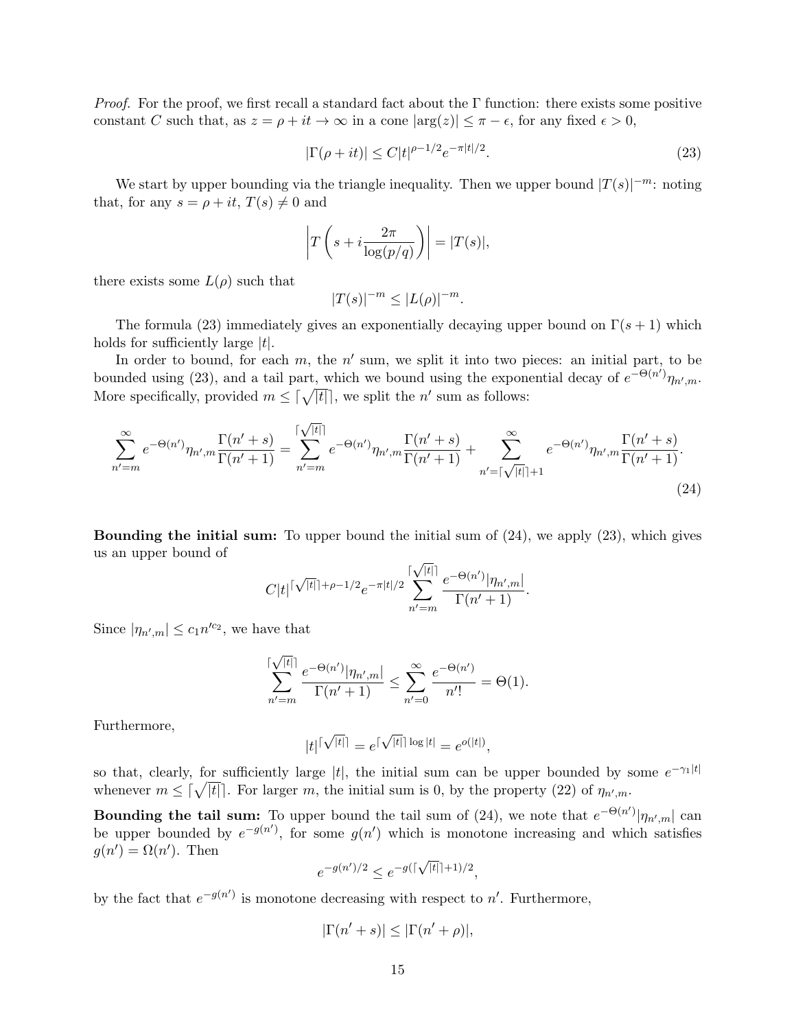*Proof.* For the proof, we first recall a standard fact about the $\Gamma$ function: there exists some positive constant $C$ such that, as $z = \rho + it \to \infty$ in a cone $|\arg(z)| \leq \pi - \epsilon$, for any fixed $\epsilon > 0$,

$$|\Gamma(\rho + it)| \leq C|t|^{\rho - 1/2} e^{-\pi|t|/2}. \tag{23}$$

We start by upper bounding via the triangle inequality. Then we upper bound $|T(s)|^{-m}$: noting that, for any $s = \rho + it$, $T(s) \neq 0$ and

$$\left| T\left(s + i\frac{2\pi}{\log(p/q)}\right)\right| = |T(s)|,$$

there exists some $L(\rho)$ such that

$$|T(s)|^{-m} \leq |L(\rho)|^{-m}.$$

The formula (23) immediately gives an exponentially decaying upper bound on $\Gamma(s+1)$ which holds for sufficiently large $|t|$.

In order to bound, for each $m$, the $n'$ sum, we split it into two pieces: an initial part, to be bounded using (23), and a tail part, which we bound using the exponential decay of $e^{-\Theta(n')}\eta_{n',m}$. More specifically, provided $m \leq \lceil\sqrt{|t|}\rceil$, we split the $n'$ sum as follows:

$$\sum_{n'=m}^{\infty} e^{-\Theta(n')}\eta_{n',m}\frac{\Gamma(n'+s)}{\Gamma(n'+1)} = \sum_{n'=m}^{\lceil\sqrt{|t|}\rceil} e^{-\Theta(n')}\eta_{n',m}\frac{\Gamma(n'+s)}{\Gamma(n'+1)} + \sum_{n'=\lceil\sqrt{|t|}\rceil+1}^{\infty} e^{-\Theta(n')}\eta_{n',m}\frac{\Gamma(n'+s)}{\Gamma(n'+1)}. \tag{24}$$

**Bounding the initial sum:** To upper bound the initial sum of (24), we apply (23), which gives us an upper bound of

$$C|t|^{\lceil\sqrt{|t|}\rceil+\rho-1/2}e^{-\pi|t|/2}\sum_{n'=m}^{\lceil\sqrt{|t|}\rceil}\frac{e^{-\Theta(n')}|\eta_{n',m}|}{\Gamma(n'+1)}.$$

Since $|\eta_{n',m}| \leq c_1 n'^{c_2}$, we have that

$$\sum_{n'=m}^{\lceil\sqrt{|t|}\rceil}\frac{e^{-\Theta(n')}|\eta_{n',m}|}{\Gamma(n'+1)} \leq \sum_{n'=0}^{\infty}\frac{e^{-\Theta(n')}}{n'!} = \Theta(1).$$

Furthermore,

$$|t|^{\lceil\sqrt{|t|}\rceil} = e^{\lceil\sqrt{|t|}\rceil\log|t|} = e^{o(|t|)},$$

so that, clearly, for sufficiently large $|t|$, the initial sum can be upper bounded by some $e^{-\gamma_1|t|}$ whenever $m \leq \lceil\sqrt{|t|}\rceil$. For larger $m$, the initial sum is 0, by the property (22) of $\eta_{n',m}$.

**Bounding the tail sum:** To upper bound the tail sum of (24), we note that $e^{-\Theta(n')}|\eta_{n',m}|$ can be upper bounded by $e^{-g(n')}$, for some $g(n')$ which is monotone increasing and which satisfies $g(n') = \Omega(n')$. Then

$$e^{-g(n')/2} \leq e^{-g(\lceil\sqrt{|t|}\rceil+1)/2},$$

by the fact that $e^{-g(n')}$ is monotone decreasing with respect to $n'$. Furthermore,

$$|\Gamma(n'+s)| \leq |\Gamma(n'+\rho)|,$$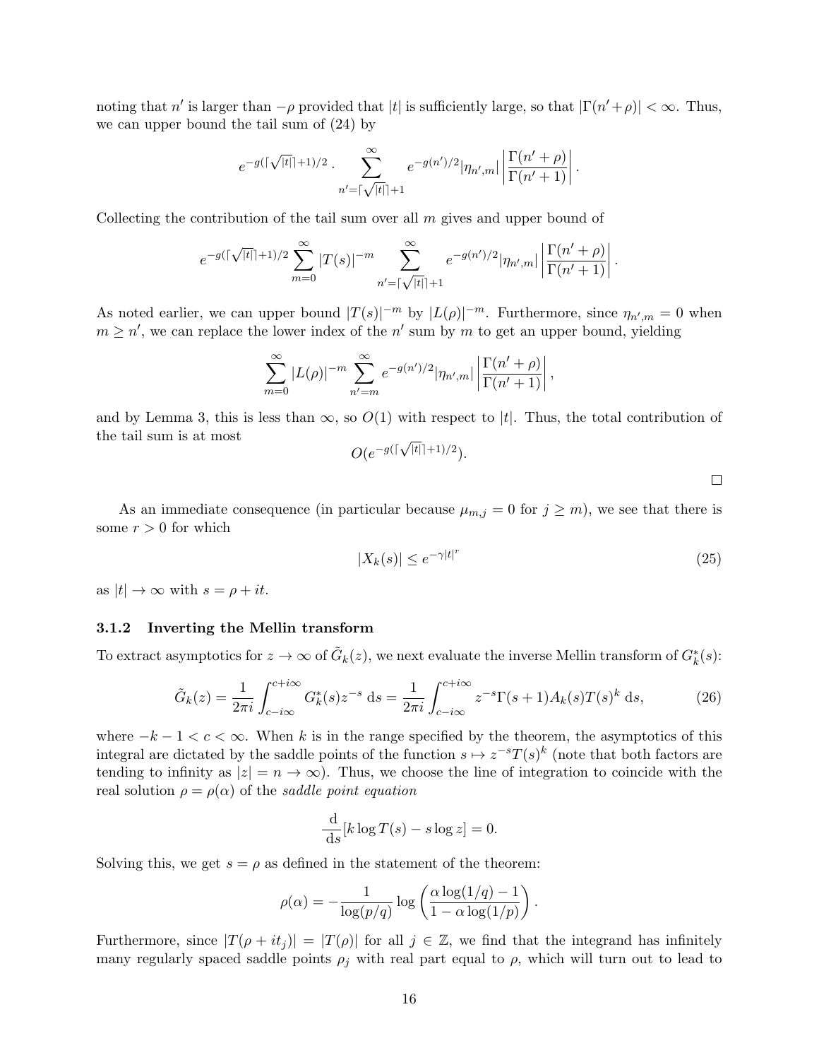noting that $n'$ is larger than $-\rho$ provided that $|t|$ is sufficiently large, so that $|\Gamma(n'+\rho)| < \infty$. Thus, we can upper bound the tail sum of (24) by

$$e^{-g(\lceil \sqrt{|t|} \rceil + 1)/2} \cdot \sum_{n'=\lceil \sqrt{|t|} \rceil + 1}^{\infty} e^{-g(n')/2} |\eta_{n',m}| \left| \frac{\Gamma(n'+\rho)}{\Gamma(n'+1)} \right|.$$

Collecting the contribution of the tail sum over all $m$ gives and upper bound of

$$e^{-g(\lceil \sqrt{|t|} \rceil + 1)/2} \sum_{m=0}^{\infty} |T(s)|^{-m} \sum_{n'=\lceil \sqrt{|t|} \rceil + 1}^{\infty} e^{-g(n')/2} |\eta_{n',m}| \left| \frac{\Gamma(n'+\rho)}{\Gamma(n'+1)} \right|.$$

As noted earlier, we can upper bound $|T(s)|^{-m}$ by $|L(\rho)|^{-m}$. Furthermore, since $\eta_{n',m} = 0$ when $m \geq n'$, we can replace the lower index of the $n'$ sum by $m$ to get an upper bound, yielding

$$\sum_{m=0}^{\infty} |L(\rho)|^{-m} \sum_{n'=m}^{\infty} e^{-g(n')/2} |\eta_{n',m}| \left| \frac{\Gamma(n'+\rho)}{\Gamma(n'+1)} \right|,$$

and by Lemma 3, this is less than $\infty$, so $O(1)$ with respect to $|t|$. Thus, the total contribution of the tail sum is at most

$$O(e^{-g(\lceil \sqrt{|t|} \rceil + 1)/2}).$$

□

As an immediate consequence (in particular because $\mu_{m,j} = 0$ for $j \geq m$), we see that there is some $r > 0$ for which

$$|X_k(s)| \leq e^{-\gamma |t|^r} \tag{25}$$

as $|t| \to \infty$ with $s = \rho + it$.

### 3.1.2 Inverting the Mellin transform

To extract asymptotics for $z \to \infty$ of $\tilde{G}_k(z)$, we next evaluate the inverse Mellin transform of $G_k^*(s)$:

$$\tilde{G}_k(z) = \frac{1}{2\pi i} \int_{c-i\infty}^{c+i\infty} G_k^*(s) z^{-s} \, \mathrm{d}s = \frac{1}{2\pi i} \int_{c-i\infty}^{c+i\infty} z^{-s} \Gamma(s+1) A_k(s) T(s)^k \, \mathrm{d}s, \tag{26}$$

where $-k-1 < c < \infty$. When $k$ is in the range specified by the theorem, the asymptotics of this integral are dictated by the saddle points of the function $s \mapsto z^{-s} T(s)^k$ (note that both factors are tending to infinity as $|z| = n \to \infty$). Thus, we choose the line of integration to coincide with the real solution $\rho = \rho(\alpha)$ of the *saddle point equation*

$$\frac{\mathrm{d}}{\mathrm{d}s}[k \log T(s) - s \log z] = 0.$$

Solving this, we get $s = \rho$ as defined in the statement of the theorem:

$$\rho(\alpha) = -\frac{1}{\log(p/q)} \log\left( \frac{\alpha \log(1/q) - 1}{1 - \alpha \log(1/p)} \right).$$

Furthermore, since $|T(\rho + it_j)| = |T(\rho)|$ for all $j \in \mathbb{Z}$, we find that the integrand has infinitely many regularly spaced saddle points $\rho_j$ with real part equal to $\rho$, which will turn out to lead to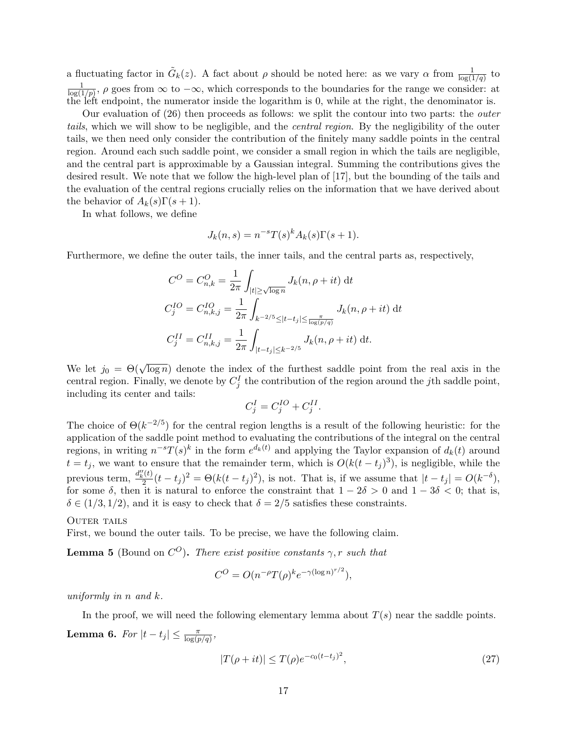a fluctuating factor in $\tilde{G}_k(z)$. A fact about $\rho$ should be noted here: as we vary $\alpha$ from $\frac{1}{\log(1/q)}$ to $\frac{1}{\log(1/p)}$, $\rho$ goes from $\infty$ to $-\infty$, which corresponds to the boundaries for the range we consider: at the left endpoint, the numerator inside the logarithm is 0, while at the right, the denominator is.

Our evaluation of (26) then proceeds as follows: we split the contour into two parts: the *outer tails*, which we will show to be negligible, and the *central region*. By the negligibility of the outer tails, we then need only consider the contribution of the finitely many saddle points in the central region. Around each such saddle point, we consider a small region in which the tails are negligible, and the central part is approximable by a Gaussian integral. Summing the contributions gives the desired result. We note that we follow the high-level plan of [17], but the bounding of the tails and the evaluation of the central regions crucially relies on the information that we have derived about the behavior of $A_k(s)\Gamma(s+1)$.

In what follows, we define

$$J_k(n, s) = n^{-s}T(s)^k A_k(s)\Gamma(s+1).$$

Furthermore, we define the outer tails, the inner tails, and the central parts as, respectively,

$$C^O = C^O_{n,k} = \frac{1}{2\pi}\int_{|t|\geq\sqrt{\log n}} J_k(n, \rho + it)\ \mathrm{d}t$$

$$C^{IO}_j = C^{IO}_{n,k,j} = \frac{1}{2\pi}\int_{k^{-2/5}\leq|t-t_j|\leq\frac{\pi}{\log(p/q)}} J_k(n, \rho + it)\ \mathrm{d}t$$

$$C^{II}_j = C^{II}_{n,k,j} = \frac{1}{2\pi}\int_{|t-t_j|\leq k^{-2/5}} J_k(n, \rho + it)\ \mathrm{d}t.$$

We let $j_0 = \Theta(\sqrt{\log n})$ denote the index of the furthest saddle point from the real axis in the central region. Finally, we denote by $C^I_j$ the contribution of the region around the $j$th saddle point, including its center and tails:

$$C^I_j = C^{IO}_j + C^{II}_j.$$

The choice of $\Theta(k^{-2/5})$ for the central region lengths is a result of the following heuristic: for the application of the saddle point method to evaluating the contributions of the integral on the central regions, in writing $n^{-s}T(s)^k$ in the form $e^{d_k(t)}$ and applying the Taylor expansion of $d_k(t)$ around $t = t_j$, we want to ensure that the remainder term, which is $O(k(t-t_j)^3)$, is negligible, while the previous term, $\frac{d''_k(t)}{2}(t-t_j)^2 = \Theta(k(t-t_j)^2)$, is not. That is, if we assume that $|t-t_j| = O(k^{-\delta})$, for some $\delta$, then it is natural to enforce the constraint that $1 - 2\delta > 0$ and $1 - 3\delta < 0$; that is, $\delta \in (1/3, 1/2)$, and it is easy to check that $\delta = 2/5$ satisfies these constraints.

Outer tails

First, we bound the outer tails. To be precise, we have the following claim.

**Lemma 5** (Bound on $C^O$)**.** *There exist positive constants $\gamma, r$ such that*

$$C^O = O(n^{-\rho}T(\rho)^k e^{-\gamma(\log n)^{r/2}}),$$

*uniformly in $n$ and $k$.*

In the proof, we will need the following elementary lemma about $T(s)$ near the saddle points.

**Lemma 6.** *For $|t - t_j| \leq \frac{\pi}{\log(p/q)}$,*

$$|T(\rho + it)| \leq T(\rho)e^{-c_0(t-t_j)^2}, \tag{27}$$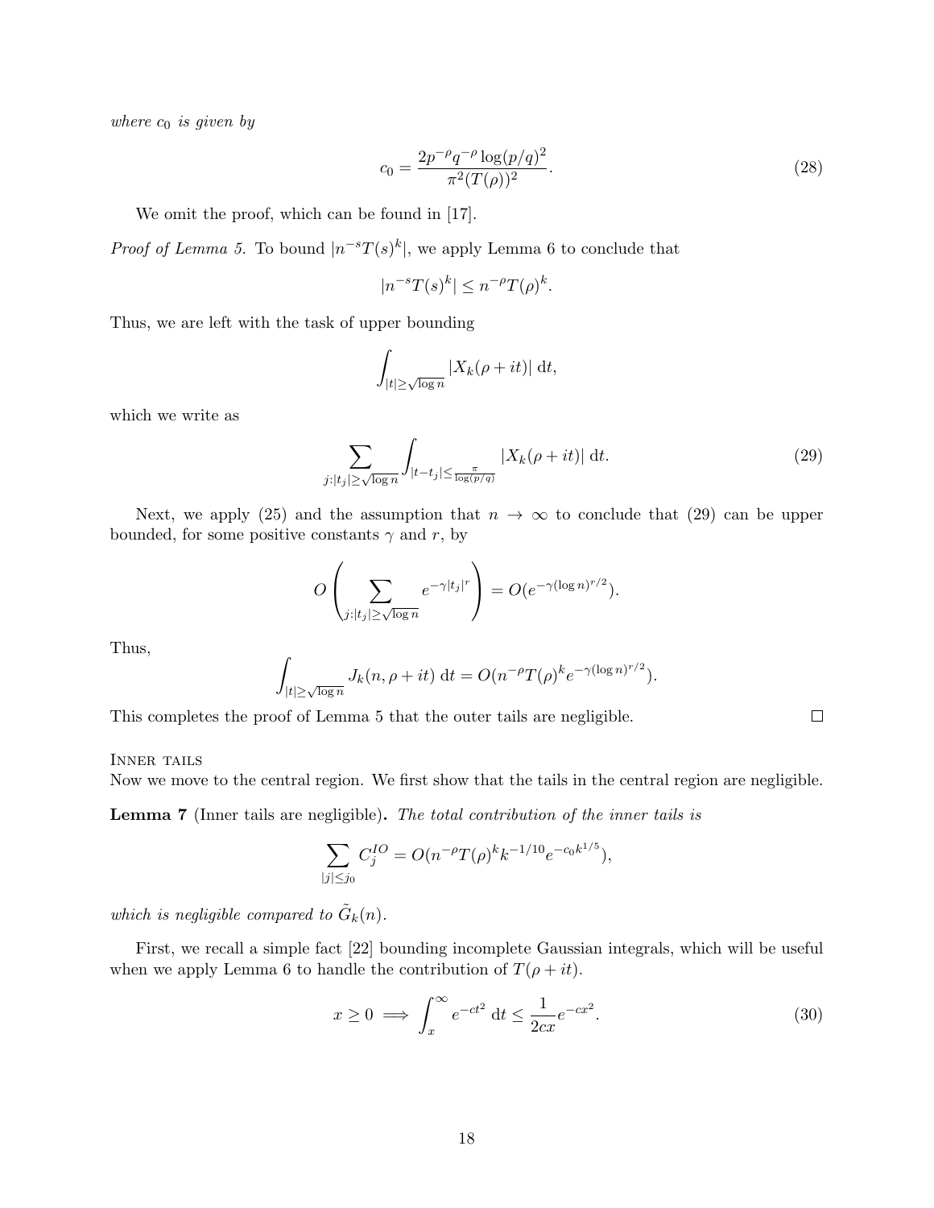*where $c_0$ is given by*

$$c_0 = \frac{2p^{-\rho}q^{-\rho}\log(p/q)^2}{\pi^2(T(\rho))^2}. \tag{28}$$

We omit the proof, which can be found in [17].

*Proof of Lemma 5.* To bound $|n^{-s}T(s)^k|$, we apply Lemma 6 to conclude that

$$|n^{-s}T(s)^k| \leq n^{-\rho}T(\rho)^k.$$

Thus, we are left with the task of upper bounding

$$\int_{|t|\geq\sqrt{\log n}} |X_k(\rho + it)| \, \mathrm{d}t,$$

which we write as

$$\sum_{j:|t_j|\geq\sqrt{\log n}} \int_{|t-t_j|\leq\frac{\pi}{\log(p/q)}} |X_k(\rho + it)| \, \mathrm{d}t. \tag{29}$$

Next, we apply (25) and the assumption that $n \to \infty$ to conclude that (29) can be upper bounded, for some positive constants $\gamma$ and $r$, by

$$O\left(\sum_{j:|t_j|\geq\sqrt{\log n}} e^{-\gamma|t_j|^r}\right) = O(e^{-\gamma(\log n)^{r/2}}).$$

Thus,

$$\int_{|t|\geq\sqrt{\log n}} J_k(n, \rho + it) \, \mathrm{d}t = O(n^{-\rho}T(\rho)^k e^{-\gamma(\log n)^{r/2}}).$$

This completes the proof of Lemma 5 that the outer tails are negligible. ∎

Inner tails

Now we move to the central region. We first show that the tails in the central region are negligible.

**Lemma 7** (Inner tails are negligible)**.** *The total contribution of the inner tails is*

$$\sum_{|j|\leq j_0} C_j^{IO} = O(n^{-\rho}T(\rho)^k k^{-1/10} e^{-c_0 k^{1/5}}),$$

*which is negligible compared to $\tilde{G}_k(n)$.*

First, we recall a simple fact [22] bounding incomplete Gaussian integrals, which will be useful when we apply Lemma 6 to handle the contribution of $T(\rho + it)$.

$$x \geq 0 \implies \int_x^\infty e^{-ct^2} \, \mathrm{d}t \leq \frac{1}{2cx} e^{-cx^2}. \tag{30}$$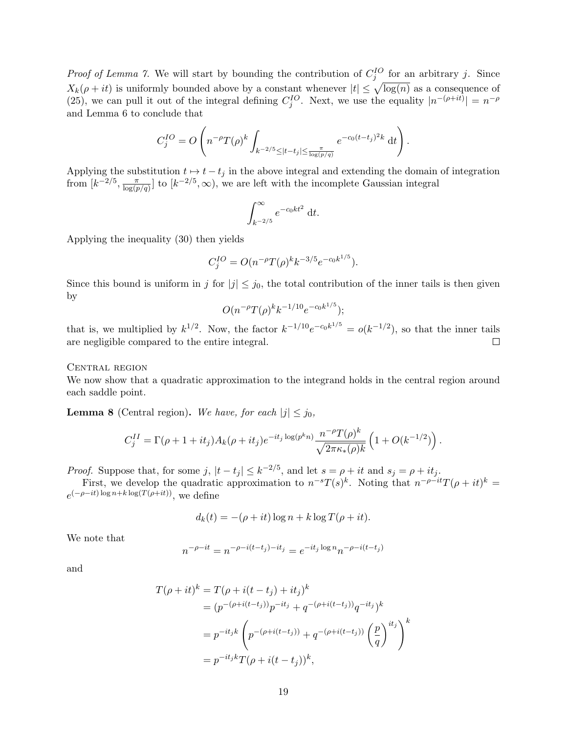*Proof of Lemma 7.* We will start by bounding the contribution of $C_j^{IO}$ for an arbitrary $j$. Since $X_k(\rho + it)$ is uniformly bounded above by a constant whenever $|t| \leq \sqrt{\log(n)}$ as a consequence of (25), we can pull it out of the integral defining $C_j^{IO}$. Next, we use the equality $|n^{-(\rho+it)}| = n^{-\rho}$ and Lemma 6 to conclude that

$$C_j^{IO} = O\left(n^{-\rho} T(\rho)^k \int_{k^{-2/5} \leq |t-t_j| \leq \frac{\pi}{\log(p/q)}} e^{-c_0 (t-t_j)^2 k} \, \mathrm{d}t\right).$$

Applying the substitution $t \mapsto t - t_j$ in the above integral and extending the domain of integration from $[k^{-2/5}, \frac{\pi}{\log(p/q)}]$ to $[k^{-2/5}, \infty)$, we are left with the incomplete Gaussian integral

$$\int_{k^{-2/5}}^{\infty} e^{-c_0 k t^2} \, \mathrm{d}t.$$

Applying the inequality (30) then yields

$$C_j^{IO} = O(n^{-\rho} T(\rho)^k k^{-3/5} e^{-c_0 k^{1/5}}).$$

Since this bound is uniform in $j$ for $|j| \leq j_0$, the total contribution of the inner tails is then given by

$$O(n^{-\rho} T(\rho)^k k^{-1/10} e^{-c_0 k^{1/5}});$$

that is, we multiplied by $k^{1/2}$. Now, the factor $k^{-1/10} e^{-c_0 k^{1/5}} = o(k^{-1/2})$, so that the inner tails are negligible compared to the entire integral. $\square$

Central region

We now show that a quadratic approximation to the integrand holds in the central region around each saddle point.

**Lemma 8** (Central region)**.** *We have, for each $|j| \leq j_0$,*

$$C_j^{II} = \Gamma(\rho + 1 + it_j) A_k(\rho + it_j) e^{-it_j \log(p^k n)} \frac{n^{-\rho} T(\rho)^k}{\sqrt{2\pi \kappa_*(\rho) k}} \left(1 + O(k^{-1/2})\right).$$

*Proof.* Suppose that, for some $j$, $|t - t_j| \leq k^{-2/5}$, and let $s = \rho + it$ and $s_j = \rho + it_j$.

First, we develop the quadratic approximation to $n^{-s} T(s)^k$. Noting that $n^{-\rho-it} T(\rho + it)^k = e^{(-\rho-it)\log n + k \log(T(\rho+it))}$, we define

$$d_k(t) = -(\rho + it)\log n + k \log T(\rho + it).$$

We note that

$$n^{-\rho-it} = n^{-\rho-i(t-t_j)-it_j} = e^{-it_j \log n} n^{-\rho-i(t-t_j)}$$

and

$$\begin{aligned}
T(\rho + it)^k &= T(\rho + i(t - t_j) + it_j)^k \\
&= (p^{-(\rho+i(t-t_j))} p^{-it_j} + q^{-(\rho+i(t-t_j))} q^{-it_j})^k \\
&= p^{-it_j k} \left(p^{-(\rho+i(t-t_j))} + q^{-(\rho+i(t-t_j))} \left(\frac{p}{q}\right)^{it_j}\right)^k \\
&= p^{-it_j k} T(\rho + i(t - t_j))^k,
\end{aligned}$$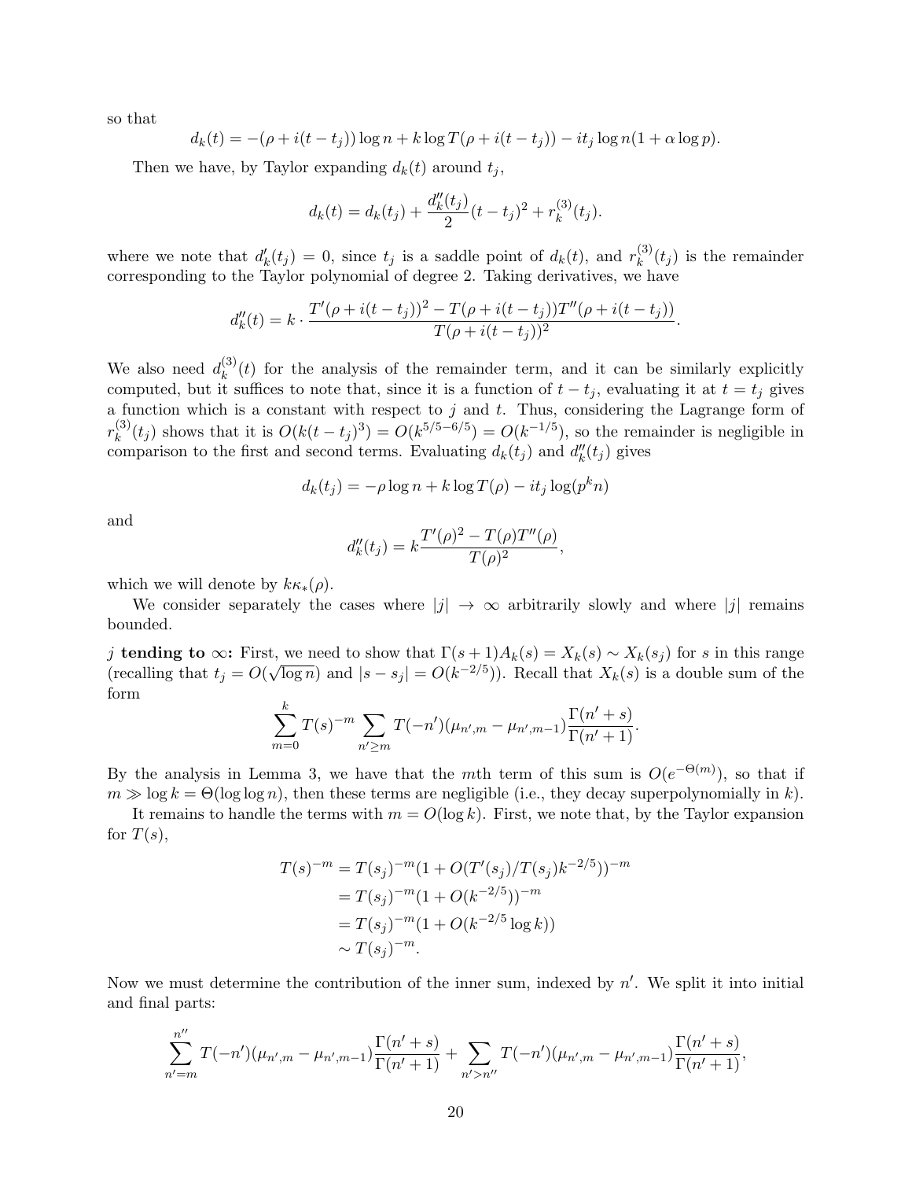so that

$$d_k(t) = -(\rho + i(t - t_j)) \log n + k \log T(\rho + i(t - t_j)) - it_j \log n (1 + \alpha \log p).$$

Then we have, by Taylor expanding $d_k(t)$ around $t_j$,

$$d_k(t) = d_k(t_j) + \frac{d_k''(t_j)}{2}(t - t_j)^2 + r_k^{(3)}(t_j).$$

where we note that $d_k'(t_j) = 0$, since $t_j$ is a saddle point of $d_k(t)$, and $r_k^{(3)}(t_j)$ is the remainder corresponding to the Taylor polynomial of degree 2. Taking derivatives, we have

$$d_k''(t) = k \cdot \frac{T'(\rho + i(t - t_j))^2 - T(\rho + i(t - t_j))T''(\rho + i(t - t_j))}{T(\rho + i(t - t_j))^2}.$$

We also need $d_k^{(3)}(t)$ for the analysis of the remainder term, and it can be similarly explicitly computed, but it suffices to note that, since it is a function of $t - t_j$, evaluating it at $t = t_j$ gives a function which is a constant with respect to $j$ and $t$. Thus, considering the Lagrange form of $r_k^{(3)}(t_j)$ shows that it is $O(k(t - t_j)^3) = O(k^{5/5 - 6/5}) = O(k^{-1/5})$, so the remainder is negligible in comparison to the first and second terms. Evaluating $d_k(t_j)$ and $d_k''(t_j)$ gives

$$d_k(t_j) = -\rho \log n + k \log T(\rho) - it_j \log(p^k n)$$

and

$$d_k''(t_j) = k \frac{T'(\rho)^2 - T(\rho)T''(\rho)}{T(\rho)^2},$$

which we will denote by $k\kappa_*(\rho)$.

We consider separately the cases where $|j| \to \infty$ arbitrarily slowly and where $|j|$ remains bounded.

$j$ **tending to** $\infty$**:** First, we need to show that $\Gamma(s+1)A_k(s) = X_k(s) \sim X_k(s_j)$ for $s$ in this range (recalling that $t_j = O(\sqrt{\log n})$ and $|s - s_j| = O(k^{-2/5})$). Recall that $X_k(s)$ is a double sum of the form

$$\sum_{m=0}^{k} T(s)^{-m} \sum_{n' \geq m} T(-n')(\mu_{n',m} - \mu_{n',m-1}) \frac{\Gamma(n' + s)}{\Gamma(n' + 1)}.$$

By the analysis in Lemma 3, we have that the $m$th term of this sum is $O(e^{-\Theta(m)})$, so that if $m \gg \log k = \Theta(\log \log n)$, then these terms are negligible (i.e., they decay superpolynomially in $k$).

It remains to handle the terms with $m = O(\log k)$. First, we note that, by the Taylor expansion for $T(s)$,

$$\begin{aligned}
T(s)^{-m} &= T(s_j)^{-m}(1 + O(T'(s_j)/T(s_j)k^{-2/5}))^{-m} \\
&= T(s_j)^{-m}(1 + O(k^{-2/5}))^{-m} \\
&= T(s_j)^{-m}(1 + O(k^{-2/5} \log k)) \\
&\sim T(s_j)^{-m}.
\end{aligned}$$

Now we must determine the contribution of the inner sum, indexed by $n'$. We split it into initial and final parts:

$$\sum_{n'=m}^{n''} T(-n')(\mu_{n',m} - \mu_{n',m-1}) \frac{\Gamma(n' + s)}{\Gamma(n' + 1)} + \sum_{n' > n''} T(-n')(\mu_{n',m} - \mu_{n',m-1}) \frac{\Gamma(n' + s)}{\Gamma(n' + 1)},$$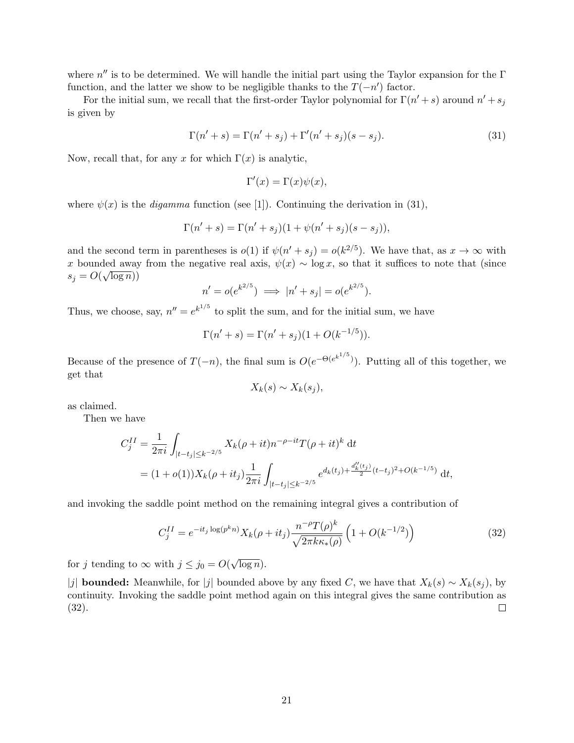where $n''$ is to be determined. We will handle the initial part using the Taylor expansion for the $\Gamma$ function, and the latter we show to be negligible thanks to the $T(-n')$ factor.

For the initial sum, we recall that the first-order Taylor polynomial for $\Gamma(n' + s)$ around $n' + s_j$ is given by

$$\Gamma(n' + s) = \Gamma(n' + s_j) + \Gamma'(n' + s_j)(s - s_j). \tag{31}$$

Now, recall that, for any $x$ for which $\Gamma(x)$ is analytic,

$$\Gamma'(x) = \Gamma(x)\psi(x),$$

where $\psi(x)$ is the *digamma* function (see [1]). Continuing the derivation in (31),

$$\Gamma(n' + s) = \Gamma(n' + s_j)(1 + \psi(n' + s_j)(s - s_j)),$$

and the second term in parentheses is $o(1)$ if $\psi(n' + s_j) = o(k^{2/5})$. We have that, as $x \to \infty$ with $x$ bounded away from the negative real axis, $\psi(x) \sim \log x$, so that it suffices to note that (since $s_j = O(\sqrt{\log n})$)

$$n' = o(e^{k^{2/5}}) \implies |n' + s_j| = o(e^{k^{2/5}}).$$

Thus, we choose, say, $n'' = e^{k^{1/5}}$ to split the sum, and for the initial sum, we have

$$\Gamma(n' + s) = \Gamma(n' + s_j)(1 + O(k^{-1/5})).$$

Because of the presence of $T(-n)$, the final sum is $O(e^{-\Theta(e^{k^{1/5}})})$. Putting all of this together, we get that

$$X_k(s) \sim X_k(s_j),$$

as claimed.

Then we have

$$\begin{aligned} C_j^{II} &= \frac{1}{2\pi i} \int_{|t - t_j| \le k^{-2/5}} X_k(\rho + it) n^{-\rho - it} T(\rho + it)^k \, \mathrm{d}t \\ &= (1 + o(1)) X_k(\rho + it_j) \frac{1}{2\pi i} \int_{|t - t_j| \le k^{-2/5}} e^{d_k(t_j) + \frac{d_k''(t_j)}{2}(t - t_j)^2 + O(k^{-1/5})} \, \mathrm{d}t, \end{aligned}$$

and invoking the saddle point method on the remaining integral gives a contribution of

$$C_j^{II} = e^{-it_j \log(p^k n)} X_k(\rho + it_j) \frac{n^{-\rho} T(\rho)^k}{\sqrt{2\pi k \kappa_*(\rho)}} \left(1 + O(k^{-1/2})\right) \tag{32}$$

for $j$ tending to $\infty$ with $j \le j_0 = O(\sqrt{\log n})$.

**$|j|$ bounded:** Meanwhile, for $|j|$ bounded above by any fixed $C$, we have that $X_k(s) \sim X_k(s_j)$, by continuity. Invoking the saddle point method again on this integral gives the same contribution as (32). $\square$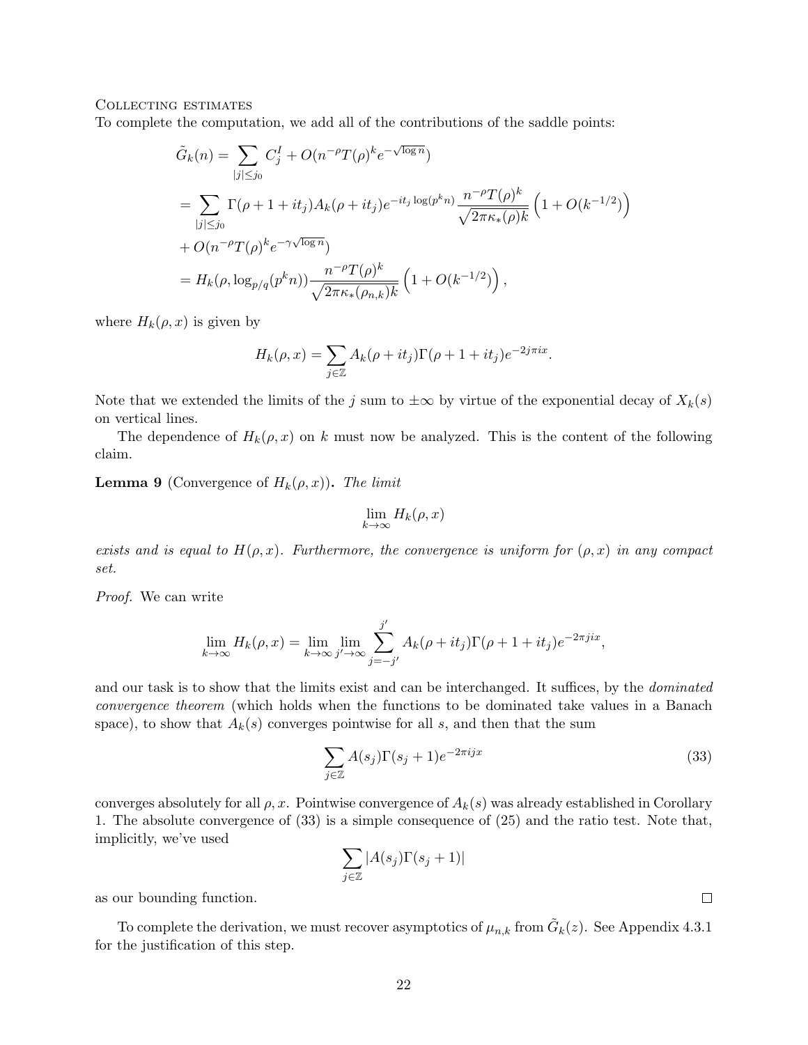### Collecting estimates

To complete the computation, we add all of the contributions of the saddle points:

$$
\begin{aligned}
\tilde{G}_k(n) &= \sum_{|j|\le j_0} C_j^I + O(n^{-\rho}T(\rho)^k e^{-\sqrt{\log n}}) \\
&= \sum_{|j|\le j_0} \Gamma(\rho+1+it_j)A_k(\rho+it_j)e^{-it_j\log(p^k n)}\frac{n^{-\rho}T(\rho)^k}{\sqrt{2\pi\kappa_*(\rho)k}}\left(1+O(k^{-1/2})\right) \\
&+ O(n^{-\rho}T(\rho)^k e^{-\gamma\sqrt{\log n}}) \\
&= H_k(\rho, \log_{p/q}(p^k n))\frac{n^{-\rho}T(\rho)^k}{\sqrt{2\pi\kappa_*(\rho_{n,k})k}}\left(1+O(k^{-1/2})\right),
\end{aligned}
$$

where $H_k(\rho, x)$ is given by

$$
H_k(\rho, x) = \sum_{j\in\mathbb{Z}} A_k(\rho+it_j)\Gamma(\rho+1+it_j)e^{-2j\pi ix}.
$$

Note that we extended the limits of the $j$ sum to $\pm\infty$ by virtue of the exponential decay of $X_k(s)$ on vertical lines.

The dependence of $H_k(\rho, x)$ on $k$ must now be analyzed. This is the content of the following claim.

**Lemma 9** (Convergence of $H_k(\rho, x)$)**.** *The limit*

$$
\lim_{k\to\infty} H_k(\rho, x)
$$

*exists and is equal to $H(\rho, x)$. Furthermore, the convergence is uniform for $(\rho, x)$ in any compact set.*

*Proof.* We can write

$$
\lim_{k\to\infty} H_k(\rho, x) = \lim_{k\to\infty}\lim_{j'\to\infty}\sum_{j=-j'}^{j'} A_k(\rho+it_j)\Gamma(\rho+1+it_j)e^{-2\pi jix},
$$

and our task is to show that the limits exist and can be interchanged. It suffices, by the *dominated convergence theorem* (which holds when the functions to be dominated take values in a Banach space), to show that $A_k(s)$ converges pointwise for all $s$, and then that the sum

$$
\sum_{j\in\mathbb{Z}} A(s_j)\Gamma(s_j+1)e^{-2\pi ijx} \tag{33}
$$

converges absolutely for all $\rho, x$. Pointwise convergence of $A_k(s)$ was already established in Corollary 1. The absolute convergence of (33) is a simple consequence of (25) and the ratio test. Note that, implicitly, we've used

$$
\sum_{j\in\mathbb{Z}} |A(s_j)\Gamma(s_j+1)|
$$

as our bounding function. □

To complete the derivation, we must recover asymptotics of $\mu_{n,k}$ from $\tilde{G}_k(z)$. See Appendix 4.3.1 for the justification of this step.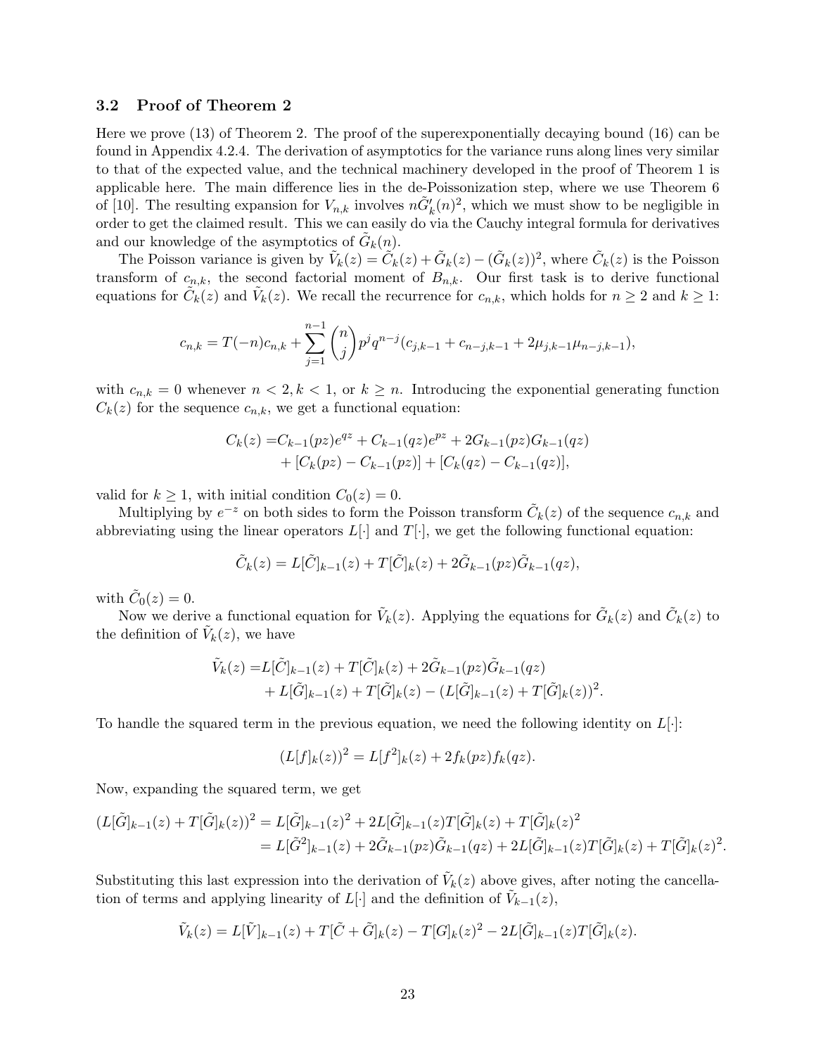### 3.2 Proof of Theorem 2

Here we prove (13) of Theorem 2. The proof of the superexponentially decaying bound (16) can be found in Appendix 4.2.4. The derivation of asymptotics for the variance runs along lines very similar to that of the expected value, and the technical machinery developed in the proof of Theorem 1 is applicable here. The main difference lies in the de-Poissonization step, where we use Theorem 6 of [10]. The resulting expansion for $V_{n,k}$ involves $n\tilde{G}_k'(n)^2$, which we must show to be negligible in order to get the claimed result. This we can easily do via the Cauchy integral formula for derivatives and our knowledge of the asymptotics of $\tilde{G}_k(n)$.

The Poisson variance is given by $\tilde{V}_k(z) = \tilde{C}_k(z) + \tilde{G}_k(z) - (\tilde{G}_k(z))^2$, where $\tilde{C}_k(z)$ is the Poisson transform of $c_{n,k}$, the second factorial moment of $B_{n,k}$. Our first task is to derive functional equations for $\tilde{C}_k(z)$ and $\tilde{V}_k(z)$. We recall the recurrence for $c_{n,k}$, which holds for $n \geq 2$ and $k \geq 1$:

$$c_{n,k} = T(-n)c_{n,k} + \sum_{j=1}^{n-1} \binom{n}{j} p^j q^{n-j} (c_{j,k-1} + c_{n-j,k-1} + 2\mu_{j,k-1}\mu_{n-j,k-1}),$$

with $c_{n,k} = 0$ whenever $n < 2, k < 1$, or $k \geq n$. Introducing the exponential generating function $C_k(z)$ for the sequence $c_{n,k}$, we get a functional equation:

$$\begin{aligned} C_k(z) =& C_{k-1}(pz)e^{qz} + C_{k-1}(qz)e^{pz} + 2G_{k-1}(pz)G_{k-1}(qz) \\ &+ [C_k(pz) - C_{k-1}(pz)] + [C_k(qz) - C_{k-1}(qz)], \end{aligned}$$

valid for $k \geq 1$, with initial condition $C_0(z) = 0$.

Multiplying by $e^{-z}$ on both sides to form the Poisson transform $\tilde{C}_k(z)$ of the sequence $c_{n,k}$ and abbreviating using the linear operators $L[\cdot]$ and $T[\cdot]$, we get the following functional equation:

$$\tilde{C}_k(z) = L[\tilde{C}]_{k-1}(z) + T[\tilde{C}]_k(z) + 2\tilde{G}_{k-1}(pz)\tilde{G}_{k-1}(qz),$$

with $\tilde{C}_0(z) = 0$.

Now we derive a functional equation for $\tilde{V}_k(z)$. Applying the equations for $\tilde{G}_k(z)$ and $\tilde{C}_k(z)$ to the definition of $\tilde{V}_k(z)$, we have

$$\begin{aligned} \tilde{V}_k(z) =& L[\tilde{C}]_{k-1}(z) + T[\tilde{C}]_k(z) + 2\tilde{G}_{k-1}(pz)\tilde{G}_{k-1}(qz) \\ &+ L[\tilde{G}]_{k-1}(z) + T[\tilde{G}]_k(z) - (L[\tilde{G}]_{k-1}(z) + T[\tilde{G}]_k(z))^2. \end{aligned}$$

To handle the squared term in the previous equation, we need the following identity on $L[\cdot]$:

$$(L[f]_k(z))^2 = L[f^2]_k(z) + 2f_k(pz)f_k(qz).$$

Now, expanding the squared term, we get

$$\begin{aligned} (L[\tilde{G}]_{k-1}(z) + T[\tilde{G}]_k(z))^2 &= L[\tilde{G}]_{k-1}(z)^2 + 2L[\tilde{G}]_{k-1}(z)T[\tilde{G}]_k(z) + T[\tilde{G}]_k(z)^2 \\ &= L[\tilde{G}^2]_{k-1}(z) + 2\tilde{G}_{k-1}(pz)\tilde{G}_{k-1}(qz) + 2L[\tilde{G}]_{k-1}(z)T[\tilde{G}]_k(z) + T[\tilde{G}]_k(z)^2. \end{aligned}$$

Substituting this last expression into the derivation of $\tilde{V}_k(z)$ above gives, after noting the cancellation of terms and applying linearity of $L[\cdot]$ and the definition of $\tilde{V}_{k-1}(z)$,

$$\tilde{V}_k(z) = L[\tilde{V}]_{k-1}(z) + T[\tilde{C} + \tilde{G}]_k(z) - T[G]_k(z)^2 - 2L[\tilde{G}]_{k-1}(z)T[\tilde{G}]_k(z).$$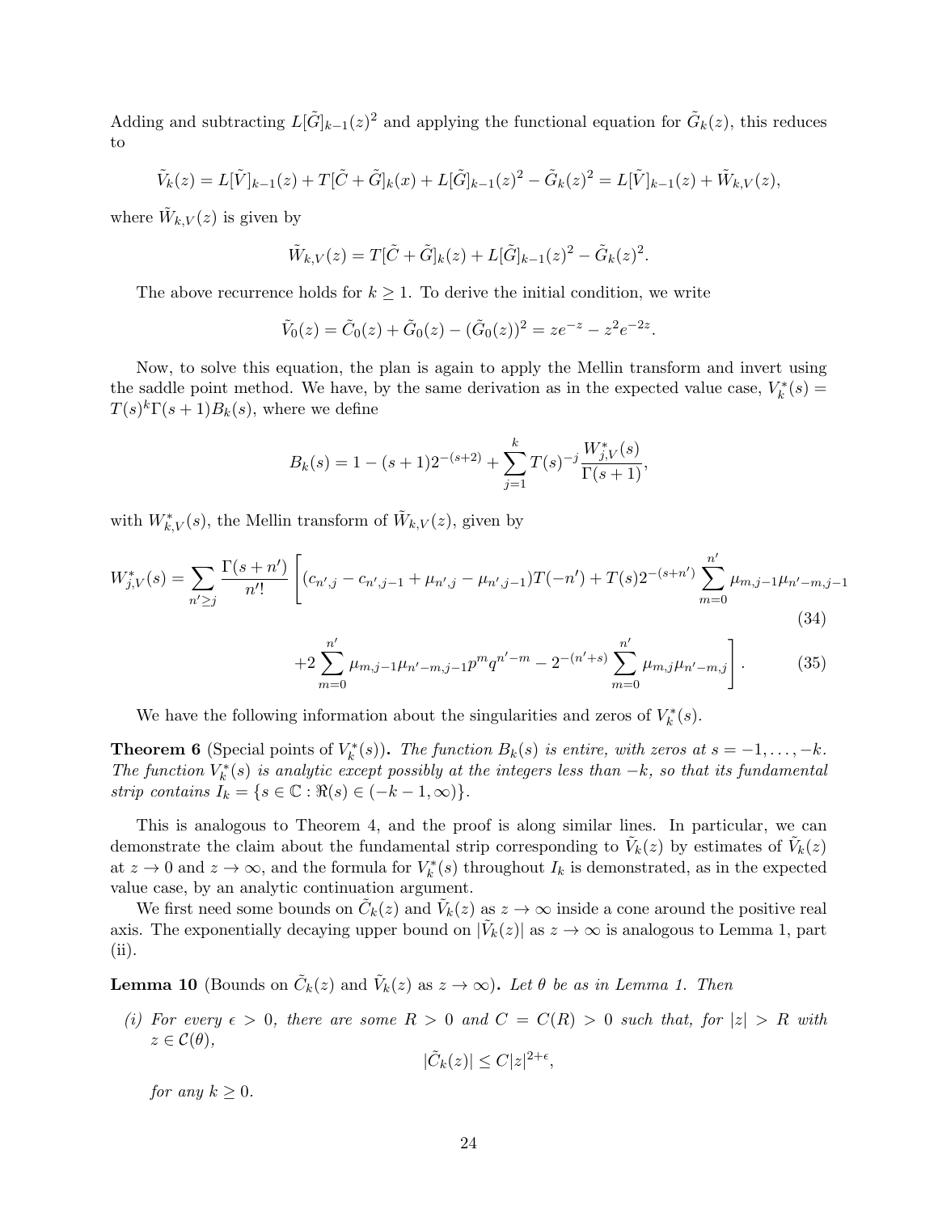Adding and subtracting $L[\tilde{G}]_{k-1}(z)^2$ and applying the functional equation for $\tilde{G}_k(z)$, this reduces to

$$\tilde{V}_k(z) = L[\tilde{V}]_{k-1}(z) + T[\tilde{C} + \tilde{G}]_k(x) + L[\tilde{G}]_{k-1}(z)^2 - \tilde{G}_k(z)^2 = L[\tilde{V}]_{k-1}(z) + \tilde{W}_{k,V}(z),$$

where $\tilde{W}_{k,V}(z)$ is given by

$$\tilde{W}_{k,V}(z) = T[\tilde{C} + \tilde{G}]_k(z) + L[\tilde{G}]_{k-1}(z)^2 - \tilde{G}_k(z)^2.$$

The above recurrence holds for $k \geq 1$. To derive the initial condition, we write

$$\tilde{V}_0(z) = \tilde{C}_0(z) + \tilde{G}_0(z) - (\tilde{G}_0(z))^2 = ze^{-z} - z^2 e^{-2z}.$$

Now, to solve this equation, the plan is again to apply the Mellin transform and invert using the saddle point method. We have, by the same derivation as in the expected value case, $V_k^*(s) = T(s)^k \Gamma(s+1) B_k(s)$, where we define

$$B_k(s) = 1 - (s+1)2^{-(s+2)} + \sum_{j=1}^{k} T(s)^{-j} \frac{W_{j,V}^*(s)}{\Gamma(s+1)},$$

with $W_{k,V}^*(s)$, the Mellin transform of $\tilde{W}_{k,V}(z)$, given by

$$W_{j,V}^*(s) = \sum_{n' \geq j} \frac{\Gamma(s+n')}{n'!} \Bigg[ (c_{n',j} - c_{n',j-1} + \mu_{n',j} - \mu_{n',j-1}) T(-n') + T(s) 2^{-(s+n')} \sum_{m=0}^{n'} \mu_{m,j-1} \mu_{n'-m,j-1} \tag{34}$$

$$+ 2 \sum_{m=0}^{n'} \mu_{m,j-1} \mu_{n'-m,j-1} p^m q^{n'-m} - 2^{-(n'+s)} \sum_{m=0}^{n'} \mu_{m,j} \mu_{n'-m,j} \Bigg]. \tag{35}$$

We have the following information about the singularities and zeros of $V_k^*(s)$.

**Theorem 6** (Special points of $V_k^*(s)$)**.** *The function $B_k(s)$ is entire, with zeros at $s = -1, \ldots, -k$. The function $V_k^*(s)$ is analytic except possibly at the integers less than $-k$, so that its fundamental strip contains $I_k = \{s \in \mathbb{C} : \Re(s) \in (-k-1, \infty)\}$.*

This is analogous to Theorem 4, and the proof is along similar lines. In particular, we can demonstrate the claim about the fundamental strip corresponding to $\tilde{V}_k(z)$ by estimates of $\tilde{V}_k(z)$ at $z \to 0$ and $z \to \infty$, and the formula for $V_k^*(s)$ throughout $I_k$ is demonstrated, as in the expected value case, by an analytic continuation argument.

We first need some bounds on $\tilde{C}_k(z)$ and $\tilde{V}_k(z)$ as $z \to \infty$ inside a cone around the positive real axis. The exponentially decaying upper bound on $|\tilde{V}_k(z)|$ as $z \to \infty$ is analogous to Lemma 1, part (ii).

**Lemma 10** (Bounds on $\tilde{C}_k(z)$ and $\tilde{V}_k(z)$ as $z \to \infty$)**.** *Let $\theta$ be as in Lemma 1. Then*

*(i) For every $\epsilon > 0$, there are some $R > 0$ and $C = C(R) > 0$ such that, for $|z| > R$ with $z \in \mathcal{C}(\theta)$,*

$$|\tilde{C}_k(z)| \leq C|z|^{2+\epsilon},$$

*for any $k \geq 0$.*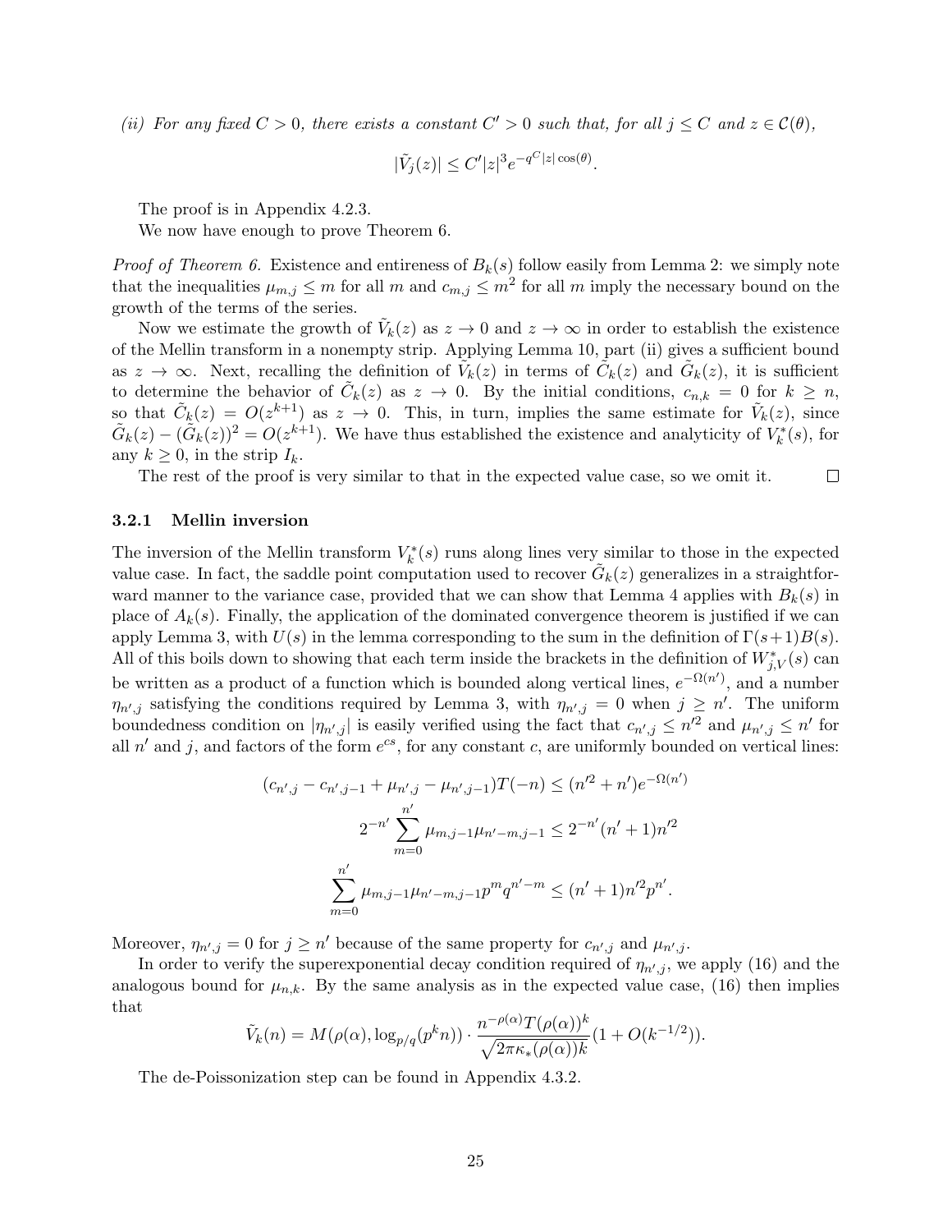*(ii) For any fixed $C > 0$, there exists a constant $C' > 0$ such that, for all $j \le C$ and $z \in \mathcal{C}(\theta)$,*

$$|\tilde{V}_j(z)| \le C'|z|^3 e^{-q^C|z|\cos(\theta)}.$$

The proof is in Appendix 4.2.3.

We now have enough to prove Theorem 6.

*Proof of Theorem 6.* Existence and entireness of $B_k(s)$ follow easily from Lemma 2: we simply note that the inequalities $\mu_{m,j} \le m$ for all $m$ and $c_{m,j} \le m^2$ for all $m$ imply the necessary bound on the growth of the terms of the series.

Now we estimate the growth of $\tilde{V}_k(z)$ as $z \to 0$ and $z \to \infty$ in order to establish the existence of the Mellin transform in a nonempty strip. Applying Lemma 10, part (ii) gives a sufficient bound as $z \to \infty$. Next, recalling the definition of $\tilde{V}_k(z)$ in terms of $\tilde{C}_k(z)$ and $\tilde{G}_k(z)$, it is sufficient to determine the behavior of $\tilde{C}_k(z)$ as $z \to 0$. By the initial conditions, $c_{n,k} = 0$ for $k \ge n$, so that $\tilde{C}_k(z) = O(z^{k+1})$ as $z \to 0$. This, in turn, implies the same estimate for $\tilde{V}_k(z)$, since $\tilde{G}_k(z) - (\tilde{G}_k(z))^2 = O(z^{k+1})$. We have thus established the existence and analyticity of $V_k^*(s)$, for any $k \ge 0$, in the strip $I_k$.

The rest of the proof is very similar to that in the expected value case, so we omit it. $\square$

### 3.2.1 Mellin inversion

The inversion of the Mellin transform $V_k^*(s)$ runs along lines very similar to those in the expected value case. In fact, the saddle point computation used to recover $\tilde{G}_k(z)$ generalizes in a straightforward manner to the variance case, provided that we can show that Lemma 4 applies with $B_k(s)$ in place of $A_k(s)$. Finally, the application of the dominated convergence theorem is justified if we can apply Lemma 3, with $U(s)$ in the lemma corresponding to the sum in the definition of $\Gamma(s+1)B(s)$. All of this boils down to showing that each term inside the brackets in the definition of $W_{j,V}^*(s)$ can be written as a product of a function which is bounded along vertical lines, $e^{-\Omega(n')}$, and a number $\eta_{n',j}$ satisfying the conditions required by Lemma 3, with $\eta_{n',j} = 0$ when $j \ge n'$. The uniform boundedness condition on $|\eta_{n',j}|$ is easily verified using the fact that $c_{n',j} \le n'^2$ and $\mu_{n',j} \le n'$ for all $n'$ and $j$, and factors of the form $e^{cs}$, for any constant $c$, are uniformly bounded on vertical lines:

$$(c_{n',j} - c_{n',j-1} + \mu_{n',j} - \mu_{n',j-1})T(-n) \le (n'^2 + n')e^{-\Omega(n')}$$

$$2^{-n'}\sum_{m=0}^{n'} \mu_{m,j-1}\mu_{n'-m,j-1} \le 2^{-n'}(n'+1)n'^2$$

$$\sum_{m=0}^{n'} \mu_{m,j-1}\mu_{n'-m,j-1}p^m q^{n'-m} \le (n'+1)n'^2 p^{n'}.$$

Moreover, $\eta_{n',j} = 0$ for $j \ge n'$ because of the same property for $c_{n',j}$ and $\mu_{n',j}$.

In order to verify the superexponential decay condition required of $\eta_{n',j}$, we apply (16) and the analogous bound for $\mu_{n,k}$. By the same analysis as in the expected value case, (16) then implies that

$$\tilde{V}_k(n) = M(\rho(\alpha), \log_{p/q}(p^k n)) \cdot \frac{n^{-\rho(\alpha)}T(\rho(\alpha))^k}{\sqrt{2\pi\kappa_*(\rho(\alpha))k}}(1 + O(k^{-1/2})).$$

The de-Poissonization step can be found in Appendix 4.3.2.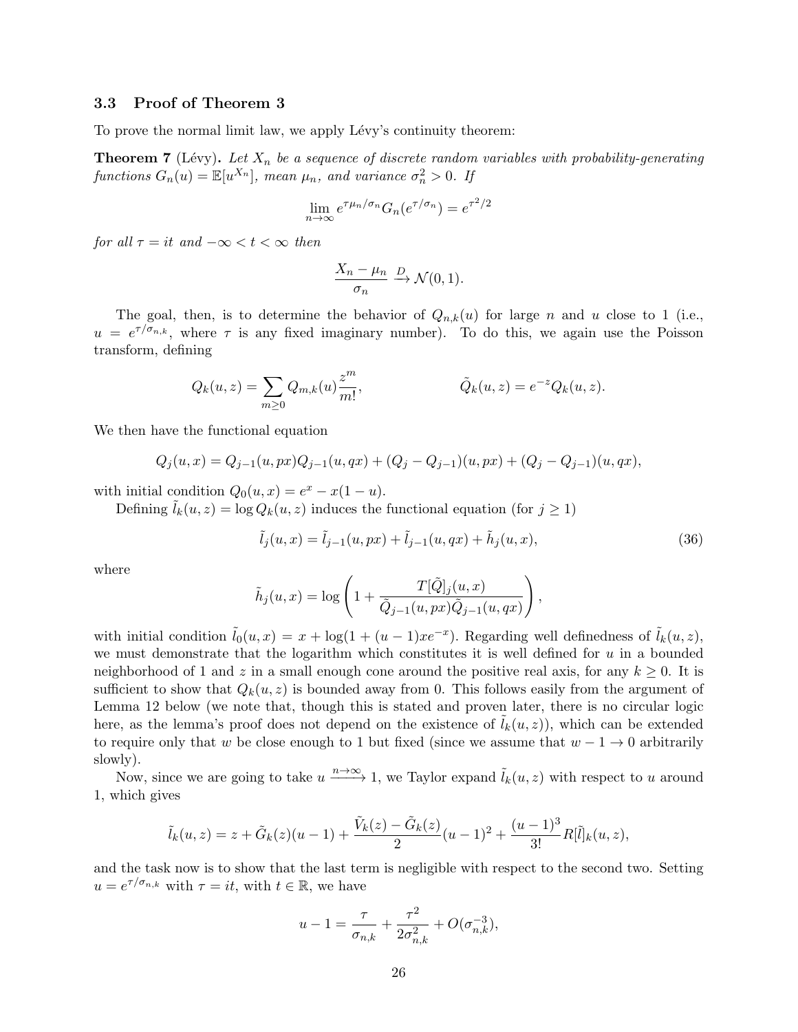### 3.3 Proof of Theorem 3

To prove the normal limit law, we apply Lévy's continuity theorem:

**Theorem 7** (Lévy)**.** *Let $X_n$ be a sequence of discrete random variables with probability-generating functions $G_n(u) = \mathbb{E}[u^{X_n}]$, mean $\mu_n$, and variance $\sigma_n^2 > 0$. If*

$$\lim_{n\to\infty} e^{\tau\mu_n/\sigma_n} G_n(e^{\tau/\sigma_n}) = e^{\tau^2/2}$$

*for all $\tau = it$ and $-\infty < t < \infty$ then*

$$\frac{X_n - \mu_n}{\sigma_n} \xrightarrow{D} \mathcal{N}(0,1).$$

The goal, then, is to determine the behavior of $Q_{n,k}(u)$ for large $n$ and $u$ close to 1 (i.e., $u = e^{\tau/\sigma_{n,k}}$, where $\tau$ is any fixed imaginary number). To do this, we again use the Poisson transform, defining

$$Q_k(u,z) = \sum_{m\geq 0} Q_{m,k}(u)\frac{z^m}{m!}, \qquad\qquad \tilde{Q}_k(u,z) = e^{-z}Q_k(u,z).$$

We then have the functional equation

$$Q_j(u,x) = Q_{j-1}(u,px)Q_{j-1}(u,qx) + (Q_j - Q_{j-1})(u,px) + (Q_j - Q_{j-1})(u,qx),$$

with initial condition $Q_0(u,x) = e^x - x(1-u)$.

Defining $\tilde{l}_k(u,z) = \log Q_k(u,z)$ induces the functional equation (for $j \geq 1$)

$$\tilde{l}_j(u,x) = \tilde{l}_{j-1}(u,px) + \tilde{l}_{j-1}(u,qx) + \tilde{h}_j(u,x), \tag{36}$$

where

$$\tilde{h}_j(u,x) = \log\left(1 + \frac{T[\tilde{Q}]_j(u,x)}{\tilde{Q}_{j-1}(u,px)\tilde{Q}_{j-1}(u,qx)}\right),$$

with initial condition $\tilde{l}_0(u,x) = x + \log(1 + (u-1)xe^{-x})$. Regarding well definedness of $\tilde{l}_k(u,z)$, we must demonstrate that the logarithm which constitutes it is well defined for $u$ in a bounded neighborhood of 1 and $z$ in a small enough cone around the positive real axis, for any $k \geq 0$. It is sufficient to show that $Q_k(u,z)$ is bounded away from 0. This follows easily from the argument of Lemma 12 below (we note that, though this is stated and proven later, there is no circular logic here, as the lemma's proof does not depend on the existence of $\tilde{l}_k(u,z)$), which can be extended to require only that $w$ be close enough to 1 but fixed (since we assume that $w - 1 \to 0$ arbitrarily slowly).

Now, since we are going to take $u \xrightarrow{n\to\infty} 1$, we Taylor expand $\tilde{l}_k(u,z)$ with respect to $u$ around 1, which gives

$$\tilde{l}_k(u,z) = z + \tilde{G}_k(z)(u-1) + \frac{\tilde{V}_k(z) - \tilde{G}_k(z)}{2}(u-1)^2 + \frac{(u-1)^3}{3!}R[\tilde{l}]_k(u,z),$$

and the task now is to show that the last term is negligible with respect to the second two. Setting $u = e^{\tau/\sigma_{n,k}}$ with $\tau = it$, with $t \in \mathbb{R}$, we have

$$u - 1 = \frac{\tau}{\sigma_{n,k}} + \frac{\tau^2}{2\sigma_{n,k}^2} + O(\sigma_{n,k}^{-3}),$$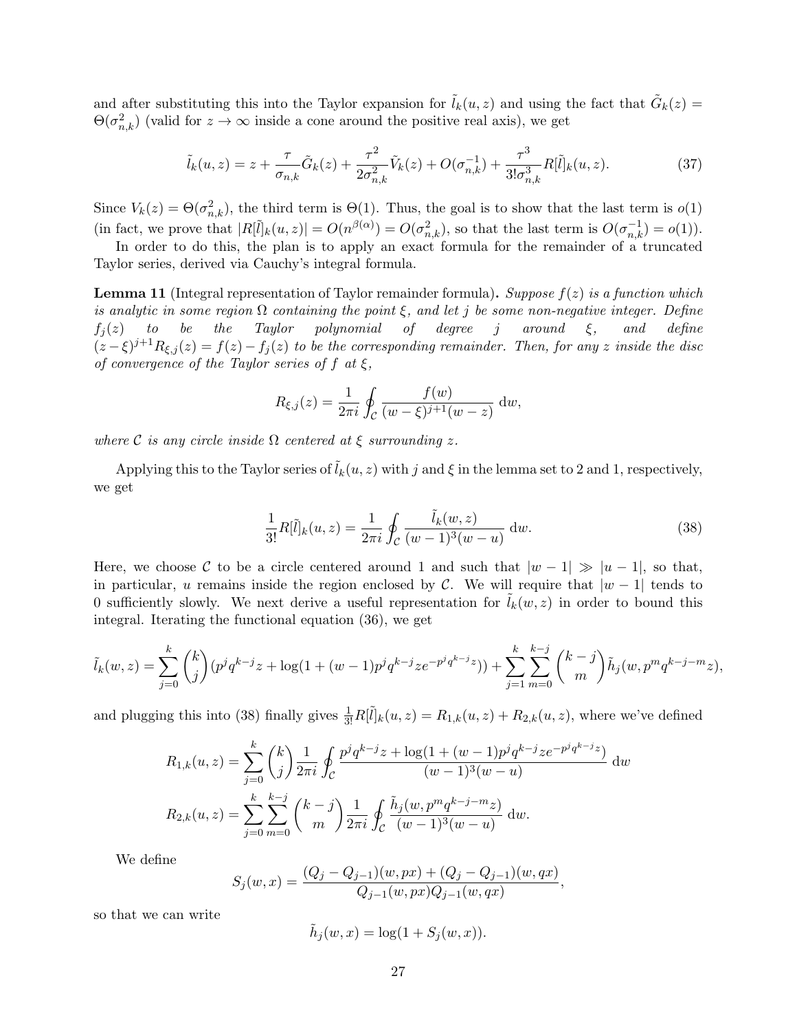and after substituting this into the Taylor expansion for $\tilde{l}_k(u,z)$ and using the fact that $\tilde{G}_k(z) = \Theta(\sigma_{n,k}^2)$ (valid for $z \to \infty$ inside a cone around the positive real axis), we get

$$\tilde{l}_k(u,z) = z + \frac{\tau}{\sigma_{n,k}}\tilde{G}_k(z) + \frac{\tau^2}{2\sigma_{n,k}^2}\tilde{V}_k(z) + O(\sigma_{n,k}^{-1}) + \frac{\tau^3}{3!\sigma_{n,k}^3}R[\tilde{l}]_k(u,z). \tag{37}$$

Since $V_k(z) = \Theta(\sigma_{n,k}^2)$, the third term is $\Theta(1)$. Thus, the goal is to show that the last term is $o(1)$ (in fact, we prove that $|R[\tilde{l}]_k(u,z)| = O(n^{\beta(\alpha)}) = O(\sigma_{n,k}^2)$, so that the last term is $O(\sigma_{n,k}^{-1}) = o(1)$).

In order to do this, the plan is to apply an exact formula for the remainder of a truncated Taylor series, derived via Cauchy's integral formula.

**Lemma 11** (Integral representation of Taylor remainder formula)**.** *Suppose $f(z)$ is a function which is analytic in some region $\Omega$ containing the point $\xi$, and let $j$ be some non-negative integer. Define $f_j(z)$ to be the Taylor polynomial of degree $j$ around $\xi$, and define $(z-\xi)^{j+1}R_{\xi,j}(z) = f(z) - f_j(z)$ to be the corresponding remainder. Then, for any $z$ inside the disc of convergence of the Taylor series of $f$ at $\xi$,*

$$R_{\xi,j}(z) = \frac{1}{2\pi i}\oint_{\mathcal{C}} \frac{f(w)}{(w-\xi)^{j+1}(w-z)}\, \mathrm{d}w,$$

*where $\mathcal{C}$ is any circle inside $\Omega$ centered at $\xi$ surrounding $z$.*

Applying this to the Taylor series of $\tilde{l}_k(u,z)$ with $j$ and $\xi$ in the lemma set to 2 and 1, respectively, we get

$$\frac{1}{3!}R[\tilde{l}]_k(u,z) = \frac{1}{2\pi i}\oint_{\mathcal{C}} \frac{\tilde{l}_k(w,z)}{(w-1)^3(w-u)}\, \mathrm{d}w. \tag{38}$$

Here, we choose $\mathcal{C}$ to be a circle centered around 1 and such that $|w-1| \gg |u-1|$, so that, in particular, $u$ remains inside the region enclosed by $\mathcal{C}$. We will require that $|w-1|$ tends to 0 sufficiently slowly. We next derive a useful representation for $\tilde{l}_k(w,z)$ in order to bound this integral. Iterating the functional equation (36), we get

$$\tilde{l}_k(w,z) = \sum_{j=0}^{k}\binom{k}{j}(p^jq^{k-j}z + \log(1+(w-1)p^jq^{k-j}ze^{-p^jq^{k-j}z})) + \sum_{j=1}^{k}\sum_{m=0}^{k-j}\binom{k-j}{m}\tilde{h}_j(w, p^mq^{k-j-m}z),$$

and plugging this into (38) finally gives $\frac{1}{3!}R[\tilde{l}]_k(u,z) = R_{1,k}(u,z) + R_{2,k}(u,z)$, where we've defined

$$R_{1,k}(u,z) = \sum_{j=0}^{k}\binom{k}{j}\frac{1}{2\pi i}\oint_{\mathcal{C}} \frac{p^jq^{k-j}z + \log(1+(w-1)p^jq^{k-j}ze^{-p^jq^{k-j}z})}{(w-1)^3(w-u)}\, \mathrm{d}w$$

$$R_{2,k}(u,z) = \sum_{j=0}^{k}\sum_{m=0}^{k-j}\binom{k-j}{m}\frac{1}{2\pi i}\oint_{\mathcal{C}} \frac{\tilde{h}_j(w, p^mq^{k-j-m}z)}{(w-1)^3(w-u)}\, \mathrm{d}w.$$

We define

$$S_j(w,x) = \frac{(Q_j - Q_{j-1})(w,px) + (Q_j - Q_{j-1})(w,qx)}{Q_{j-1}(w,px)Q_{j-1}(w,qx)},$$

so that we can write

$$\tilde{h}_j(w,x) = \log(1 + S_j(w,x)).$$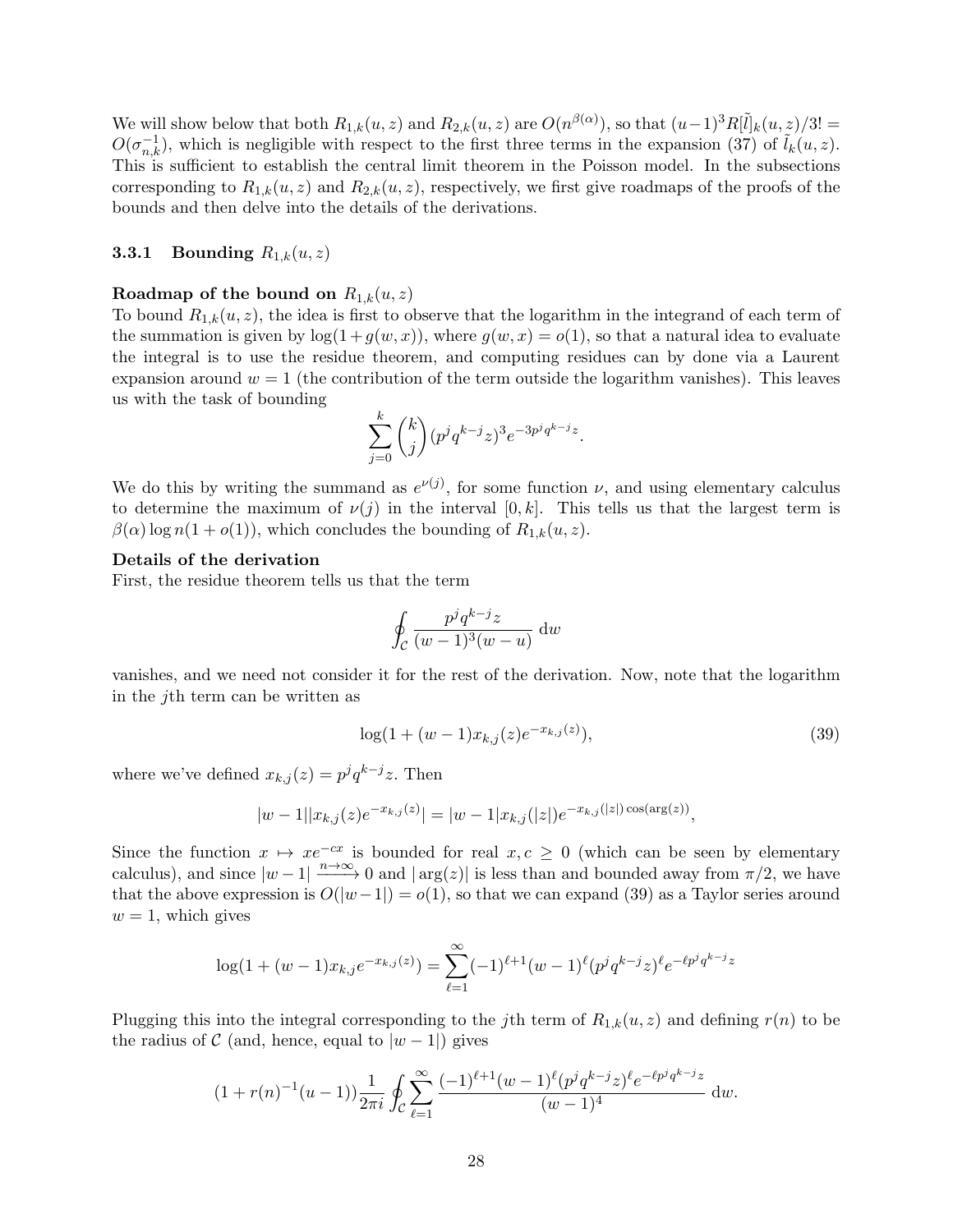We will show below that both $R_{1,k}(u,z)$ and $R_{2,k}(u,z)$ are $O(n^{\beta(\alpha)})$, so that $(u-1)^3 R[\tilde{l}]_k(u,z)/3! = O(\sigma_{n,k}^{-1})$, which is negligible with respect to the first three terms in the expansion (37) of $\tilde{l}_k(u,z)$. This is sufficient to establish the central limit theorem in the Poisson model. In the subsections corresponding to $R_{1,k}(u,z)$ and $R_{2,k}(u,z)$, respectively, we first give roadmaps of the proofs of the bounds and then delve into the details of the derivations.

### 3.3.1 Bounding $R_{1,k}(u,z)$

**Roadmap of the bound on $R_{1,k}(u,z)$**

To bound $R_{1,k}(u,z)$, the idea is first to observe that the logarithm in the integrand of each term of the summation is given by $\log(1+g(w,x))$, where $g(w,x) = o(1)$, so that a natural idea to evaluate the integral is to use the residue theorem, and computing residues can by done via a Laurent expansion around $w=1$ (the contribution of the term outside the logarithm vanishes). This leaves us with the task of bounding

$$\sum_{j=0}^{k} \binom{k}{j} (p^j q^{k-j} z)^3 e^{-3p^j q^{k-j} z}.$$

We do this by writing the summand as $e^{\nu(j)}$, for some function $\nu$, and using elementary calculus to determine the maximum of $\nu(j)$ in the interval $[0,k]$. This tells us that the largest term is $\beta(\alpha)\log n(1+o(1))$, which concludes the bounding of $R_{1,k}(u,z)$.

**Details of the derivation**

First, the residue theorem tells us that the term

$$\oint_{\mathcal{C}} \frac{p^j q^{k-j} z}{(w-1)^3 (w-u)} \, \mathrm{d}w$$

vanishes, and we need not consider it for the rest of the derivation. Now, note that the logarithm in the $j$th term can be written as

$$\log(1 + (w-1)x_{k,j}(z)e^{-x_{k,j}(z)}), \tag{39}$$

where we've defined $x_{k,j}(z) = p^j q^{k-j} z$. Then

$$|w-1||x_{k,j}(z)e^{-x_{k,j}(z)}| = |w-1| x_{k,j}(|z|) e^{-x_{k,j}(|z|)\cos(\arg(z))},$$

Since the function $x \mapsto xe^{-cx}$ is bounded for real $x, c \geq 0$ (which can be seen by elementary calculus), and since $|w-1| \xrightarrow{n\to\infty} 0$ and $|\arg(z)|$ is less than and bounded away from $\pi/2$, we have that the above expression is $O(|w-1|) = o(1)$, so that we can expand (39) as a Taylor series around $w=1$, which gives

$$\log(1 + (w-1)x_{k,j}e^{-x_{k,j}(z)}) = \sum_{\ell=1}^{\infty} (-1)^{\ell+1} (w-1)^{\ell} (p^j q^{k-j} z)^{\ell} e^{-\ell p^j q^{k-j} z}$$

Plugging this into the integral corresponding to the $j$th term of $R_{1,k}(u,z)$ and defining $r(n)$ to be the radius of $\mathcal{C}$ (and, hence, equal to $|w-1|$) gives

$$(1 + r(n)^{-1}(u-1)) \frac{1}{2\pi i} \oint_{\mathcal{C}} \sum_{\ell=1}^{\infty} \frac{(-1)^{\ell+1}(w-1)^{\ell}(p^j q^{k-j} z)^{\ell} e^{-\ell p^j q^{k-j} z}}{(w-1)^4} \, \mathrm{d}w.$$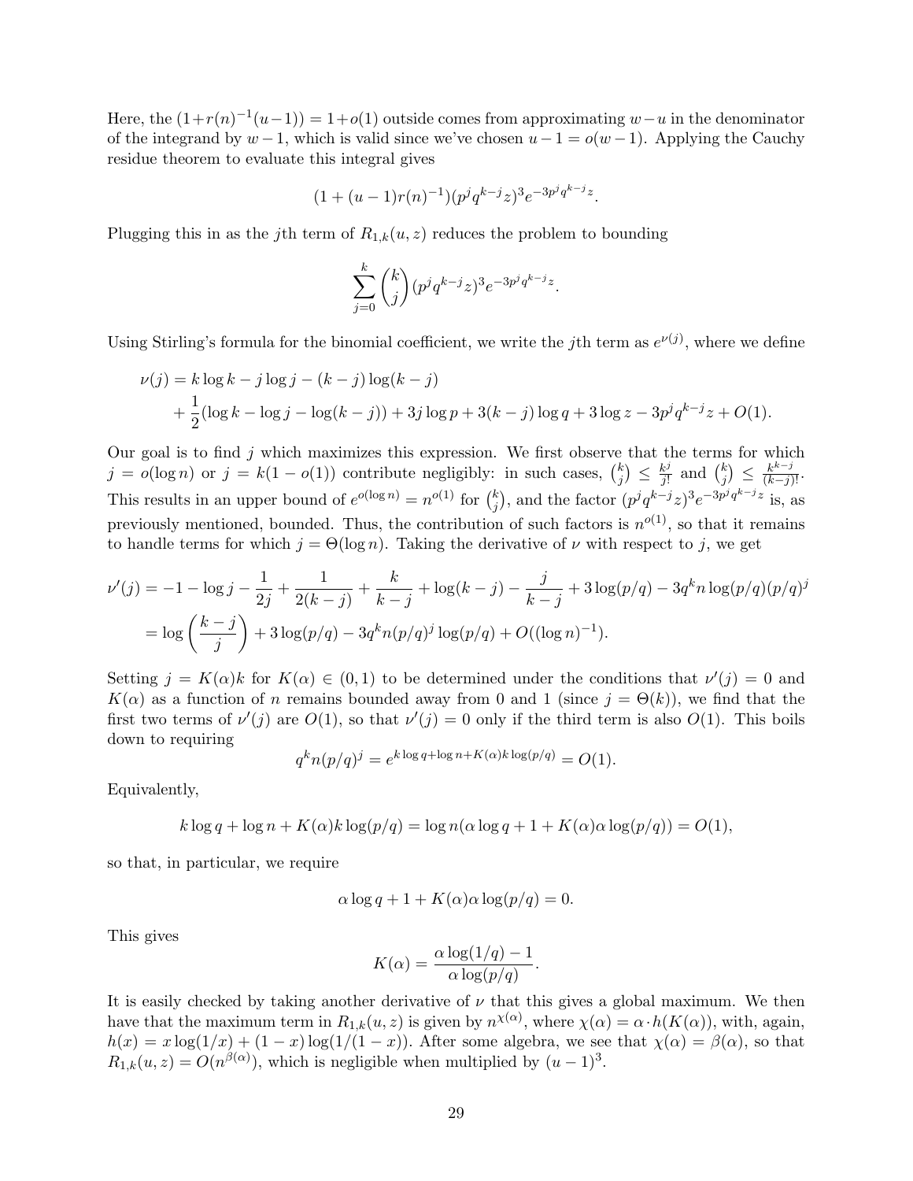Here, the $(1+r(n)^{-1}(u-1)) = 1+o(1)$ outside comes from approximating $w-u$ in the denominator of the integrand by $w-1$, which is valid since we've chosen $u-1 = o(w-1)$. Applying the Cauchy residue theorem to evaluate this integral gives

$$(1+(u-1)r(n)^{-1})(p^j q^{k-j} z)^3 e^{-3p^j q^{k-j} z}.$$

Plugging this in as the $j$th term of $R_{1,k}(u,z)$ reduces the problem to bounding

$$\sum_{j=0}^{k} \binom{k}{j} (p^j q^{k-j} z)^3 e^{-3p^j q^{k-j} z}.$$

Using Stirling's formula for the binomial coefficient, we write the $j$th term as $e^{\nu(j)}$, where we define

$$\begin{aligned}
\nu(j) &= k\log k - j\log j - (k-j)\log(k-j) \\
&\quad + \frac{1}{2}(\log k - \log j - \log(k-j)) + 3j\log p + 3(k-j)\log q + 3\log z - 3p^j q^{k-j} z + O(1).
\end{aligned}$$

Our goal is to find $j$ which maximizes this expression. We first observe that the terms for which $j = o(\log n)$ or $j = k(1-o(1))$ contribute negligibly: in such cases, $\binom{k}{j} \leq \frac{k^j}{j!}$ and $\binom{k}{j} \leq \frac{k^{k-j}}{(k-j)!}$. This results in an upper bound of $e^{o(\log n)} = n^{o(1)}$ for $\binom{k}{j}$, and the factor $(p^j q^{k-j} z)^3 e^{-3p^j q^{k-j} z}$ is, as previously mentioned, bounded. Thus, the contribution of such factors is $n^{o(1)}$, so that it remains to handle terms for which $j = \Theta(\log n)$. Taking the derivative of $\nu$ with respect to $j$, we get

$$\begin{aligned}
\nu'(j) &= -1 - \log j - \frac{1}{2j} + \frac{1}{2(k-j)} + \frac{k}{k-j} + \log(k-j) - \frac{j}{k-j} + 3\log(p/q) - 3q^k n \log(p/q)(p/q)^j \\
&= \log\left(\frac{k-j}{j}\right) + 3\log(p/q) - 3q^k n (p/q)^j \log(p/q) + O((\log n)^{-1}).
\end{aligned}$$

Setting $j = K(\alpha)k$ for $K(\alpha) \in (0,1)$ to be determined under the conditions that $\nu'(j) = 0$ and $K(\alpha)$ as a function of $n$ remains bounded away from 0 and 1 (since $j = \Theta(k)$), we find that the first two terms of $\nu'(j)$ are $O(1)$, so that $\nu'(j) = 0$ only if the third term is also $O(1)$. This boils down to requiring

$$q^k n (p/q)^j = e^{k\log q + \log n + K(\alpha)k\log(p/q)} = O(1).$$

Equivalently,

$$k\log q + \log n + K(\alpha)k\log(p/q) = \log n(\alpha\log q + 1 + K(\alpha)\alpha\log(p/q)) = O(1),$$

so that, in particular, we require

$$\alpha\log q + 1 + K(\alpha)\alpha\log(p/q) = 0.$$

This gives

$$K(\alpha) = \frac{\alpha\log(1/q) - 1}{\alpha\log(p/q)}.$$

It is easily checked by taking another derivative of $\nu$ that this gives a global maximum. We then have that the maximum term in $R_{1,k}(u,z)$ is given by $n^{\chi(\alpha)}$, where $\chi(\alpha) = \alpha \cdot h(K(\alpha))$, with, again, $h(x) = x\log(1/x) + (1-x)\log(1/(1-x))$. After some algebra, we see that $\chi(\alpha) = \beta(\alpha)$, so that $R_{1,k}(u,z) = O(n^{\beta(\alpha)})$, which is negligible when multiplied by $(u-1)^3$.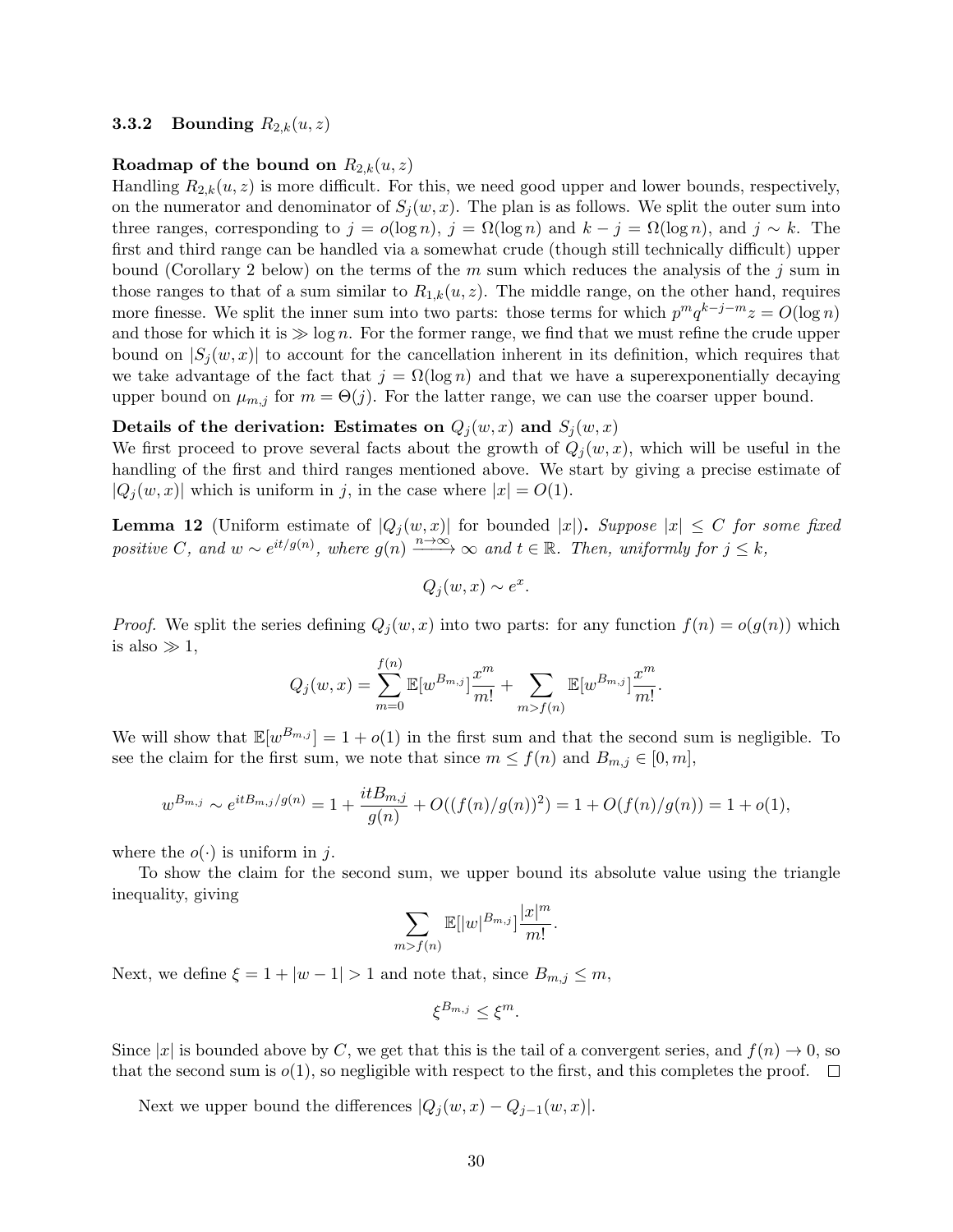### 3.3.2 Bounding $R_{2,k}(u, z)$

**Roadmap of the bound on $R_{2,k}(u, z)$**

Handling $R_{2,k}(u, z)$ is more difficult. For this, we need good upper and lower bounds, respectively, on the numerator and denominator of $S_j(w, x)$. The plan is as follows. We split the outer sum into three ranges, corresponding to $j = o(\log n)$, $j = \Omega(\log n)$ and $k - j = \Omega(\log n)$, and $j \sim k$. The first and third range can be handled via a somewhat crude (though still technically difficult) upper bound (Corollary 2 below) on the terms of the $m$ sum which reduces the analysis of the $j$ sum in those ranges to that of a sum similar to $R_{1,k}(u, z)$. The middle range, on the other hand, requires more finesse. We split the inner sum into two parts: those terms for which $p^m q^{k-j-m} z = O(\log n)$ and those for which it is $\gg \log n$. For the former range, we find that we must refine the crude upper bound on $|S_j(w, x)|$ to account for the cancellation inherent in its definition, which requires that we take advantage of the fact that $j = \Omega(\log n)$ and that we have a superexponentially decaying upper bound on $\mu_{m,j}$ for $m = \Theta(j)$. For the latter range, we can use the coarser upper bound.

**Details of the derivation: Estimates on $Q_j(w, x)$ and $S_j(w, x)$**

We first proceed to prove several facts about the growth of $Q_j(w, x)$, which will be useful in the handling of the first and third ranges mentioned above. We start by giving a precise estimate of $|Q_j(w, x)|$ which is uniform in $j$, in the case where $|x| = O(1)$.

**Lemma 12** (Uniform estimate of $|Q_j(w, x)|$ for bounded $|x|$)**.** *Suppose $|x| \leq C$ for some fixed positive $C$, and $w \sim e^{it/g(n)}$, where $g(n) \xrightarrow{n\to\infty} \infty$ and $t \in \mathbb{R}$. Then, uniformly for $j \leq k$,*

$$Q_j(w, x) \sim e^x.$$

*Proof.* We split the series defining $Q_j(w, x)$ into two parts: for any function $f(n) = o(g(n))$ which is also $\gg 1$,

$$Q_j(w, x) = \sum_{m=0}^{f(n)} \mathbb{E}[w^{B_{m,j}}] \frac{x^m}{m!} + \sum_{m > f(n)} \mathbb{E}[w^{B_{m,j}}] \frac{x^m}{m!}.$$

We will show that $\mathbb{E}[w^{B_{m,j}}] = 1 + o(1)$ in the first sum and that the second sum is negligible. To see the claim for the first sum, we note that since $m \leq f(n)$ and $B_{m,j} \in [0, m]$,

$$w^{B_{m,j}} \sim e^{itB_{m,j}/g(n)} = 1 + \frac{itB_{m,j}}{g(n)} + O((f(n)/g(n))^2) = 1 + O(f(n)/g(n)) = 1 + o(1),$$

where the $o(\cdot)$ is uniform in $j$.

To show the claim for the second sum, we upper bound its absolute value using the triangle inequality, giving

$$\sum_{m > f(n)} \mathbb{E}[|w|^{B_{m,j}}] \frac{|x|^m}{m!}.$$

Next, we define $\xi = 1 + |w - 1| > 1$ and note that, since $B_{m,j} \leq m$,

$$\xi^{B_{m,j}} \leq \xi^m.$$

Since $|x|$ is bounded above by $C$, we get that this is the tail of a convergent series, and $f(n) \to 0$, so that the second sum is $o(1)$, so negligible with respect to the first, and this completes the proof. $\square$

Next we upper bound the differences $|Q_j(w, x) - Q_{j-1}(w, x)|$.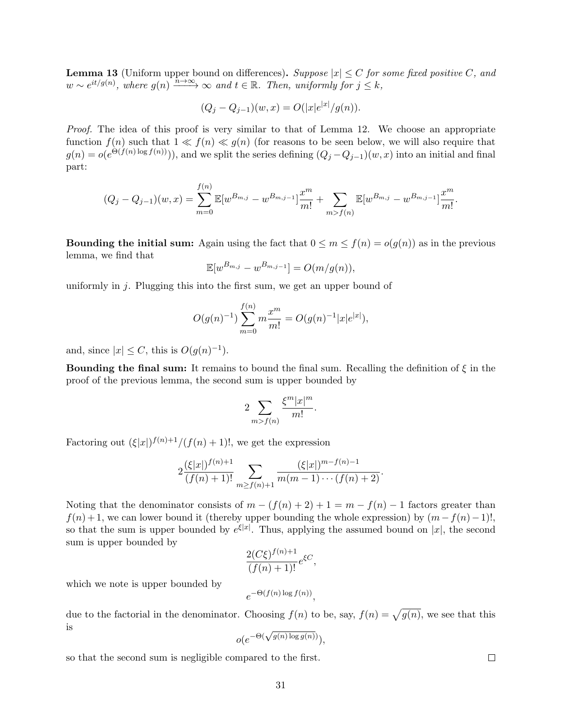**Lemma 13** (Uniform upper bound on differences)**.** *Suppose $|x| \le C$ for some fixed positive $C$, and $w \sim e^{it/g(n)}$, where $g(n) \xrightarrow{n\to\infty} \infty$ and $t \in \mathbb{R}$. Then, uniformly for $j \le k$,*

$$(Q_j - Q_{j-1})(w, x) = O(|x|e^{|x|}/g(n)).$$

*Proof.* The idea of this proof is very similar to that of Lemma 12. We choose an appropriate function $f(n)$ such that $1 \ll f(n) \ll g(n)$ (for reasons to be seen below, we will also require that $g(n) = o(e^{\Theta(f(n)\log f(n))})$), and we split the series defining $(Q_j - Q_{j-1})(w, x)$ into an initial and final part:

$$(Q_j - Q_{j-1})(w, x) = \sum_{m=0}^{f(n)} \mathbb{E}[w^{B_{m,j}} - w^{B_{m,j-1}}]\frac{x^m}{m!} + \sum_{m > f(n)} \mathbb{E}[w^{B_{m,j}} - w^{B_{m,j-1}}]\frac{x^m}{m!}.$$

**Bounding the initial sum:** Again using the fact that $0 \le m \le f(n) = o(g(n))$ as in the previous lemma, we find that

$$\mathbb{E}[w^{B_{m,j}} - w^{B_{m,j-1}}] = O(m/g(n)),$$

uniformly in $j$. Plugging this into the first sum, we get an upper bound of

$$O(g(n)^{-1}) \sum_{m=0}^{f(n)} m\frac{x^m}{m!} = O(g(n)^{-1}|x|e^{|x|}),$$

and, since $|x| \le C$, this is $O(g(n)^{-1})$.

**Bounding the final sum:** It remains to bound the final sum. Recalling the definition of $\xi$ in the proof of the previous lemma, the second sum is upper bounded by

$$2\sum_{m > f(n)} \frac{\xi^m |x|^m}{m!}.$$

Factoring out $(\xi|x|)^{f(n)+1}/(f(n)+1)!$, we get the expression

$$2\frac{(\xi|x|)^{f(n)+1}}{(f(n)+1)!} \sum_{m \ge f(n)+1} \frac{(\xi|x|)^{m-f(n)-1}}{m(m-1)\cdots(f(n)+2)}.$$

Noting that the denominator consists of $m - (f(n)+2) + 1 = m - f(n) - 1$ factors greater than $f(n)+1$, we can lower bound it (thereby upper bounding the whole expression) by $(m - f(n) - 1)!$, so that the sum is upper bounded by $e^{\xi|x|}$. Thus, applying the assumed bound on $|x|$, the second sum is upper bounded by

$$\frac{2(C\xi)^{f(n)+1}}{(f(n)+1)!}e^{\xi C},$$

which we note is upper bounded by

$$e^{-\Theta(f(n)\log f(n))},$$

due to the factorial in the denominator. Choosing $f(n)$ to be, say, $f(n) = \sqrt{g(n)}$, we see that this is

$$o(e^{-\Theta(\sqrt{g(n)}\log g(n))}),$$

so that the second sum is negligible compared to the first. $\square$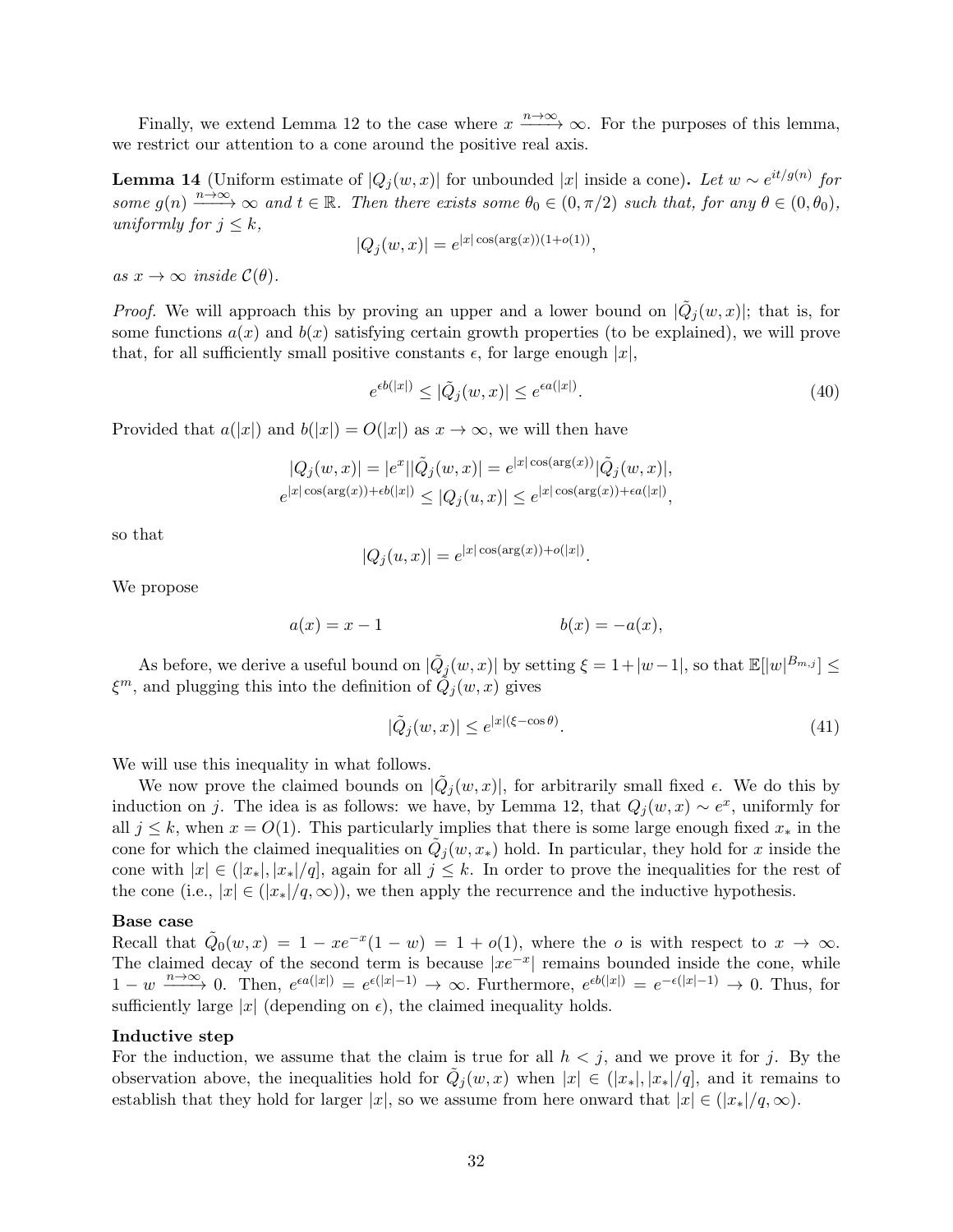Finally, we extend Lemma 12 to the case where $x \xrightarrow{n\to\infty} \infty$. For the purposes of this lemma, we restrict our attention to a cone around the positive real axis.

**Lemma 14** (Uniform estimate of $|Q_j(w,x)|$ for unbounded $|x|$ inside a cone)**.** *Let $w \sim e^{it/g(n)}$ for some $g(n) \xrightarrow{n\to\infty} \infty$ and $t \in \mathbb{R}$. Then there exists some $\theta_0 \in (0, \pi/2)$ such that, for any $\theta \in (0, \theta_0)$, uniformly for $j \le k$,*

$$|Q_j(w,x)| = e^{|x|\cos(\arg(x))(1+o(1))},$$

*as $x \to \infty$ inside $\mathcal{C}(\theta)$.*

*Proof.* We will approach this by proving an upper and a lower bound on $|\tilde{Q}_j(w,x)|$; that is, for some functions $a(x)$ and $b(x)$ satisfying certain growth properties (to be explained), we will prove that, for all sufficiently small positive constants $\epsilon$, for large enough $|x|$,

$$e^{\epsilon b(|x|)} \le |\tilde{Q}_j(w,x)| \le e^{\epsilon a(|x|)}. \tag{40}$$

Provided that $a(|x|)$ and $b(|x|) = O(|x|)$ as $x \to \infty$, we will then have

$$|Q_j(w,x)| = |e^x||\tilde{Q}_j(w,x)| = e^{|x|\cos(\arg(x))}|\tilde{Q}_j(w,x)|,$$
$$e^{|x|\cos(\arg(x))+\epsilon b(|x|)} \le |Q_j(u,x)| \le e^{|x|\cos(\arg(x))+\epsilon a(|x|)},$$

so that

$$|Q_j(u,x)| = e^{|x|\cos(\arg(x))+o(|x|)}.$$

We propose

$$a(x) = x - 1 \qquad\qquad b(x) = -a(x),$$

As before, we derive a useful bound on $|\tilde{Q}_j(w,x)|$ by setting $\xi = 1 + |w-1|$, so that $\mathbb{E}[|w|^{B_{m,j}}] \le \xi^m$, and plugging this into the definition of $\tilde{Q}_j(w,x)$ gives

$$|\tilde{Q}_j(w,x)| \le e^{|x|(\xi - \cos\theta)}. \tag{41}$$

We will use this inequality in what follows.

We now prove the claimed bounds on $|\tilde{Q}_j(w,x)|$, for arbitrarily small fixed $\epsilon$. We do this by induction on $j$. The idea is as follows: we have, by Lemma 12, that $Q_j(w,x) \sim e^x$, uniformly for all $j \le k$, when $x = O(1)$. This particularly implies that there is some large enough fixed $x_*$ in the cone for which the claimed inequalities on $\tilde{Q}_j(w,x_*)$ hold. In particular, they hold for $x$ inside the cone with $|x| \in (|x_*|, |x_*|/q]$, again for all $j \le k$. In order to prove the inequalities for the rest of the cone (i.e., $|x| \in (|x_*|/q, \infty)$), we then apply the recurrence and the inductive hypothesis.

**Base case**
Recall that $\tilde{Q}_0(w,x) = 1 - xe^{-x}(1-w) = 1 + o(1)$, where the $o$ is with respect to $x \to \infty$. The claimed decay of the second term is because $|xe^{-x}|$ remains bounded inside the cone, while $1 - w \xrightarrow{n\to\infty} 0$. Then, $e^{\epsilon a(|x|)} = e^{\epsilon(|x|-1)} \to \infty$. Furthermore, $e^{\epsilon b(|x|)} = e^{-\epsilon(|x|-1)} \to 0$. Thus, for sufficiently large $|x|$ (depending on $\epsilon$), the claimed inequality holds.

**Inductive step**
For the induction, we assume that the claim is true for all $h < j$, and we prove it for $j$. By the observation above, the inequalities hold for $\tilde{Q}_j(w,x)$ when $|x| \in (|x_*|, |x_*|/q]$, and it remains to establish that they hold for larger $|x|$, so we assume from here onward that $|x| \in (|x_*|/q, \infty)$.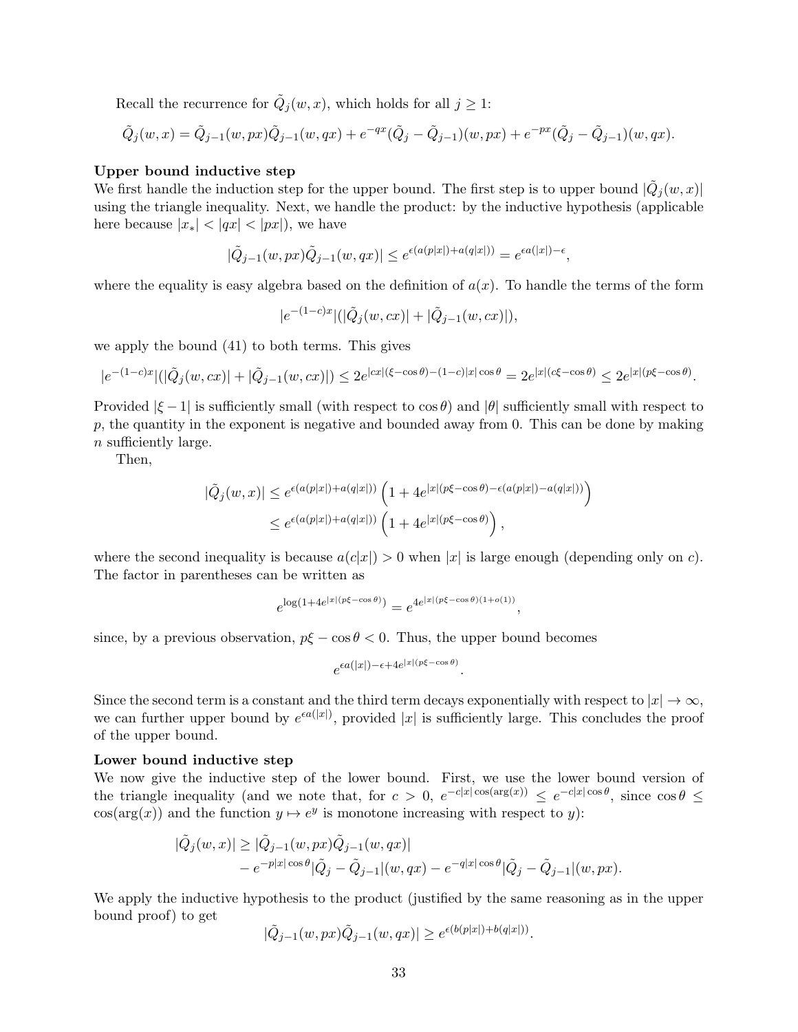Recall the recurrence for $\tilde{Q}_j(w, x)$, which holds for all $j \geq 1$:

$$\tilde{Q}_j(w,x) = \tilde{Q}_{j-1}(w,px)\tilde{Q}_{j-1}(w,qx) + e^{-qx}(\tilde{Q}_j - \tilde{Q}_{j-1})(w,px) + e^{-px}(\tilde{Q}_j - \tilde{Q}_{j-1})(w,qx).$$

**Upper bound inductive step**

We first handle the induction step for the upper bound. The first step is to upper bound $|\tilde{Q}_j(w,x)|$ using the triangle inequality. Next, we handle the product: by the inductive hypothesis (applicable here because $|x_*| < |qx| < |px|$), we have

$$|\tilde{Q}_{j-1}(w,px)\tilde{Q}_{j-1}(w,qx)| \leq e^{\epsilon(a(p|x|)+a(q|x|))} = e^{\epsilon a(|x|)-\epsilon},$$

where the equality is easy algebra based on the definition of $a(x)$. To handle the terms of the form

$$|e^{-(1-c)x}|(|\tilde{Q}_j(w,cx)| + |\tilde{Q}_{j-1}(w,cx)|),$$

we apply the bound (41) to both terms. This gives

$$|e^{-(1-c)x}|(|\tilde{Q}_j(w,cx)| + |\tilde{Q}_{j-1}(w,cx)|) \leq 2e^{|cx|(\xi - \cos\theta)-(1-c)|x|\cos\theta} = 2e^{|x|(c\xi-\cos\theta)} \leq 2e^{|x|(p\xi-\cos\theta)}.$$

Provided $|\xi - 1|$ is sufficiently small (with respect to $\cos\theta$) and $|\theta|$ sufficiently small with respect to $p$, the quantity in the exponent is negative and bounded away from 0. This can be done by making $n$ sufficiently large.

Then,

$$\begin{aligned}
|\tilde{Q}_j(w,x)| &\leq e^{\epsilon(a(p|x|)+a(q|x|))}\left(1 + 4e^{|x|(p\xi-\cos\theta)-\epsilon(a(p|x|)-a(q|x|))}\right) \\
&\leq e^{\epsilon(a(p|x|)+a(q|x|))}\left(1 + 4e^{|x|(p\xi-\cos\theta)}\right),
\end{aligned}$$

where the second inequality is because $a(c|x|) > 0$ when $|x|$ is large enough (depending only on $c$). The factor in parentheses can be written as

$$e^{\log(1+4e^{|x|(p\xi-\cos\theta)})} = e^{4e^{|x|(p\xi-\cos\theta)(1+o(1))}},$$

since, by a previous observation, $p\xi - \cos\theta < 0$. Thus, the upper bound becomes

$$e^{\epsilon a(|x|)-\epsilon+4e^{|x|(p\xi-\cos\theta)}}.$$

Since the second term is a constant and the third term decays exponentially with respect to $|x| \to \infty$, we can further upper bound by $e^{\epsilon a(|x|)}$, provided $|x|$ is sufficiently large. This concludes the proof of the upper bound.

**Lower bound inductive step**

We now give the inductive step of the lower bound. First, we use the lower bound version of the triangle inequality (and we note that, for $c > 0$, $e^{-c|x|\cos(\arg(x))} \leq e^{-c|x|\cos\theta}$, since $\cos\theta \leq \cos(\arg(x))$ and the function $y \mapsto e^y$ is monotone increasing with respect to $y$):

$$\begin{aligned}
|\tilde{Q}_j(w,x)| \geq\ & |\tilde{Q}_{j-1}(w,px)\tilde{Q}_{j-1}(w,qx)| \\
& - e^{-p|x|\cos\theta}|\tilde{Q}_j - \tilde{Q}_{j-1}|(w,qx) - e^{-q|x|\cos\theta}|\tilde{Q}_j - \tilde{Q}_{j-1}|(w,px).
\end{aligned}$$

We apply the inductive hypothesis to the product (justified by the same reasoning as in the upper bound proof) to get

$$|\tilde{Q}_{j-1}(w,px)\tilde{Q}_{j-1}(w,qx)| \geq e^{\epsilon(b(p|x|)+b(q|x|))}.$$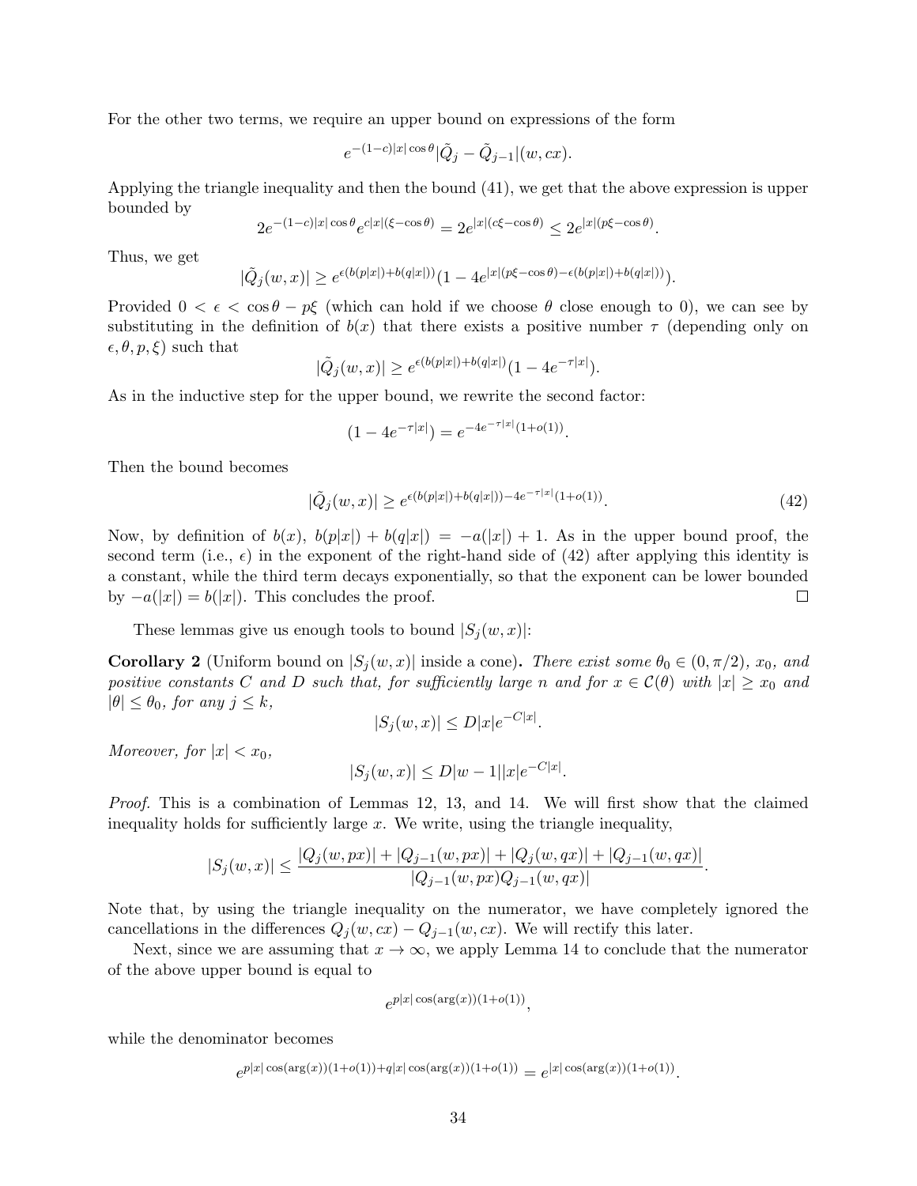For the other two terms, we require an upper bound on expressions of the form

$$e^{-(1-c)|x|\cos\theta}|\tilde{Q}_j - \tilde{Q}_{j-1}|(w, cx).$$

Applying the triangle inequality and then the bound (41), we get that the above expression is upper bounded by

$$2e^{-(1-c)|x|\cos\theta}e^{c|x|(\xi-\cos\theta)} = 2e^{|x|(c\xi-\cos\theta)} \leq 2e^{|x|(p\xi-\cos\theta)}.$$

Thus, we get

$$|\tilde{Q}_j(w,x)| \geq e^{\epsilon(b(p|x|)+b(q|x|))}(1 - 4e^{|x|(p\xi-\cos\theta)-\epsilon(b(p|x|)+b(q|x|))}).$$

Provided $0 < \epsilon < \cos\theta - p\xi$ (which can hold if we choose $\theta$ close enough to 0), we can see by substituting in the definition of $b(x)$ that there exists a positive number $\tau$ (depending only on $\epsilon, \theta, p, \xi$) such that

$$|\tilde{Q}_j(w,x)| \geq e^{\epsilon(b(p|x|)+b(q|x|))}(1 - 4e^{-\tau|x|}).$$

As in the inductive step for the upper bound, we rewrite the second factor:

$$(1 - 4e^{-\tau|x|}) = e^{-4e^{-\tau|x|}(1+o(1))}.$$

Then the bound becomes

$$|\tilde{Q}_j(w,x)| \geq e^{\epsilon(b(p|x|)+b(q|x|))-4e^{-\tau|x|}(1+o(1))}. \tag{42}$$

Now, by definition of $b(x)$, $b(p|x|) + b(q|x|) = -a(|x|) + 1$. As in the upper bound proof, the second term (i.e., $\epsilon$) in the exponent of the right-hand side of (42) after applying this identity is a constant, while the third term decays exponentially, so that the exponent can be lower bounded by $-a(|x|) = b(|x|)$. This concludes the proof. $\square$

These lemmas give us enough tools to bound $|S_j(w,x)|$:

**Corollary 2** (Uniform bound on $|S_j(w,x)|$ inside a cone). *There exist some $\theta_0 \in (0, \pi/2)$, $x_0$, and positive constants $C$ and $D$ such that, for sufficiently large $n$ and for $x \in \mathcal{C}(\theta)$ with $|x| \geq x_0$ and $|\theta| \leq \theta_0$, for any $j \leq k$,*

$$|S_j(w,x)| \leq D|x|e^{-C|x|}.$$

*Moreover, for $|x| < x_0$,*

$$|S_j(w,x)| \leq D|w-1||x|e^{-C|x|}.$$

*Proof.* This is a combination of Lemmas 12, 13, and 14. We will first show that the claimed inequality holds for sufficiently large $x$. We write, using the triangle inequality,

$$|S_j(w,x)| \leq \frac{|Q_j(w,px)| + |Q_{j-1}(w,px)| + |Q_j(w,qx)| + |Q_{j-1}(w,qx)|}{|Q_{j-1}(w,px)Q_{j-1}(w,qx)|}.$$

Note that, by using the triangle inequality on the numerator, we have completely ignored the cancellations in the differences $Q_j(w,cx) - Q_{j-1}(w,cx)$. We will rectify this later.

Next, since we are assuming that $x \to \infty$, we apply Lemma 14 to conclude that the numerator of the above upper bound is equal to

$$e^{p|x|\cos(\arg(x))(1+o(1))},$$

while the denominator becomes

$$e^{p|x|\cos(\arg(x))(1+o(1))+q|x|\cos(\arg(x))(1+o(1))} = e^{|x|\cos(\arg(x))(1+o(1))}.$$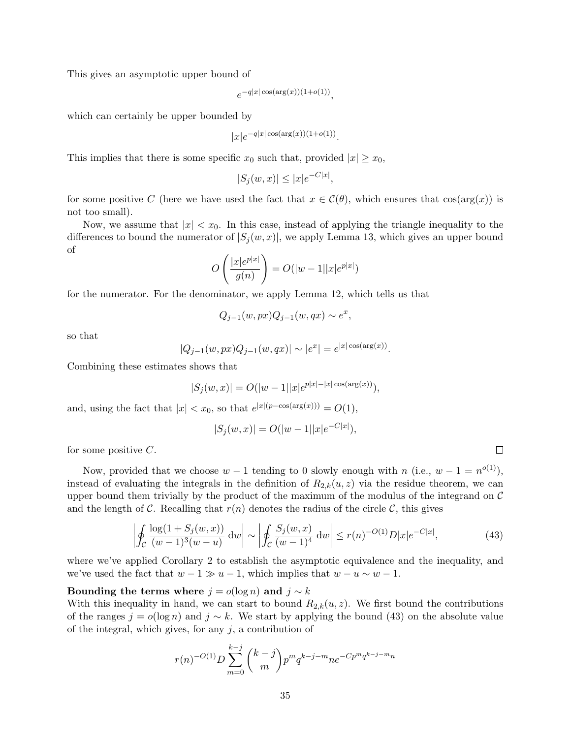This gives an asymptotic upper bound of

$$e^{-q|x|\cos(\arg(x))(1+o(1))},$$

which can certainly be upper bounded by

$$|x|e^{-q|x|\cos(\arg(x))(1+o(1))}.$$

This implies that there is some specific $x_0$ such that, provided $|x| \geq x_0$,

$$|S_j(w,x)| \leq |x|e^{-C|x|},$$

for some positive $C$ (here we have used the fact that $x \in \mathcal{C}(\theta)$, which ensures that $\cos(\arg(x))$ is not too small).

Now, we assume that $|x| < x_0$. In this case, instead of applying the triangle inequality to the differences to bound the numerator of $|S_j(w,x)|$, we apply Lemma 13, which gives an upper bound of

$$O\left(\frac{|x|e^{p|x|}}{g(n)}\right) = O(|w-1||x|e^{p|x|})$$

for the numerator. For the denominator, we apply Lemma 12, which tells us that

$$Q_{j-1}(w,px)Q_{j-1}(w,qx) \sim e^x,$$

so that

$$|Q_{j-1}(w,px)Q_{j-1}(w,qx)| \sim |e^x| = e^{|x|\cos(\arg(x))}.$$

Combining these estimates shows that

$$|S_j(w,x)| = O(|w-1||x|e^{p|x|-|x|\cos(\arg(x))}),$$

and, using the fact that $|x| < x_0$, so that $e^{|x|(p-\cos(\arg(x)))} = O(1)$,

$$|S_j(w,x)| = O(|w-1||x|e^{-C|x|}),$$

for some positive $C$. ∎

Now, provided that we choose $w-1$ tending to 0 slowly enough with $n$ (i.e., $w-1 = n^{o(1)}$), instead of evaluating the integrals in the definition of $R_{2,k}(u,z)$ via the residue theorem, we can upper bound them trivially by the product of the maximum of the modulus of the integrand on $\mathcal{C}$ and the length of $\mathcal{C}$. Recalling that $r(n)$ denotes the radius of the circle $\mathcal{C}$, this gives

$$\left|\oint_{\mathcal{C}} \frac{\log(1+S_j(w,x))}{(w-1)^3(w-u)}\,\mathrm{d}w\right| \sim \left|\oint_{\mathcal{C}} \frac{S_j(w,x)}{(w-1)^4}\,\mathrm{d}w\right| \leq r(n)^{-O(1)}D|x|e^{-C|x|}, \tag{43}$$

where we've applied Corollary 2 to establish the asymptotic equivalence and the inequality, and we've used the fact that $w-1 \gg u-1$, which implies that $w-u \sim w-1$.

**Bounding the terms where $j = o(\log n)$ and $j \sim k$**
With this inequality in hand, we can start to bound $R_{2,k}(u,z)$. We first bound the contributions of the ranges $j = o(\log n)$ and $j \sim k$. We start by applying the bound (43) on the absolute value of the integral, which gives, for any $j$, a contribution of

$$r(n)^{-O(1)}D\sum_{m=0}^{k-j}\binom{k-j}{m}p^m q^{k-j-m} n e^{-Cp^m q^{k-j-m}n}$$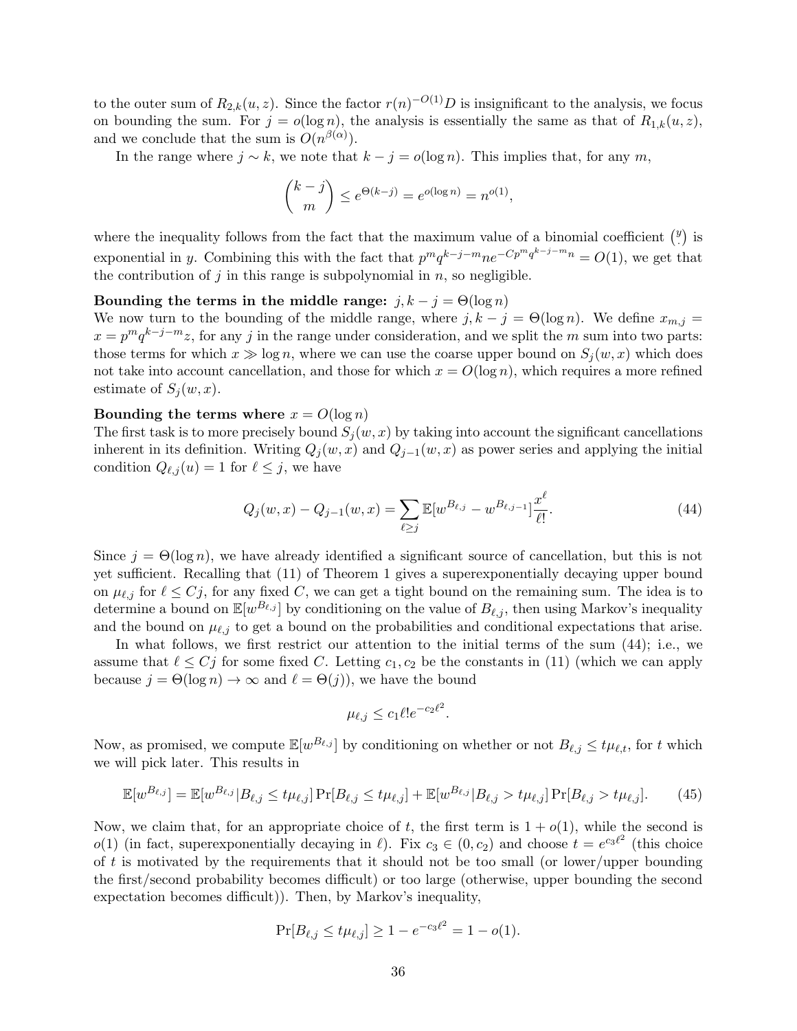to the outer sum of $R_{2,k}(u, z)$. Since the factor $r(n)^{-O(1)}D$ is insignificant to the analysis, we focus on bounding the sum. For $j = o(\log n)$, the analysis is essentially the same as that of $R_{1,k}(u, z)$, and we conclude that the sum is $O(n^{\beta(\alpha)})$.

In the range where $j \sim k$, we note that $k - j = o(\log n)$. This implies that, for any $m$,

$$\binom{k-j}{m} \leq e^{\Theta(k-j)} = e^{o(\log n)} = n^{o(1)},$$

where the inequality follows from the fact that the maximum value of a binomial coefficient $\binom{y}{\cdot}$ is exponential in $y$. Combining this with the fact that $p^m q^{k-j-m} n e^{-Cp^m q^{k-j-m} n} = O(1)$, we get that the contribution of $j$ in this range is subpolynomial in $n$, so negligible.

**Bounding the terms in the middle range:** $j, k - j = \Theta(\log n)$

We now turn to the bounding of the middle range, where $j, k - j = \Theta(\log n)$. We define $x_{m,j} = x = p^m q^{k-j-m} z$, for any $j$ in the range under consideration, and we split the $m$ sum into two parts: those terms for which $x \gg \log n$, where we can use the coarse upper bound on $S_j(w, x)$ which does not take into account cancellation, and those for which $x = O(\log n)$, which requires a more refined estimate of $S_j(w, x)$.

**Bounding the terms where** $x = O(\log n)$

The first task is to more precisely bound $S_j(w, x)$ by taking into account the significant cancellations inherent in its definition. Writing $Q_j(w, x)$ and $Q_{j-1}(w, x)$ as power series and applying the initial condition $Q_{\ell,j}(u) = 1$ for $\ell \leq j$, we have

$$Q_j(w, x) - Q_{j-1}(w, x) = \sum_{\ell \geq j} \mathbb{E}[w^{B_{\ell,j}} - w^{B_{\ell,j-1}}] \frac{x^\ell}{\ell!}. \tag{44}$$

Since $j = \Theta(\log n)$, we have already identified a significant source of cancellation, but this is not yet sufficient. Recalling that (11) of Theorem 1 gives a superexponentially decaying upper bound on $\mu_{\ell,j}$ for $\ell \leq Cj$, for any fixed $C$, we can get a tight bound on the remaining sum. The idea is to determine a bound on $\mathbb{E}[w^{B_{\ell,j}}]$ by conditioning on the value of $B_{\ell,j}$, then using Markov's inequality and the bound on $\mu_{\ell,j}$ to get a bound on the probabilities and conditional expectations that arise.

In what follows, we first restrict our attention to the initial terms of the sum (44); i.e., we assume that $\ell \leq Cj$ for some fixed $C$. Letting $c_1, c_2$ be the constants in (11) (which we can apply because $j = \Theta(\log n) \to \infty$ and $\ell = \Theta(j)$), we have the bound

$$\mu_{\ell,j} \leq c_1 \ell! e^{-c_2 \ell^2}.$$

Now, as promised, we compute $\mathbb{E}[w^{B_{\ell,j}}]$ by conditioning on whether or not $B_{\ell,j} \leq t\mu_{\ell,t}$, for $t$ which we will pick later. This results in

$$\mathbb{E}[w^{B_{\ell,j}}] = \mathbb{E}[w^{B_{\ell,j}} | B_{\ell,j} \leq t\mu_{\ell,j}] \Pr[B_{\ell,j} \leq t\mu_{\ell,j}] + \mathbb{E}[w^{B_{\ell,j}} | B_{\ell,j} > t\mu_{\ell,j}] \Pr[B_{\ell,j} > t\mu_{\ell,j}]. \tag{45}$$

Now, we claim that, for an appropriate choice of $t$, the first term is $1 + o(1)$, while the second is $o(1)$ (in fact, superexponentially decaying in $\ell$). Fix $c_3 \in (0, c_2)$ and choose $t = e^{c_3 \ell^2}$ (this choice of $t$ is motivated by the requirements that it should not be too small (or lower/upper bounding the first/second probability becomes difficult) or too large (otherwise, upper bounding the second expectation becomes difficult)). Then, by Markov's inequality,

$$\Pr[B_{\ell,j} \leq t\mu_{\ell,j}] \geq 1 - e^{-c_3 \ell^2} = 1 - o(1).$$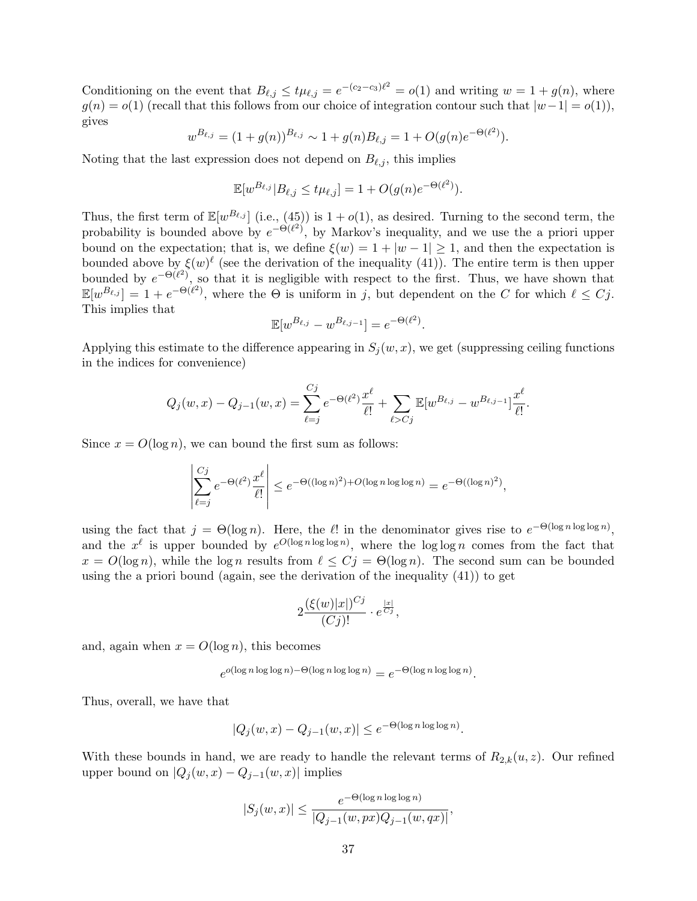Conditioning on the event that $B_{\ell,j} \leq t\mu_{\ell,j} = e^{-(c_2-c_3)\ell^2} = o(1)$ and writing $w = 1 + g(n)$, where $g(n) = o(1)$ (recall that this follows from our choice of integration contour such that $|w-1| = o(1)$), gives

$$w^{B_{\ell,j}} = (1+g(n))^{B_{\ell,j}} \sim 1 + g(n)B_{\ell,j} = 1 + O(g(n)e^{-\Theta(\ell^2)}).$$

Noting that the last expression does not depend on $B_{\ell,j}$, this implies

$$\mathbb{E}[w^{B_{\ell,j}} | B_{\ell,j} \leq t\mu_{\ell,j}] = 1 + O(g(n)e^{-\Theta(\ell^2)}).$$

Thus, the first term of $\mathbb{E}[w^{B_{\ell,j}}]$ (i.e., (45)) is $1 + o(1)$, as desired. Turning to the second term, the probability is bounded above by $e^{-\Theta(\ell^2)}$, by Markov's inequality, and we use the a priori upper bound on the expectation; that is, we define $\xi(w) = 1 + |w-1| \geq 1$, and then the expectation is bounded above by $\xi(w)^\ell$ (see the derivation of the inequality (41)). The entire term is then upper bounded by $e^{-\Theta(\ell^2)}$, so that it is negligible with respect to the first. Thus, we have shown that $\mathbb{E}[w^{B_{\ell,j}}] = 1 + e^{-\Theta(\ell^2)}$, where the $\Theta$ is uniform in $j$, but dependent on the $C$ for which $\ell \leq Cj$. This implies that

$$\mathbb{E}[w^{B_{\ell,j}} - w^{B_{\ell,j-1}}] = e^{-\Theta(\ell^2)}.$$

Applying this estimate to the difference appearing in $S_j(w,x)$, we get (suppressing ceiling functions in the indices for convenience)

$$Q_j(w,x) - Q_{j-1}(w,x) = \sum_{\ell=j}^{Cj} e^{-\Theta(\ell^2)} \frac{x^\ell}{\ell!} + \sum_{\ell > Cj} \mathbb{E}[w^{B_{\ell,j}} - w^{B_{\ell,j-1}}] \frac{x^\ell}{\ell!}.$$

Since $x = O(\log n)$, we can bound the first sum as follows:

$$\left| \sum_{\ell=j}^{Cj} e^{-\Theta(\ell^2)} \frac{x^\ell}{\ell!} \right| \leq e^{-\Theta((\log n)^2) + O(\log n \log\log n)} = e^{-\Theta((\log n)^2)},$$

using the fact that $j = \Theta(\log n)$. Here, the $\ell!$ in the denominator gives rise to $e^{-\Theta(\log n \log\log n)}$, and the $x^\ell$ is upper bounded by $e^{O(\log n \log\log n)}$, where the $\log\log n$ comes from the fact that $x = O(\log n)$, while the $\log n$ results from $\ell \leq Cj = \Theta(\log n)$. The second sum can be bounded using the a priori bound (again, see the derivation of the inequality (41)) to get

$$2\frac{(\xi(w)|x|)^{Cj}}{(Cj)!} \cdot e^{\frac{|x|}{Cj}},$$

and, again when $x = O(\log n)$, this becomes

$$e^{o(\log n \log\log n) - \Theta(\log n \log\log n)} = e^{-\Theta(\log n \log\log n)}.$$

Thus, overall, we have that

$$|Q_j(w,x) - Q_{j-1}(w,x)| \leq e^{-\Theta(\log n \log\log n)}.$$

With these bounds in hand, we are ready to handle the relevant terms of $R_{2,k}(u,z)$. Our refined upper bound on $|Q_j(w,x) - Q_{j-1}(w,x)|$ implies

$$|S_j(w,x)| \leq \frac{e^{-\Theta(\log n \log\log n)}}{|Q_{j-1}(w,px)Q_{j-1}(w,qx)|},$$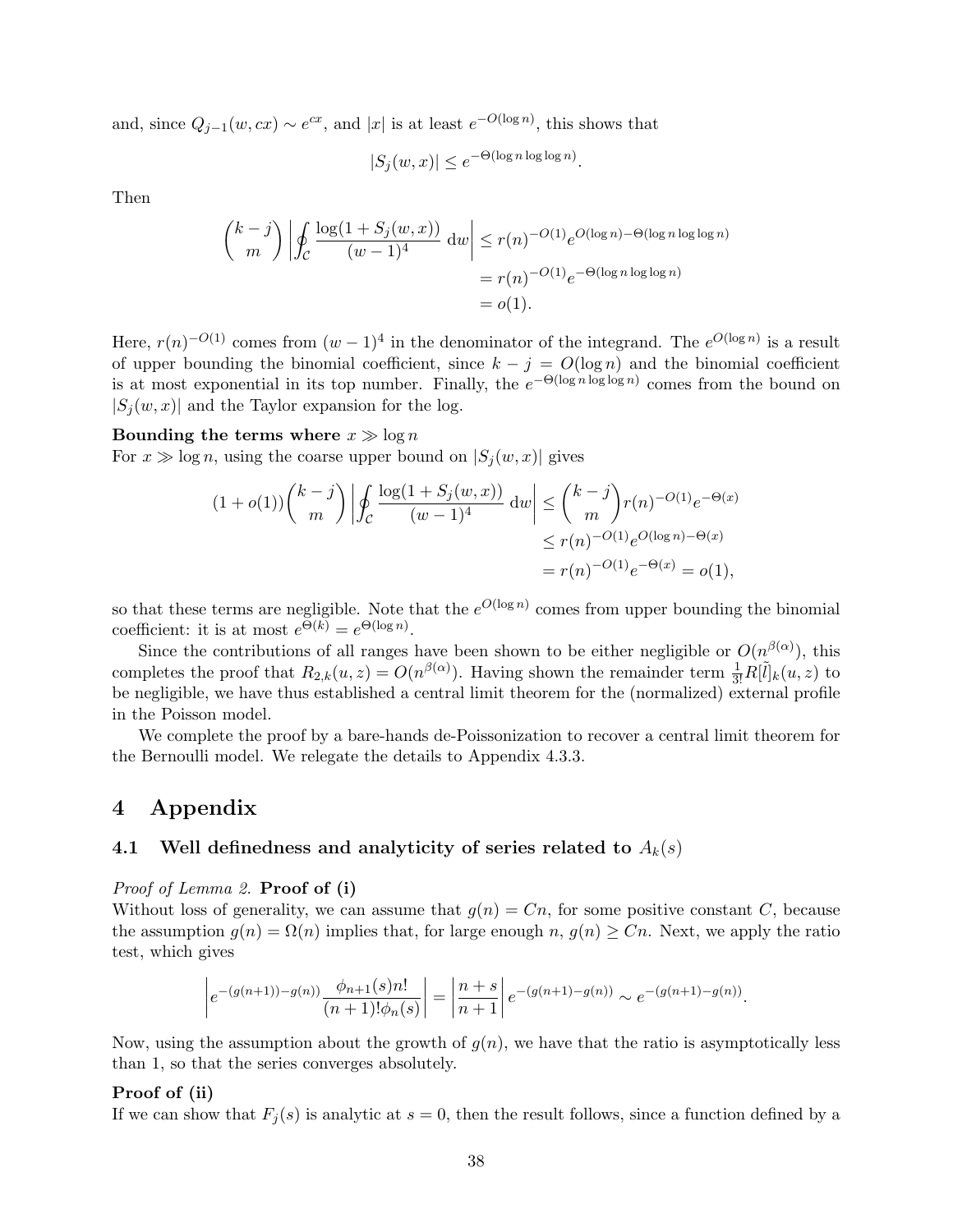and, since $Q_{j-1}(w, cx) \sim e^{cx}$, and $|x|$ is at least $e^{-O(\log n)}$, this shows that

$$|S_j(w, x)| \leq e^{-\Theta(\log n \log \log n)}.$$

Then

$$\begin{aligned}
\binom{k-j}{m} \left| \oint_{\mathcal{C}} \frac{\log(1 + S_j(w, x))}{(w-1)^4} \, \mathrm{d}w \right| &\leq r(n)^{-O(1)} e^{O(\log n) - \Theta(\log n \log \log n)} \\
&= r(n)^{-O(1)} e^{-\Theta(\log n \log \log n)} \\
&= o(1).
\end{aligned}$$

Here, $r(n)^{-O(1)}$ comes from $(w-1)^4$ in the denominator of the integrand. The $e^{O(\log n)}$ is a result of upper bounding the binomial coefficient, since $k - j = O(\log n)$ and the binomial coefficient is at most exponential in its top number. Finally, the $e^{-\Theta(\log n \log \log n)}$ comes from the bound on $|S_j(w, x)|$ and the Taylor expansion for the log.

**Bounding the terms where $x \gg \log n$**
For $x \gg \log n$, using the coarse upper bound on $|S_j(w, x)|$ gives

$$\begin{aligned}
(1 + o(1)) \binom{k-j}{m} \left| \oint_{\mathcal{C}} \frac{\log(1 + S_j(w, x))}{(w-1)^4} \, \mathrm{d}w \right| &\leq \binom{k-j}{m} r(n)^{-O(1)} e^{-\Theta(x)} \\
&\leq r(n)^{-O(1)} e^{O(\log n) - \Theta(x)} \\
&= r(n)^{-O(1)} e^{-\Theta(x)} = o(1),
\end{aligned}$$

so that these terms are negligible. Note that the $e^{O(\log n)}$ comes from upper bounding the binomial coefficient: it is at most $e^{\Theta(k)} = e^{\Theta(\log n)}$.

Since the contributions of all ranges have been shown to be either negligible or $O(n^{\beta(\alpha)})$, this completes the proof that $R_{2,k}(u, z) = O(n^{\beta(\alpha)})$. Having shown the remainder term $\frac{1}{3!} R[\tilde{l}]_k(u, z)$ to be negligible, we have thus established a central limit theorem for the (normalized) external profile in the Poisson model.

We complete the proof by a bare-hands de-Poissonization to recover a central limit theorem for the Bernoulli model. We relegate the details to Appendix 4.3.3.

# 4 Appendix

## 4.1 Well definedness and analyticity of series related to $A_k(s)$

*Proof of Lemma 2.* **Proof of (i)**
Without loss of generality, we can assume that $g(n) = Cn$, for some positive constant $C$, because the assumption $g(n) = \Omega(n)$ implies that, for large enough $n$, $g(n) \geq Cn$. Next, we apply the ratio test, which gives

$$\left| e^{-(g(n+1)) - g(n))} \frac{\phi_{n+1}(s) n!}{(n+1)! \phi_n(s)} \right| = \left| \frac{n+s}{n+1} \right| e^{-(g(n+1) - g(n))} \sim e^{-(g(n+1) - g(n))}.$$

Now, using the assumption about the growth of $g(n)$, we have that the ratio is asymptotically less than 1, so that the series converges absolutely.

**Proof of (ii)**
If we can show that $F_j(s)$ is analytic at $s = 0$, then the result follows, since a function defined by a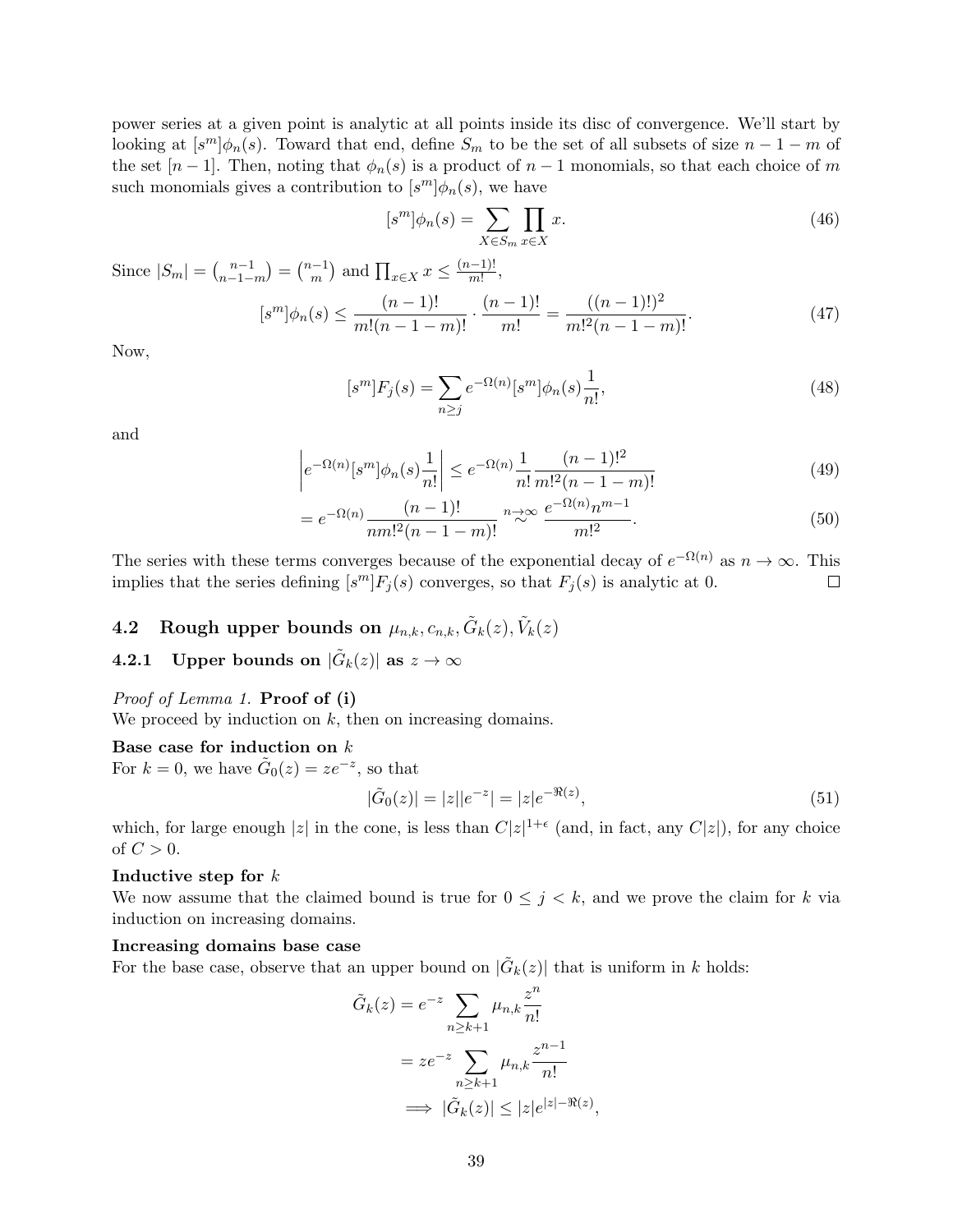power series at a given point is analytic at all points inside its disc of convergence. We'll start by looking at $[s^m]\phi_n(s)$. Toward that end, define $S_m$ to be the set of all subsets of size $n-1-m$ of the set $[n-1]$. Then, noting that $\phi_n(s)$ is a product of $n-1$ monomials, so that each choice of $m$ such monomials gives a contribution to $[s^m]\phi_n(s)$, we have

$$[s^m]\phi_n(s) = \sum_{X \in S_m} \prod_{x \in X} x. \tag{46}$$

Since $|S_m| = \binom{n-1}{n-1-m} = \binom{n-1}{m}$ and $\prod_{x\in X} x \le \frac{(n-1)!}{m!}$,

$$[s^m]\phi_n(s) \le \frac{(n-1)!}{m!(n-1-m)!} \cdot \frac{(n-1)!}{m!} = \frac{((n-1)!)^2}{m!^2(n-1-m)!}. \tag{47}$$

Now,

$$[s^m]F_j(s) = \sum_{n\ge j} e^{-\Omega(n)}[s^m]\phi_n(s)\frac{1}{n!}, \tag{48}$$

and

$$\left|e^{-\Omega(n)}[s^m]\phi_n(s)\frac{1}{n!}\right| \le e^{-\Omega(n)}\frac{1}{n!}\frac{(n-1)!^2}{m!^2(n-1-m)!} \tag{49}$$

$$= e^{-\Omega(n)}\frac{(n-1)!}{nm!^2(n-1-m)!} \overset{n\to\infty}{\sim} \frac{e^{-\Omega(n)}n^{m-1}}{m!^2}. \tag{50}$$

The series with these terms converges because of the exponential decay of $e^{-\Omega(n)}$ as $n\to\infty$. This implies that the series defining $[s^m]F_j(s)$ converges, so that $F_j(s)$ is analytic at 0. $\square$

## 4.2 Rough upper bounds on $\mu_{n,k}, c_{n,k}, \tilde{G}_k(z), \tilde{V}_k(z)$

### 4.2.1 Upper bounds on $|\tilde{G}_k(z)|$ as $z\to\infty$

*Proof of Lemma 1.* **Proof of (i)**
We proceed by induction on $k$, then on increasing domains.

**Base case for induction on $k$**
For $k=0$, we have $\tilde{G}_0(z) = ze^{-z}$, so that

$$|\tilde{G}_0(z)| = |z||e^{-z}| = |z|e^{-\Re(z)}, \tag{51}$$

which, for large enough $|z|$ in the cone, is less than $C|z|^{1+\epsilon}$ (and, in fact, any $C|z|$), for any choice of $C>0$.

**Inductive step for $k$**
We now assume that the claimed bound is true for $0\le j<k$, and we prove the claim for $k$ via induction on increasing domains.

**Increasing domains base case**
For the base case, observe that an upper bound on $|\tilde{G}_k(z)|$ that is uniform in $k$ holds:

$$\tilde{G}_k(z) = e^{-z}\sum_{n\ge k+1}\mu_{n,k}\frac{z^n}{n!}$$

$$= ze^{-z}\sum_{n\ge k+1}\mu_{n,k}\frac{z^{n-1}}{n!}$$

$$\implies |\tilde{G}_k(z)| \le |z|e^{|z|-\Re(z)},$$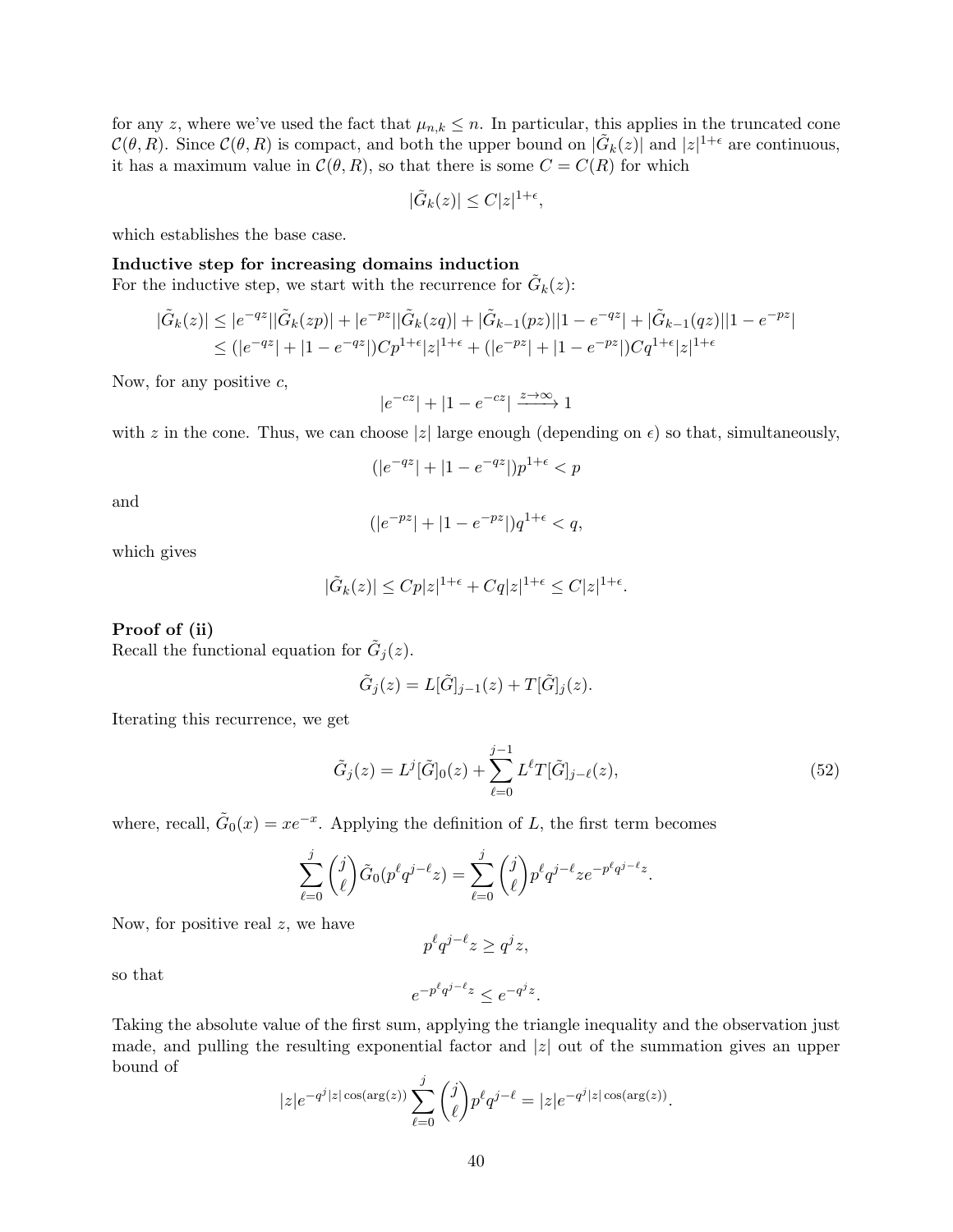for any $z$, where we've used the fact that $\mu_{n,k} \leq n$. In particular, this applies in the truncated cone $\mathcal{C}(\theta, R)$. Since $\mathcal{C}(\theta, R)$ is compact, and both the upper bound on $|\tilde{G}_k(z)|$ and $|z|^{1+\epsilon}$ are continuous, it has a maximum value in $\mathcal{C}(\theta, R)$, so that there is some $C = C(R)$ for which

$$|\tilde{G}_k(z)| \leq C|z|^{1+\epsilon},$$

which establishes the base case.

**Inductive step for increasing domains induction**
For the inductive step, we start with the recurrence for $\tilde{G}_k(z)$:

$$\begin{aligned}
|\tilde{G}_k(z)| &\leq |e^{-qz}||\tilde{G}_k(zp)| + |e^{-pz}||\tilde{G}_k(zq)| + |\tilde{G}_{k-1}(pz)||1 - e^{-qz}| + |\tilde{G}_{k-1}(qz)||1 - e^{-pz}| \\
&\leq (|e^{-qz}| + |1 - e^{-qz}|)Cp^{1+\epsilon}|z|^{1+\epsilon} + (|e^{-pz}| + |1 - e^{-pz}|)Cq^{1+\epsilon}|z|^{1+\epsilon}
\end{aligned}$$

Now, for any positive $c$,

$$|e^{-cz}| + |1 - e^{-cz}| \xrightarrow{z\to\infty} 1$$

with $z$ in the cone. Thus, we can choose $|z|$ large enough (depending on $\epsilon$) so that, simultaneously,

$$(|e^{-qz}| + |1 - e^{-qz}|)p^{1+\epsilon} < p$$

and

$$(|e^{-pz}| + |1 - e^{-pz}|)q^{1+\epsilon} < q,$$

which gives

$$|\tilde{G}_k(z)| \leq Cp|z|^{1+\epsilon} + Cq|z|^{1+\epsilon} \leq C|z|^{1+\epsilon}.$$

**Proof of (ii)**
Recall the functional equation for $\tilde{G}_j(z)$.

$$\tilde{G}_j(z) = L[\tilde{G}]_{j-1}(z) + T[\tilde{G}]_j(z).$$

Iterating this recurrence, we get

$$\tilde{G}_j(z) = L^j[\tilde{G}]_0(z) + \sum_{\ell=0}^{j-1} L^\ell T[\tilde{G}]_{j-\ell}(z), \tag{52}$$

where, recall, $\tilde{G}_0(x) = xe^{-x}$. Applying the definition of $L$, the first term becomes

$$\sum_{\ell=0}^{j} \binom{j}{\ell} \tilde{G}_0(p^\ell q^{j-\ell} z) = \sum_{\ell=0}^{j} \binom{j}{\ell} p^\ell q^{j-\ell} z e^{-p^\ell q^{j-\ell} z}.$$

Now, for positive real $z$, we have

$$p^\ell q^{j-\ell} z \geq q^j z,$$

so that

$$e^{-p^\ell q^{j-\ell} z} \leq e^{-q^j z}.$$

Taking the absolute value of the first sum, applying the triangle inequality and the observation just made, and pulling the resulting exponential factor and $|z|$ out of the summation gives an upper bound of

$$|z| e^{-q^j |z| \cos(\arg(z))} \sum_{\ell=0}^{j} \binom{j}{\ell} p^\ell q^{j-\ell} = |z| e^{-q^j |z| \cos(\arg(z))}.$$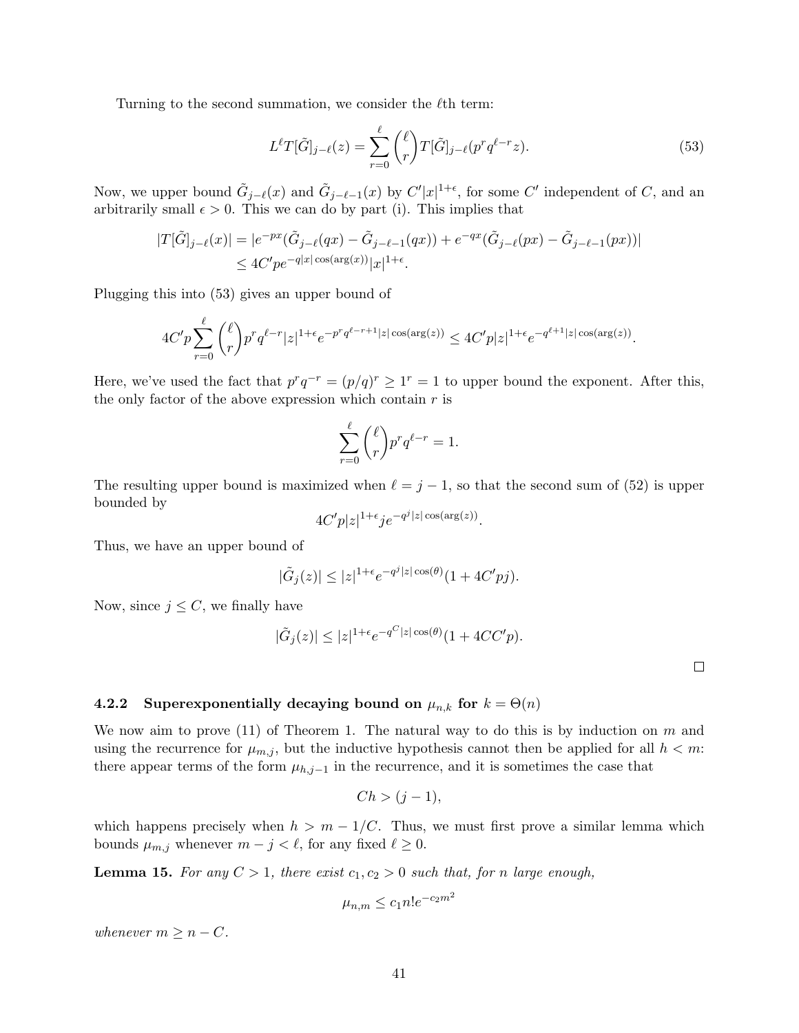Turning to the second summation, we consider the $\ell$th term:

$$L^\ell T[\tilde{G}]_{j-\ell}(z) = \sum_{r=0}^{\ell} \binom{\ell}{r} T[\tilde{G}]_{j-\ell}(p^r q^{\ell-r} z). \tag{53}$$

Now, we upper bound $\tilde{G}_{j-\ell}(x)$ and $\tilde{G}_{j-\ell-1}(x)$ by $C'|x|^{1+\epsilon}$, for some $C'$ independent of $C$, and an arbitrarily small $\epsilon > 0$. This we can do by part (i). This implies that

$$\begin{aligned}
|T[\tilde{G}]_{j-\ell}(x)| &= |e^{-px}(\tilde{G}_{j-\ell}(qx) - \tilde{G}_{j-\ell-1}(qx)) + e^{-qx}(\tilde{G}_{j-\ell}(px) - \tilde{G}_{j-\ell-1}(px))| \\
&\leq 4C'pe^{-q|x|\cos(\arg(x))}|x|^{1+\epsilon}.
\end{aligned}$$

Plugging this into (53) gives an upper bound of

$$4C'p \sum_{r=0}^{\ell} \binom{\ell}{r} p^r q^{\ell-r} |z|^{1+\epsilon} e^{-p^r q^{\ell-r+1}|z|\cos(\arg(z))} \leq 4C'p|z|^{1+\epsilon}e^{-q^{\ell+1}|z|\cos(\arg(z))}.$$

Here, we've used the fact that $p^r q^{-r} = (p/q)^r \geq 1^r = 1$ to upper bound the exponent. After this, the only factor of the above expression which contain $r$ is

$$\sum_{r=0}^{\ell} \binom{\ell}{r} p^r q^{\ell-r} = 1.$$

The resulting upper bound is maximized when $\ell = j-1$, so that the second sum of (52) is upper bounded by

$$4C'p|z|^{1+\epsilon} j e^{-q^j|z|\cos(\arg(z))}.$$

Thus, we have an upper bound of

$$|\tilde{G}_j(z)| \leq |z|^{1+\epsilon} e^{-q^j|z|\cos(\theta)}(1 + 4C'pj).$$

Now, since $j \leq C$, we finally have

$$|\tilde{G}_j(z)| \leq |z|^{1+\epsilon} e^{-q^C|z|\cos(\theta)}(1 + 4CC'p).$$

□

#### 4.2.2 Superexponentially decaying bound on $\mu_{n,k}$ for $k = \Theta(n)$

We now aim to prove (11) of Theorem 1. The natural way to do this is by induction on $m$ and using the recurrence for $\mu_{m,j}$, but the inductive hypothesis cannot then be applied for all $h < m$: there appear terms of the form $\mu_{h,j-1}$ in the recurrence, and it is sometimes the case that

$$Ch > (j-1),$$

which happens precisely when $h > m - 1/C$. Thus, we must first prove a similar lemma which bounds $\mu_{m,j}$ whenever $m - j < \ell$, for any fixed $\ell \geq 0$.

**Lemma 15.** *For any $C > 1$, there exist $c_1, c_2 > 0$ such that, for $n$ large enough,*

$$\mu_{n,m} \leq c_1 n! e^{-c_2 m^2}$$

*whenever $m \geq n - C$.*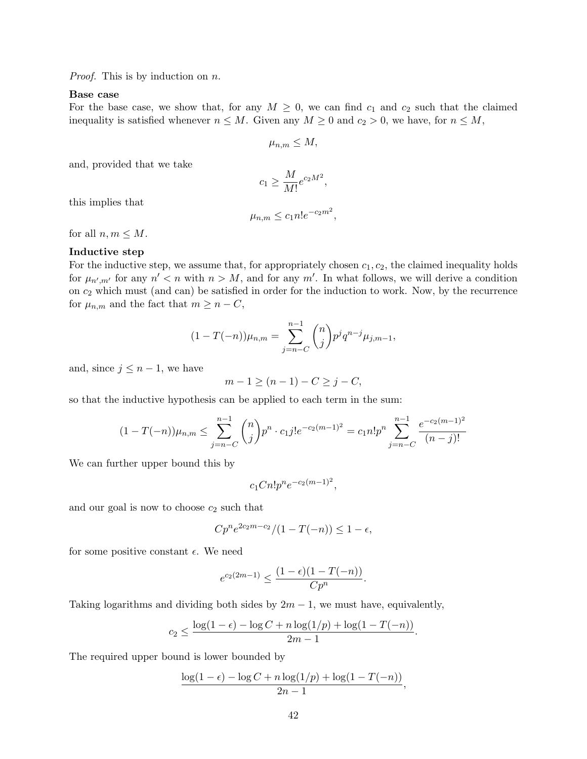*Proof.* This is by induction on $n$.

**Base case**
For the base case, we show that, for any $M \geq 0$, we can find $c_1$ and $c_2$ such that the claimed inequality is satisfied whenever $n \leq M$. Given any $M \geq 0$ and $c_2 > 0$, we have, for $n \leq M$,

$$\mu_{n,m} \leq M,$$

and, provided that we take

$$c_1 \geq \frac{M}{M!} e^{c_2 M^2},$$

this implies that

$$\mu_{n,m} \leq c_1 n! e^{-c_2 m^2},$$

for all $n, m \leq M$.

**Inductive step**
For the inductive step, we assume that, for appropriately chosen $c_1, c_2$, the claimed inequality holds for $\mu_{n',m'}$ for any $n' < n$ with $n > M$, and for any $m'$. In what follows, we will derive a condition on $c_2$ which must (and can) be satisfied in order for the induction to work. Now, by the recurrence for $\mu_{n,m}$ and the fact that $m \geq n - C$,

$$(1 - T(-n))\mu_{n,m} = \sum_{j=n-C}^{n-1} \binom{n}{j} p^j q^{n-j} \mu_{j,m-1},$$

and, since $j \leq n - 1$, we have

$$m - 1 \geq (n-1) - C \geq j - C,$$

so that the inductive hypothesis can be applied to each term in the sum:

$$(1 - T(-n))\mu_{n,m} \leq \sum_{j=n-C}^{n-1} \binom{n}{j} p^n \cdot c_1 j! e^{-c_2(m-1)^2} = c_1 n! p^n \sum_{j=n-C}^{n-1} \frac{e^{-c_2(m-1)^2}}{(n-j)!}$$

We can further upper bound this by

$$c_1 C n! p^n e^{-c_2(m-1)^2},$$

and our goal is now to choose $c_2$ such that

$$C p^n e^{2c_2 m - c_2} / (1 - T(-n)) \leq 1 - \epsilon,$$

for some positive constant $\epsilon$. We need

$$e^{c_2(2m-1)} \leq \frac{(1-\epsilon)(1 - T(-n))}{C p^n}.$$

Taking logarithms and dividing both sides by $2m - 1$, we must have, equivalently,

$$c_2 \leq \frac{\log(1-\epsilon) - \log C + n \log(1/p) + \log(1 - T(-n))}{2m - 1}.$$

The required upper bound is lower bounded by

$$\frac{\log(1-\epsilon) - \log C + n \log(1/p) + \log(1 - T(-n))}{2n - 1},$$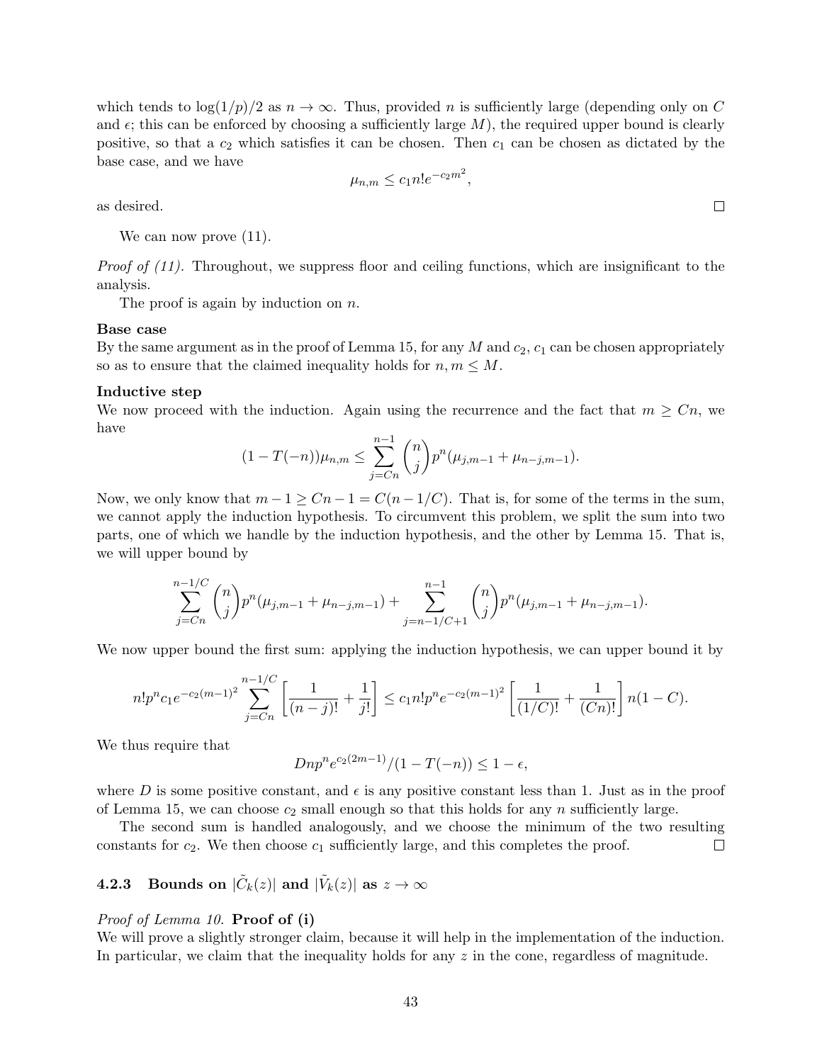which tends to $\log(1/p)/2$ as $n \to \infty$. Thus, provided $n$ is sufficiently large (depending only on $C$ and $\epsilon$; this can be enforced by choosing a sufficiently large $M$), the required upper bound is clearly positive, so that a $c_2$ which satisfies it can be chosen. Then $c_1$ can be chosen as dictated by the base case, and we have

$$\mu_{n,m} \leq c_1 n! e^{-c_2 m^2},$$

as desired. ◻

We can now prove (11).

*Proof of (11).* Throughout, we suppress floor and ceiling functions, which are insignificant to the analysis.

The proof is again by induction on $n$.

**Base case**
By the same argument as in the proof of Lemma 15, for any $M$ and $c_2$, $c_1$ can be chosen appropriately so as to ensure that the claimed inequality holds for $n, m \leq M$.

**Inductive step**
We now proceed with the induction. Again using the recurrence and the fact that $m \geq Cn$, we have

$$(1 - T(-n))\mu_{n,m} \leq \sum_{j=Cn}^{n-1} \binom{n}{j} p^n (\mu_{j,m-1} + \mu_{n-j,m-1}).$$

Now, we only know that $m - 1 \geq Cn - 1 = C(n - 1/C)$. That is, for some of the terms in the sum, we cannot apply the induction hypothesis. To circumvent this problem, we split the sum into two parts, one of which we handle by the induction hypothesis, and the other by Lemma 15. That is, we will upper bound by

$$\sum_{j=Cn}^{n-1/C} \binom{n}{j} p^n (\mu_{j,m-1} + \mu_{n-j,m-1}) + \sum_{j=n-1/C+1}^{n-1} \binom{n}{j} p^n (\mu_{j,m-1} + \mu_{n-j,m-1}).$$

We now upper bound the first sum: applying the induction hypothesis, we can upper bound it by

$$n! p^n c_1 e^{-c_2(m-1)^2} \sum_{j=Cn}^{n-1/C} \left[ \frac{1}{(n-j)!} + \frac{1}{j!} \right] \leq c_1 n! p^n e^{-c_2(m-1)^2} \left[ \frac{1}{(1/C)!} + \frac{1}{(Cn)!} \right] n(1 - C).$$

We thus require that

$$Dnp^n e^{c_2(2m-1)}/(1 - T(-n)) \leq 1 - \epsilon,$$

where $D$ is some positive constant, and $\epsilon$ is any positive constant less than 1. Just as in the proof of Lemma 15, we can choose $c_2$ small enough so that this holds for any $n$ sufficiently large.

The second sum is handled analogously, and we choose the minimum of the two resulting constants for $c_2$. We then choose $c_1$ sufficiently large, and this completes the proof. ◻

### 4.2.3 Bounds on $|\tilde{C}_k(z)|$ and $|\tilde{V}_k(z)|$ as $z \to \infty$

*Proof of Lemma 10.* **Proof of (i)**
We will prove a slightly stronger claim, because it will help in the implementation of the induction. In particular, we claim that the inequality holds for any $z$ in the cone, regardless of magnitude.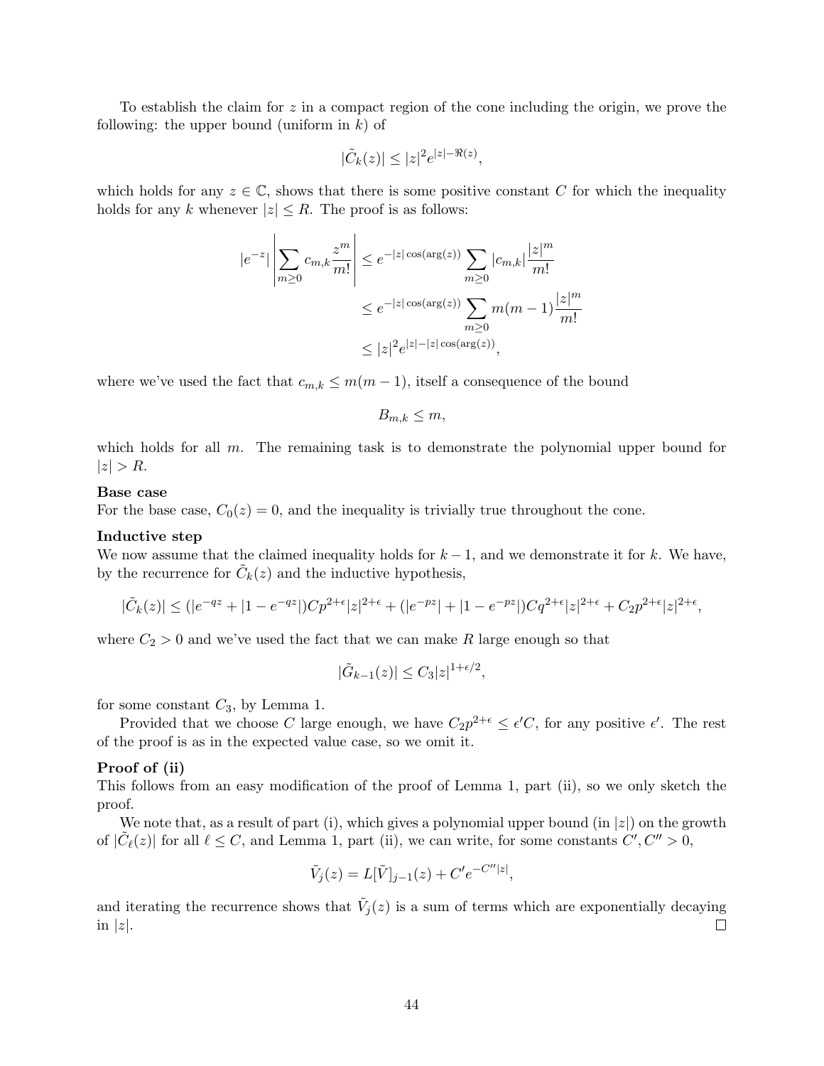To establish the claim for $z$ in a compact region of the cone including the origin, we prove the following: the upper bound (uniform in $k$) of

$$|\tilde{C}_k(z)| \leq |z|^2 e^{|z| - \Re(z)},$$

which holds for any $z \in \mathbb{C}$, shows that there is some positive constant $C$ for which the inequality holds for any $k$ whenever $|z| \leq R$. The proof is as follows:

$$\begin{aligned}
|e^{-z}| \left| \sum_{m \geq 0} c_{m,k} \frac{z^m}{m!} \right| &\leq e^{-|z| \cos(\arg(z))} \sum_{m \geq 0} |c_{m,k}| \frac{|z|^m}{m!} \\
&\leq e^{-|z| \cos(\arg(z))} \sum_{m \geq 0} m(m-1) \frac{|z|^m}{m!} \\
&\leq |z|^2 e^{|z| - |z| \cos(\arg(z))},
\end{aligned}$$

where we've used the fact that $c_{m,k} \leq m(m-1)$, itself a consequence of the bound

$$B_{m,k} \leq m,$$

which holds for all $m$. The remaining task is to demonstrate the polynomial upper bound for $|z| > R$.

**Base case**
For the base case, $C_0(z) = 0$, and the inequality is trivially true throughout the cone.

**Inductive step**
We now assume that the claimed inequality holds for $k-1$, and we demonstrate it for $k$. We have, by the recurrence for $\tilde{C}_k(z)$ and the inductive hypothesis,

$$|\tilde{C}_k(z)| \leq (|e^{-qz} + |1 - e^{-qz}|) C p^{2+\epsilon} |z|^{2+\epsilon} + (|e^{-pz}| + |1 - e^{-pz}|) C q^{2+\epsilon} |z|^{2+\epsilon} + C_2 p^{2+\epsilon} |z|^{2+\epsilon},$$

where $C_2 > 0$ and we've used the fact that we can make $R$ large enough so that

$$|\tilde{G}_{k-1}(z)| \leq C_3 |z|^{1+\epsilon/2},$$

for some constant $C_3$, by Lemma 1.

Provided that we choose $C$ large enough, we have $C_2 p^{2+\epsilon} \leq \epsilon' C$, for any positive $\epsilon'$. The rest of the proof is as in the expected value case, so we omit it.

**Proof of (ii)**
This follows from an easy modification of the proof of Lemma 1, part (ii), so we only sketch the proof.

We note that, as a result of part (i), which gives a polynomial upper bound (in $|z|$) on the growth of $|\tilde{C}_\ell(z)|$ for all $\ell \leq C$, and Lemma 1, part (ii), we can write, for some constants $C', C'' > 0$,

$$\tilde{V}_j(z) = L[\tilde{V}]_{j-1}(z) + C' e^{-C''|z|},$$

and iterating the recurrence shows that $\tilde{V}_j(z)$ is a sum of terms which are exponentially decaying in $|z|$. $\square$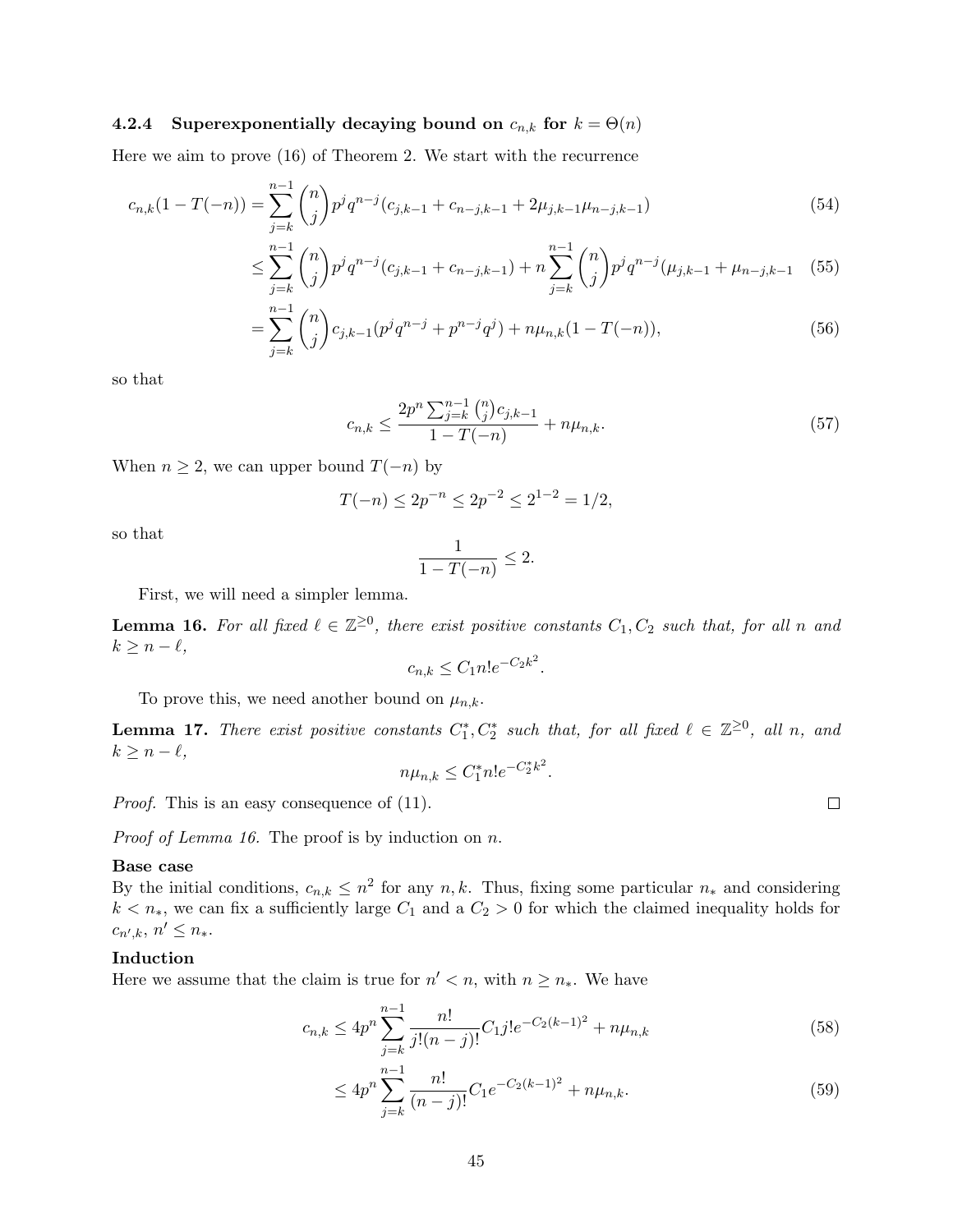### 4.2.4 Superexponentially decaying bound on $c_{n,k}$ for $k = \Theta(n)$

Here we aim to prove (16) of Theorem 2. We start with the recurrence

$$c_{n,k}(1 - T(-n)) = \sum_{j=k}^{n-1} \binom{n}{j} p^j q^{n-j} (c_{j,k-1} + c_{n-j,k-1} + 2\mu_{j,k-1}\mu_{n-j,k-1}) \tag{54}$$

$$\leq \sum_{j=k}^{n-1} \binom{n}{j} p^j q^{n-j} (c_{j,k-1} + c_{n-j,k-1}) + n \sum_{j=k}^{n-1} \binom{n}{j} p^j q^{n-j} (\mu_{j,k-1} + \mu_{n-j,k-1} \tag{55}$$

$$= \sum_{j=k}^{n-1} \binom{n}{j} c_{j,k-1} (p^j q^{n-j} + p^{n-j} q^j) + n\mu_{n,k}(1 - T(-n)), \tag{56}$$

so that

$$c_{n,k} \leq \frac{2p^n \sum_{j=k}^{n-1} \binom{n}{j} c_{j,k-1}}{1 - T(-n)} + n\mu_{n,k}. \tag{57}$$

When $n \geq 2$, we can upper bound $T(-n)$ by

$$T(-n) \leq 2p^{-n} \leq 2p^{-2} \leq 2^{1-2} = 1/2,$$

so that

$$\frac{1}{1 - T(-n)} \leq 2.$$

First, we will need a simpler lemma.

**Lemma 16.** *For all fixed $\ell \in \mathbb{Z}^{\geq 0}$, there exist positive constants $C_1, C_2$ such that, for all $n$ and $k \geq n - \ell$,*

$$c_{n,k} \leq C_1 n! e^{-C_2 k^2}.$$

To prove this, we need another bound on $\mu_{n,k}$.

**Lemma 17.** *There exist positive constants $C_1^*, C_2^*$ such that, for all fixed $\ell \in \mathbb{Z}^{\geq 0}$, all $n$, and $k \geq n - \ell$,*

$$n\mu_{n,k} \leq C_1^* n! e^{-C_2^* k^2}.$$

*Proof.* This is an easy consequence of (11). $\square$

*Proof of Lemma 16.* The proof is by induction on $n$.

**Base case**
By the initial conditions, $c_{n,k} \leq n^2$ for any $n, k$. Thus, fixing some particular $n_*$ and considering $k < n_*$, we can fix a sufficiently large $C_1$ and a $C_2 > 0$ for which the claimed inequality holds for $c_{n',k}$, $n' \leq n_*$.

**Induction**
Here we assume that the claim is true for $n' < n$, with $n \geq n_*$. We have

$$c_{n,k} \leq 4p^n \sum_{j=k}^{n-1} \frac{n!}{j!(n-j)!} C_1 j! e^{-C_2(k-1)^2} + n\mu_{n,k} \tag{58}$$

$$\leq 4p^n \sum_{j=k}^{n-1} \frac{n!}{(n-j)!} C_1 e^{-C_2(k-1)^2} + n\mu_{n,k}. \tag{59}$$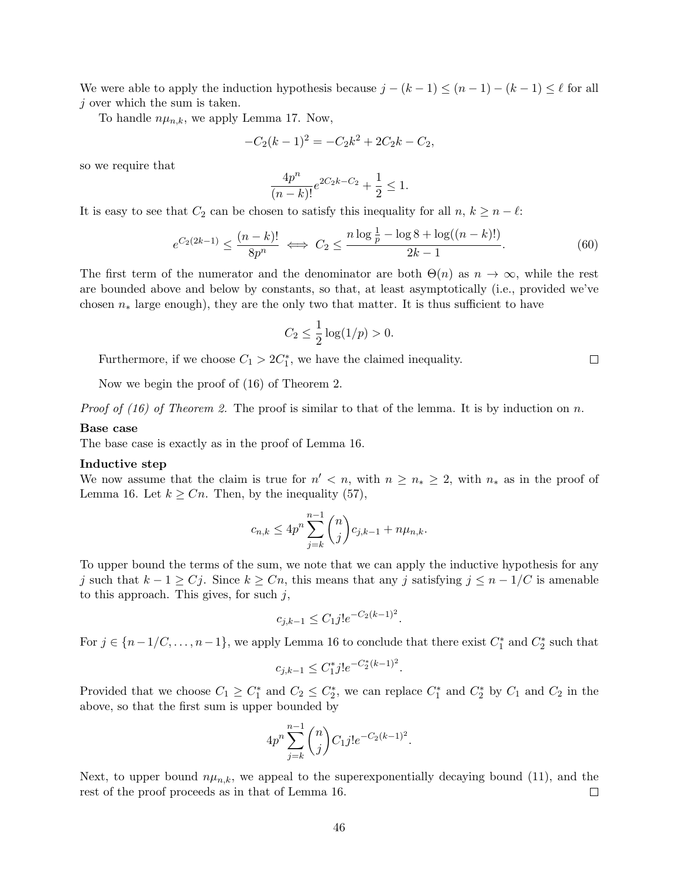We were able to apply the induction hypothesis because $j - (k-1) \le (n-1) - (k-1) \le \ell$ for all $j$ over which the sum is taken.

To handle $n\mu_{n,k}$, we apply Lemma 17. Now,

$$-C_2(k-1)^2 = -C_2 k^2 + 2C_2 k - C_2,$$

so we require that

$$\frac{4p^n}{(n-k)!} e^{2C_2 k - C_2} + \frac{1}{2} \le 1.$$

It is easy to see that $C_2$ can be chosen to satisfy this inequality for all $n$, $k \ge n - \ell$:

$$e^{C_2(2k-1)} \le \frac{(n-k)!}{8p^n} \iff C_2 \le \frac{n \log \frac{1}{p} - \log 8 + \log((n-k)!)}{2k-1}. \tag{60}$$

The first term of the numerator and the denominator are both $\Theta(n)$ as $n \to \infty$, while the rest are bounded above and below by constants, so that, at least asymptotically (i.e., provided we've chosen $n_*$ large enough), they are the only two that matter. It is thus sufficient to have

$$C_2 \le \frac{1}{2} \log(1/p) > 0.$$

Furthermore, if we choose $C_1 > 2C_1^*$, we have the claimed inequality. □

Now we begin the proof of (16) of Theorem 2.

*Proof of (16) of Theorem 2.* The proof is similar to that of the lemma. It is by induction on $n$.

**Base case**

The base case is exactly as in the proof of Lemma 16.

**Inductive step**

We now assume that the claim is true for $n' < n$, with $n \ge n_* \ge 2$, with $n_*$ as in the proof of Lemma 16. Let $k \ge Cn$. Then, by the inequality (57),

$$c_{n,k} \le 4p^n \sum_{j=k}^{n-1} \binom{n}{j} c_{j,k-1} + n\mu_{n,k}.$$

To upper bound the terms of the sum, we note that we can apply the inductive hypothesis for any $j$ such that $k - 1 \ge Cj$. Since $k \ge Cn$, this means that any $j$ satisfying $j \le n - 1/C$ is amenable to this approach. This gives, for such $j$,

$$c_{j,k-1} \le C_1 j! e^{-C_2(k-1)^2}.$$

For $j \in \{n - 1/C, \ldots, n-1\}$, we apply Lemma 16 to conclude that there exist $C_1^*$ and $C_2^*$ such that

$$c_{j,k-1} \le C_1^* j! e^{-C_2^*(k-1)^2}.$$

Provided that we choose $C_1 \ge C_1^*$ and $C_2 \le C_2^*$, we can replace $C_1^*$ and $C_2^*$ by $C_1$ and $C_2$ in the above, so that the first sum is upper bounded by

$$4p^n \sum_{j=k}^{n-1} \binom{n}{j} C_1 j! e^{-C_2(k-1)^2}.$$

Next, to upper bound $n\mu_{n,k}$, we appeal to the superexponentially decaying bound (11), and the rest of the proof proceeds as in that of Lemma 16. □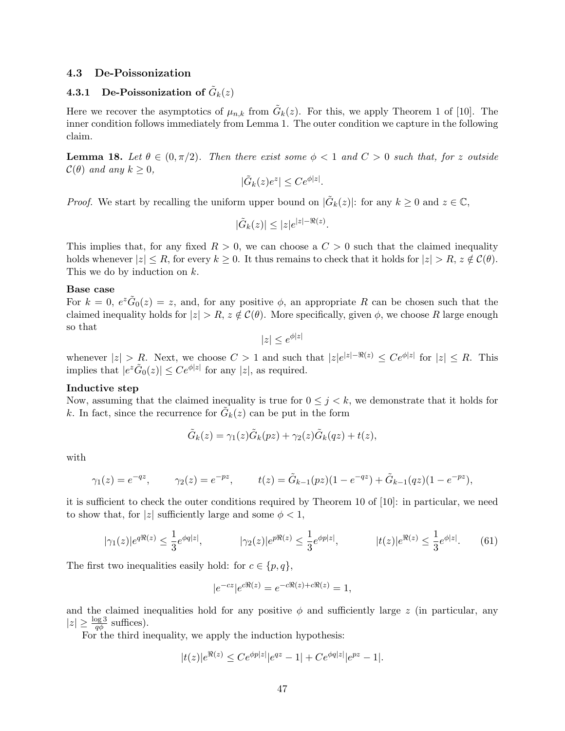### 4.3 De-Poissonization

#### 4.3.1 De-Poissonization of $\tilde{G}_k(z)$

Here we recover the asymptotics of $\mu_{n,k}$ from $\tilde{G}_k(z)$. For this, we apply Theorem 1 of [10]. The inner condition follows immediately from Lemma 1. The outer condition we capture in the following claim.

**Lemma 18.** *Let $\theta \in (0, \pi/2)$. Then there exist some $\phi < 1$ and $C > 0$ such that, for $z$ outside $\mathcal{C}(\theta)$ and any $k \geq 0$,*

$$|\tilde{G}_k(z)e^z| \leq Ce^{\phi|z|}.$$

*Proof.* We start by recalling the uniform upper bound on $|\tilde{G}_k(z)|$: for any $k \geq 0$ and $z \in \mathbb{C}$,

$$|\tilde{G}_k(z)| \leq |z|e^{|z|-\Re(z)}.$$

This implies that, for any fixed $R > 0$, we can choose a $C > 0$ such that the claimed inequality holds whenever $|z| \leq R$, for every $k \geq 0$. It thus remains to check that it holds for $|z| > R$, $z \notin \mathcal{C}(\theta)$. This we do by induction on $k$.

**Base case**
For $k = 0$, $e^z\tilde{G}_0(z) = z$, and, for any positive $\phi$, an appropriate $R$ can be chosen such that the claimed inequality holds for $|z| > R$, $z \notin \mathcal{C}(\theta)$. More specifically, given $\phi$, we choose $R$ large enough so that

$$|z| \leq e^{\phi|z|}$$

whenever $|z| > R$. Next, we choose $C > 1$ and such that $|z|e^{|z|-\Re(z)} \leq Ce^{\phi|z|}$ for $|z| \leq R$. This implies that $|e^z\tilde{G}_0(z)| \leq Ce^{\phi|z|}$ for any $|z|$, as required.

**Inductive step**
Now, assuming that the claimed inequality is true for $0 \leq j < k$, we demonstrate that it holds for $k$. In fact, since the recurrence for $\tilde{G}_k(z)$ can be put in the form

$$\tilde{G}_k(z) = \gamma_1(z)\tilde{G}_k(pz) + \gamma_2(z)\tilde{G}_k(qz) + t(z),$$

with

$$\gamma_1(z) = e^{-qz}, \qquad \gamma_2(z) = e^{-pz}, \qquad t(z) = \tilde{G}_{k-1}(pz)(1 - e^{-qz}) + \tilde{G}_{k-1}(qz)(1 - e^{-pz}),$$

it is sufficient to check the outer conditions required by Theorem 10 of [10]: in particular, we need to show that, for $|z|$ sufficiently large and some $\phi < 1$,

$$|\gamma_1(z)|e^{q\Re(z)} \leq \frac{1}{3}e^{\phi q|z|}, \qquad |\gamma_2(z)|e^{p\Re(z)} \leq \frac{1}{3}e^{\phi p|z|}, \qquad |t(z)|e^{\Re(z)} \leq \frac{1}{3}e^{\phi|z|}. \tag{61}$$

The first two inequalities easily hold: for $c \in \{p, q\}$,

$$|e^{-cz}|e^{c\Re(z)} = e^{-c\Re(z)+c\Re(z)} = 1,$$

and the claimed inequalities hold for any positive $\phi$ and sufficiently large $z$ (in particular, any $|z| \geq \frac{\log 3}{q\phi}$ suffices).

For the third inequality, we apply the induction hypothesis:

$$|t(z)|e^{\Re(z)} \leq Ce^{\phi p|z|}|e^{qz} - 1| + Ce^{\phi q|z|}|e^{pz} - 1|.$$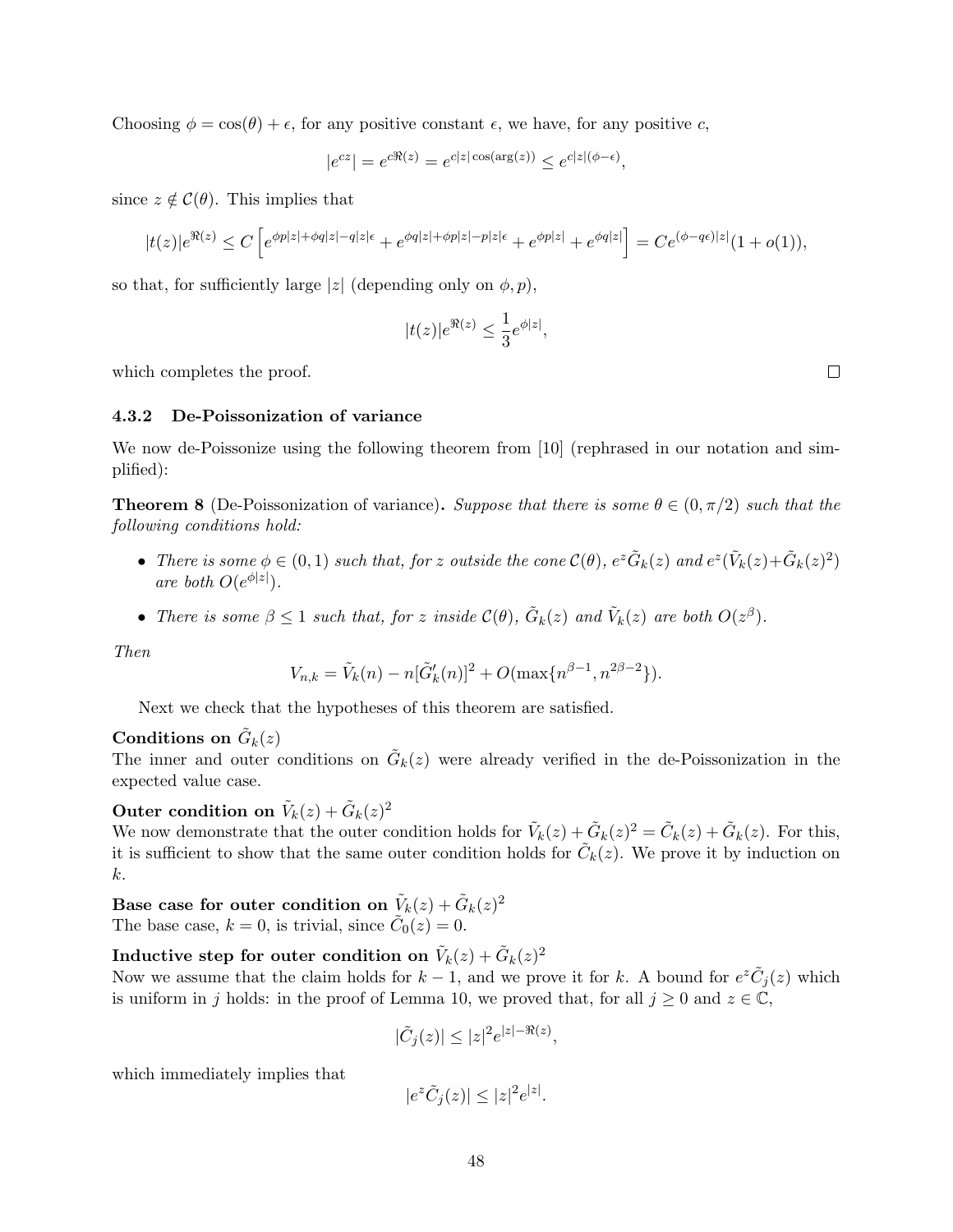Choosing $\phi = \cos(\theta) + \epsilon$, for any positive constant $\epsilon$, we have, for any positive $c$,

$$|e^{cz}| = e^{c\Re(z)} = e^{c|z|\cos(\arg(z))} \leq e^{c|z|(\phi-\epsilon)},$$

since $z \notin \mathcal{C}(\theta)$. This implies that

$$|t(z)|e^{\Re(z)} \leq C\left[e^{\phi p|z|+\phi q|z|-q|z|\epsilon} + e^{\phi q|z|+\phi p|z|-p|z|\epsilon} + e^{\phi p|z|} + e^{\phi q|z|}\right] = Ce^{(\phi-q\epsilon)|z|}(1+o(1)),$$

so that, for sufficiently large $|z|$ (depending only on $\phi, p$),

$$|t(z)|e^{\Re(z)} \leq \frac{1}{3}e^{\phi|z|},$$

which completes the proof. ◻

#### 4.3.2 De-Poissonization of variance

We now de-Poissonize using the following theorem from [10] (rephrased in our notation and simplified):

**Theorem 8** (De-Poissonization of variance)**.** *Suppose that there is some $\theta \in (0, \pi/2)$ such that the following conditions hold:*

- *There is some $\phi \in (0,1)$ such that, for $z$ outside the cone $\mathcal{C}(\theta)$, $e^z\tilde{G}_k(z)$ and $e^z(\tilde{V}_k(z)+\tilde{G}_k(z)^2)$ are both $O(e^{\phi|z|})$.*
- *There is some $\beta \leq 1$ such that, for $z$ inside $\mathcal{C}(\theta)$, $\tilde{G}_k(z)$ and $\tilde{V}_k(z)$ are both $O(z^\beta)$.*

*Then*

$$V_{n,k} = \tilde{V}_k(n) - n[\tilde{G}_k'(n)]^2 + O(\max\{n^{\beta-1}, n^{2\beta-2}\}).$$

Next we check that the hypotheses of this theorem are satisfied.

**Conditions on $\tilde{G}_k(z)$**
The inner and outer conditions on $\tilde{G}_k(z)$ were already verified in the de-Poissonization in the expected value case.

**Outer condition on $\tilde{V}_k(z) + \tilde{G}_k(z)^2$**
We now demonstrate that the outer condition holds for $\tilde{V}_k(z) + \tilde{G}_k(z)^2 = \tilde{C}_k(z) + \tilde{G}_k(z)$. For this, it is sufficient to show that the same outer condition holds for $\tilde{C}_k(z)$. We prove it by induction on $k$.

**Base case for outer condition on $\tilde{V}_k(z) + \tilde{G}_k(z)^2$**
The base case, $k = 0$, is trivial, since $\tilde{C}_0(z) = 0$.

**Inductive step for outer condition on $\tilde{V}_k(z) + \tilde{G}_k(z)^2$**
Now we assume that the claim holds for $k-1$, and we prove it for $k$. A bound for $e^z\tilde{C}_j(z)$ which is uniform in $j$ holds: in the proof of Lemma 10, we proved that, for all $j \geq 0$ and $z \in \mathbb{C}$,

$$|\tilde{C}_j(z)| \leq |z|^2 e^{|z|-\Re(z)},$$

which immediately implies that

$$|e^z\tilde{C}_j(z)| \leq |z|^2 e^{|z|}.$$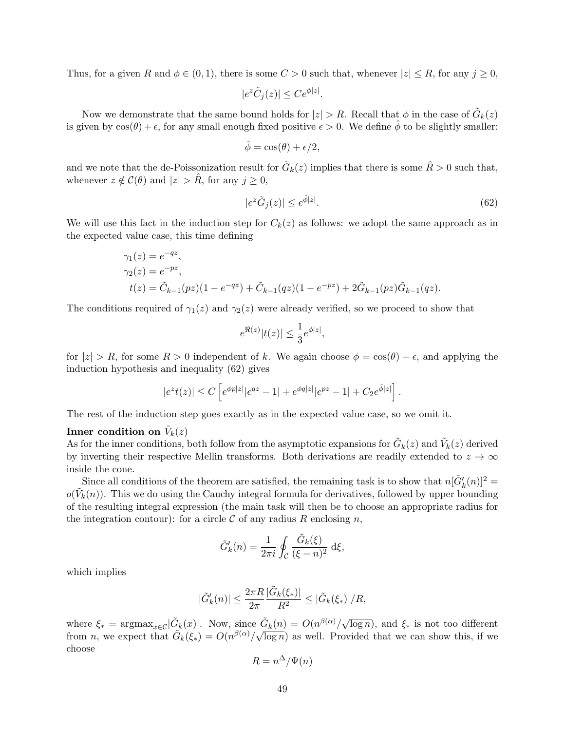Thus, for a given $R$ and $\phi \in (0,1)$, there is some $C > 0$ such that, whenever $|z| \le R$, for any $j \ge 0$,

$$|e^z \tilde{C}_j(z)| \le Ce^{\phi|z|}.$$

Now we demonstrate that the same bound holds for $|z| > R$. Recall that $\phi$ in the case of $\tilde{G}_k(z)$ is given by $\cos(\theta) + \epsilon$, for any small enough fixed positive $\epsilon > 0$. We define $\hat{\phi}$ to be slightly smaller:

$$\hat{\phi} = \cos(\theta) + \epsilon/2,$$

and we note that the de-Poissonization result for $\tilde{G}_k(z)$ implies that there is some $\hat{R} > 0$ such that, whenever $z \notin \mathcal{C}(\theta)$ and $|z| > \hat{R}$, for any $j \ge 0$,

$$|e^z \tilde{G}_j(z)| \le e^{\hat{\phi}|z|}. \tag{62}$$

We will use this fact in the induction step for $C_k(z)$ as follows: we adopt the same approach as in the expected value case, this time defining

$$\begin{aligned}
\gamma_1(z) &= e^{-qz}, \\
\gamma_2(z) &= e^{-pz}, \\
t(z) &= \tilde{C}_{k-1}(pz)(1 - e^{-qz}) + \tilde{C}_{k-1}(qz)(1 - e^{-pz}) + 2\tilde{G}_{k-1}(pz)\tilde{G}_{k-1}(qz).
\end{aligned}$$

The conditions required of $\gamma_1(z)$ and $\gamma_2(z)$ were already verified, so we proceed to show that

$$e^{\Re(z)}|t(z)| \le \frac{1}{3}e^{\phi|z|},$$

for $|z| > R$, for some $R > 0$ independent of $k$. We again choose $\phi = \cos(\theta) + \epsilon$, and applying the induction hypothesis and inequality (62) gives

$$|e^z t(z)| \le C\left[e^{\phi p|z|}|e^{qz} - 1| + e^{\phi q|z|}|e^{pz} - 1| + C_2 e^{\hat{\phi}|z|}\right].$$

The rest of the induction step goes exactly as in the expected value case, so we omit it.

**Inner condition on $\tilde{V}_k(z)$**

As for the inner conditions, both follow from the asymptotic expansions for $\tilde{G}_k(z)$ and $\tilde{V}_k(z)$ derived by inverting their respective Mellin transforms. Both derivations are readily extended to $z \to \infty$ inside the cone.

Since all conditions of the theorem are satisfied, the remaining task is to show that $n[\tilde{G}'_k(n)]^2 = o(\tilde{V}_k(n))$. This we do using the Cauchy integral formula for derivatives, followed by upper bounding of the resulting integral expression (the main task will then be to choose an appropriate radius for the integration contour): for a circle $\mathcal{C}$ of any radius $R$ enclosing $n$,

$$\tilde{G}'_k(n) = \frac{1}{2\pi i}\oint_{\mathcal{C}} \frac{\tilde{G}_k(\xi)}{(\xi - n)^2}\, \mathrm{d}\xi,$$

which implies

$$|\tilde{G}'_k(n)| \le \frac{2\pi R}{2\pi}\frac{|\tilde{G}_k(\xi_*)|}{R^2} \le |\tilde{G}_k(\xi_*)|/R,$$

where $\xi_* = \mathrm{argmax}_{x\in\mathcal{C}}|\tilde{G}_k(x)|$. Now, since $\tilde{G}_k(n) = O(n^{\beta(\alpha)}/\sqrt{\log n})$, and $\xi_*$ is not too different from $n$, we expect that $\tilde{G}_k(\xi_*) = O(n^{\beta(\alpha)}/\sqrt{\log n})$ as well. Provided that we can show this, if we choose

$$R = n^{\Delta}/\Psi(n)$$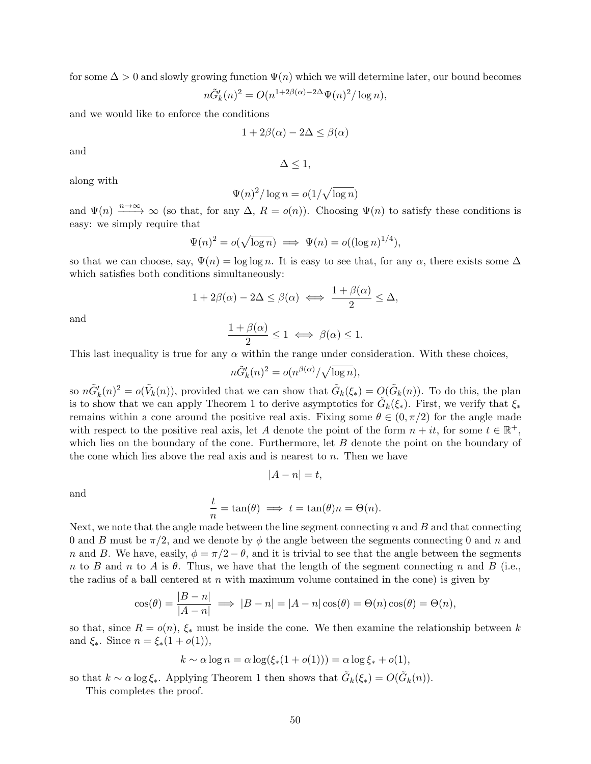for some $\Delta > 0$ and slowly growing function $\Psi(n)$ which we will determine later, our bound becomes

$$n\tilde{G}_k'(n)^2 = O(n^{1+2\beta(\alpha)-2\Delta}\Psi(n)^2/\log n),$$

and we would like to enforce the conditions

$$1 + 2\beta(\alpha) - 2\Delta \le \beta(\alpha)$$

and

$$\Delta \le 1,$$

along with

$$\Psi(n)^2/\log n = o(1/\sqrt{\log n})$$

and $\Psi(n) \xrightarrow{n\to\infty} \infty$ (so that, for any $\Delta$, $R = o(n)$). Choosing $\Psi(n)$ to satisfy these conditions is easy: we simply require that

$$\Psi(n)^2 = o(\sqrt{\log n}) \implies \Psi(n) = o((\log n)^{1/4}),$$

so that we can choose, say, $\Psi(n) = \log\log n$. It is easy to see that, for any $\alpha$, there exists some $\Delta$ which satisfies both conditions simultaneously:

$$1 + 2\beta(\alpha) - 2\Delta \le \beta(\alpha) \iff \frac{1+\beta(\alpha)}{2} \le \Delta,$$

and

$$\frac{1+\beta(\alpha)}{2} \le 1 \iff \beta(\alpha) \le 1.$$

This last inequality is true for any $\alpha$ within the range under consideration. With these choices,

$$n\tilde{G}_k'(n)^2 = o(n^{\beta(\alpha)}/\sqrt{\log n}),$$

so $n\tilde{G}_k'(n)^2 = o(\tilde{V}_k(n))$, provided that we can show that $\tilde{G}_k(\xi_*) = O(\tilde{G}_k(n))$. To do this, the plan is to show that we can apply Theorem 1 to derive asymptotics for $\tilde{G}_k(\xi_*)$. First, we verify that $\xi_*$ remains within a cone around the positive real axis. Fixing some $\theta \in (0, \pi/2)$ for the angle made with respect to the positive real axis, let $A$ denote the point of the form $n + it$, for some $t \in \mathbb{R}^+$, which lies on the boundary of the cone. Furthermore, let $B$ denote the point on the boundary of the cone which lies above the real axis and is nearest to $n$. Then we have

$$|A - n| = t,$$

and

$$\frac{t}{n} = \tan(\theta) \implies t = \tan(\theta)n = \Theta(n).$$

Next, we note that the angle made between the line segment connecting $n$ and $B$ and that connecting $0$ and $B$ must be $\pi/2$, and we denote by $\phi$ the angle between the segments connecting $0$ and $n$ and $n$ and $B$. We have, easily, $\phi = \pi/2 - \theta$, and it is trivial to see that the angle between the segments $n$ to $B$ and $n$ to $A$ is $\theta$. Thus, we have that the length of the segment connecting $n$ and $B$ (i.e., the radius of a ball centered at $n$ with maximum volume contained in the cone) is given by

$$\cos(\theta) = \frac{|B-n|}{|A-n|} \implies |B - n| = |A - n|\cos(\theta) = \Theta(n)\cos(\theta) = \Theta(n),$$

so that, since $R = o(n)$, $\xi_*$ must be inside the cone. We then examine the relationship between $k$ and $\xi_*$. Since $n = \xi_*(1 + o(1))$,

$$k \sim \alpha \log n = \alpha \log(\xi_*(1 + o(1))) = \alpha \log \xi_* + o(1),$$

so that $k \sim \alpha \log \xi_*$. Applying Theorem 1 then shows that $\tilde{G}_k(\xi_*) = O(\tilde{G}_k(n))$.

This completes the proof.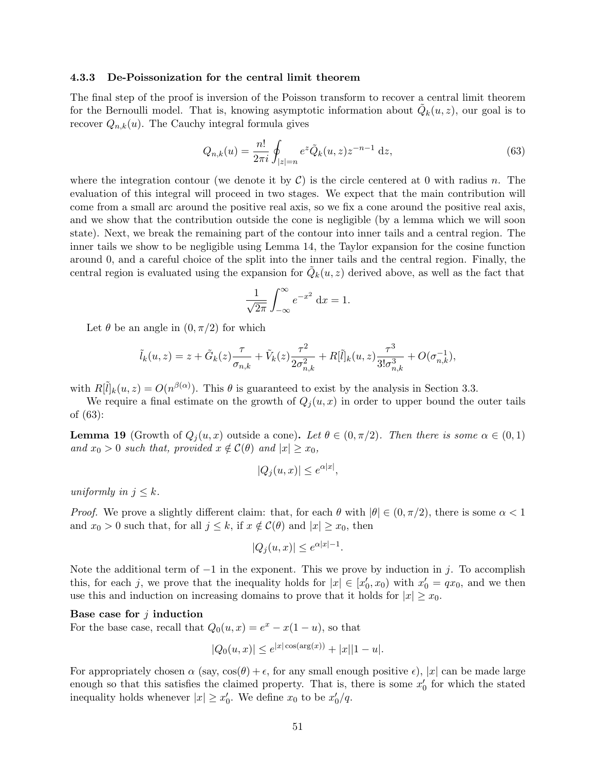#### 4.3.3 De-Poissonization for the central limit theorem

The final step of the proof is inversion of the Poisson transform to recover a central limit theorem for the Bernoulli model. That is, knowing asymptotic information about $\tilde{Q}_k(u,z)$, our goal is to recover $Q_{n,k}(u)$. The Cauchy integral formula gives

$$Q_{n,k}(u) = \frac{n!}{2\pi i} \oint_{|z|=n} e^z \tilde{Q}_k(u,z) z^{-n-1} \,\mathrm{d}z, \tag{63}$$

where the integration contour (we denote it by $\mathcal{C}$) is the circle centered at 0 with radius $n$. The evaluation of this integral will proceed in two stages. We expect that the main contribution will come from a small arc around the positive real axis, so we fix a cone around the positive real axis, and we show that the contribution outside the cone is negligible (by a lemma which we will soon state). Next, we break the remaining part of the contour into inner tails and a central region. The inner tails we show to be negligible using Lemma 14, the Taylor expansion for the cosine function around 0, and a careful choice of the split into the inner tails and the central region. Finally, the central region is evaluated using the expansion for $\tilde{Q}_k(u,z)$ derived above, as well as the fact that

$$\frac{1}{\sqrt{2\pi}} \int_{-\infty}^{\infty} e^{-x^2} \,\mathrm{d}x = 1.$$

Let $\theta$ be an angle in $(0, \pi/2)$ for which

$$\tilde{l}_k(u,z) = z + \tilde{G}_k(z)\frac{\tau}{\sigma_{n,k}} + \tilde{V}_k(z)\frac{\tau^2}{2\sigma_{n,k}^2} + R[\tilde{l}]_k(u,z)\frac{\tau^3}{3!\sigma_{n,k}^3} + O(\sigma_{n,k}^{-1}),$$

with $R[\tilde{l}]_k(u,z) = O(n^{\beta(\alpha)})$. This $\theta$ is guaranteed to exist by the analysis in Section 3.3.

We require a final estimate on the growth of $Q_j(u,x)$ in order to upper bound the outer tails of (63):

**Lemma 19** (Growth of $Q_j(u,x)$ outside a cone)**.** *Let $\theta \in (0, \pi/2)$. Then there is some $\alpha \in (0,1)$ and $x_0 > 0$ such that, provided $x \notin \mathcal{C}(\theta)$ and $|x| \geq x_0$,*

$$|Q_j(u,x)| \leq e^{\alpha|x|},$$

*uniformly in $j \leq k$.*

*Proof.* We prove a slightly different claim: that, for each $\theta$ with $|\theta| \in (0, \pi/2)$, there is some $\alpha < 1$ and $x_0 > 0$ such that, for all $j \leq k$, if $x \notin \mathcal{C}(\theta)$ and $|x| \geq x_0$, then

$$|Q_j(u,x)| \leq e^{\alpha|x|-1}.$$

Note the additional term of $-1$ in the exponent. This we prove by induction in $j$. To accomplish this, for each $j$, we prove that the inequality holds for $|x| \in [x_0', x_0)$ with $x_0' = qx_0$, and we then use this and induction on increasing domains to prove that it holds for $|x| \geq x_0$.

**Base case for $j$ induction**
For the base case, recall that $Q_0(u,x) = e^x - x(1-u)$, so that

$$|Q_0(u,x)| \leq e^{|x|\cos(\arg(x))} + |x||1-u|.$$

For appropriately chosen $\alpha$ (say, $\cos(\theta) + \epsilon$, for any small enough positive $\epsilon$), $|x|$ can be made large enough so that this satisfies the claimed property. That is, there is some $x_0'$ for which the stated inequality holds whenever $|x| \geq x_0'$. We define $x_0$ to be $x_0'/q$.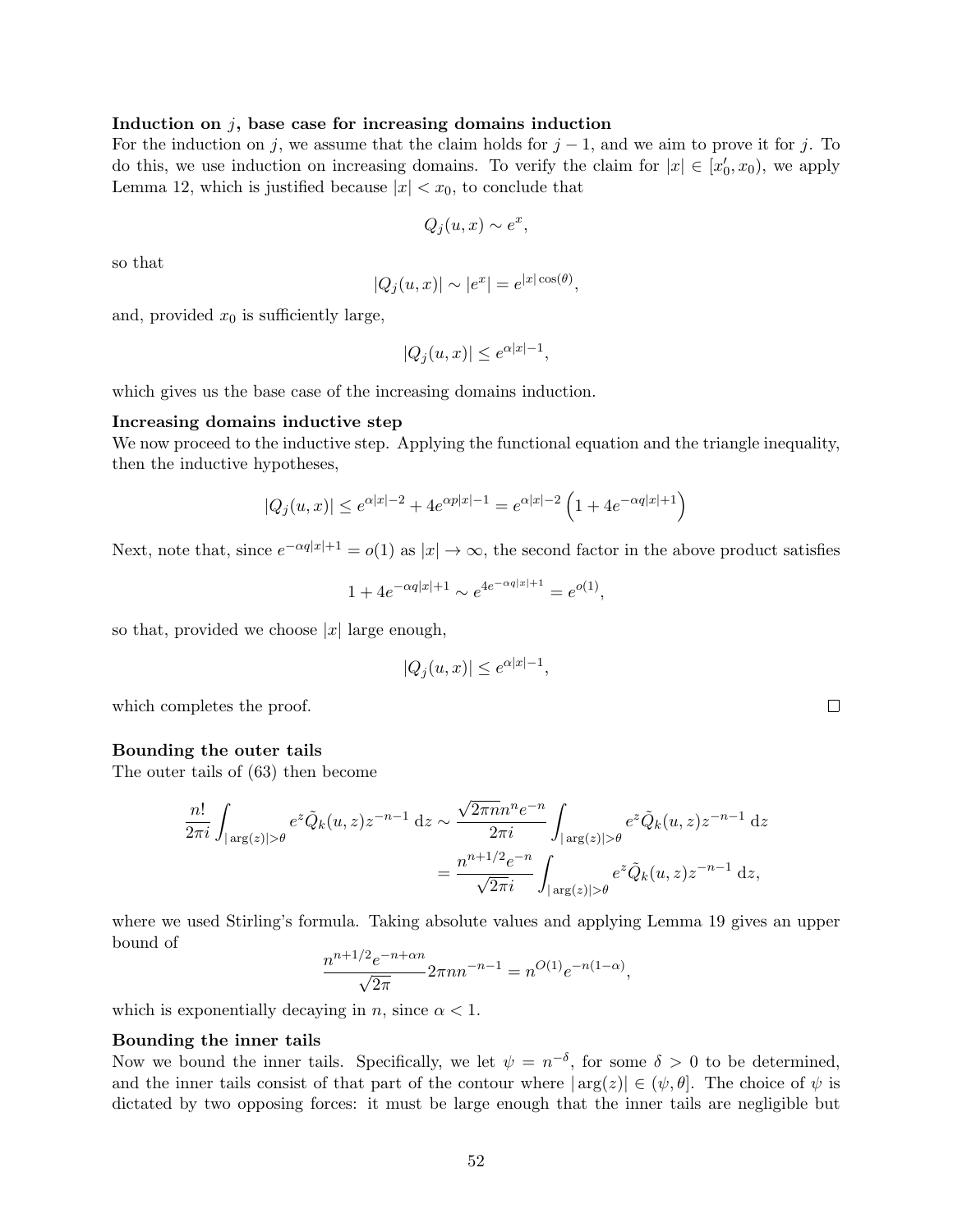**Induction on $j$, base case for increasing domains induction**

For the induction on $j$, we assume that the claim holds for $j-1$, and we aim to prove it for $j$. To do this, we use induction on increasing domains. To verify the claim for $|x| \in [x_0', x_0)$, we apply Lemma 12, which is justified because $|x| < x_0$, to conclude that

$$Q_j(u,x) \sim e^x,$$

so that

$$|Q_j(u,x)| \sim |e^x| = e^{|x|\cos(\theta)},$$

and, provided $x_0$ is sufficiently large,

$$|Q_j(u,x)| \leq e^{\alpha|x|-1},$$

which gives us the base case of the increasing domains induction.

**Increasing domains inductive step**

We now proceed to the inductive step. Applying the functional equation and the triangle inequality, then the inductive hypotheses,

$$|Q_j(u,x)| \leq e^{\alpha|x|-2} + 4e^{\alpha p|x|-1} = e^{\alpha|x|-2}\left(1 + 4e^{-\alpha q|x|+1}\right)$$

Next, note that, since $e^{-\alpha q|x|+1} = o(1)$ as $|x| \to \infty$, the second factor in the above product satisfies

$$1 + 4e^{-\alpha q|x|+1} \sim e^{4e^{-\alpha q|x|+1}} = e^{o(1)},$$

so that, provided we choose $|x|$ large enough,

$$|Q_j(u,x)| \leq e^{\alpha|x|-1},$$

which completes the proof. □

**Bounding the outer tails**

The outer tails of (63) then become

$$\begin{aligned}
\frac{n!}{2\pi i}\int_{|\arg(z)|>\theta} e^z \tilde{Q}_k(u,z) z^{-n-1}\,\mathrm{d}z &\sim \frac{\sqrt{2\pi n}n^n e^{-n}}{2\pi i}\int_{|\arg(z)|>\theta} e^z \tilde{Q}_k(u,z) z^{-n-1}\,\mathrm{d}z \\
&= \frac{n^{n+1/2}e^{-n}}{\sqrt{2\pi} i}\int_{|\arg(z)|>\theta} e^z \tilde{Q}_k(u,z) z^{-n-1}\,\mathrm{d}z,
\end{aligned}$$

where we used Stirling's formula. Taking absolute values and applying Lemma 19 gives an upper bound of

$$\frac{n^{n+1/2}e^{-n+\alpha n}}{\sqrt{2\pi}} 2\pi n n^{-n-1} = n^{O(1)}e^{-n(1-\alpha)},$$

which is exponentially decaying in $n$, since $\alpha < 1$.

**Bounding the inner tails**

Now we bound the inner tails. Specifically, we let $\psi = n^{-\delta}$, for some $\delta > 0$ to be determined, and the inner tails consist of that part of the contour where $|\arg(z)| \in (\psi, \theta]$. The choice of $\psi$ is dictated by two opposing forces: it must be large enough that the inner tails are negligible but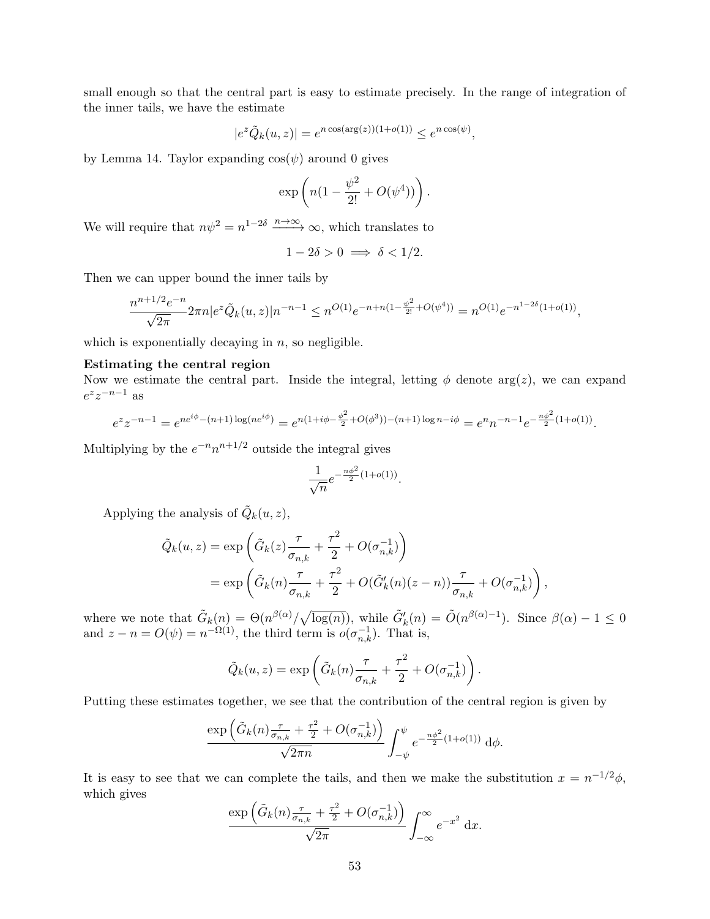small enough so that the central part is easy to estimate precisely. In the range of integration of the inner tails, we have the estimate

$$|e^z \tilde{Q}_k(u,z)| = e^{n\cos(\arg(z))(1+o(1))} \leq e^{n\cos(\psi)},$$

by Lemma 14. Taylor expanding $\cos(\psi)$ around 0 gives

$$\exp\left(n(1 - \frac{\psi^2}{2!} + O(\psi^4))\right).$$

We will require that $n\psi^2 = n^{1-2\delta} \xrightarrow{n\to\infty} \infty$, which translates to

$$1 - 2\delta > 0 \implies \delta < 1/2.$$

Then we can upper bound the inner tails by

$$\frac{n^{n+1/2}e^{-n}}{\sqrt{2\pi}} 2\pi n |e^z \tilde{Q}_k(u,z)| n^{-n-1} \leq n^{O(1)} e^{-n+n(1-\frac{\psi^2}{2!}+O(\psi^4))} = n^{O(1)} e^{-n^{1-2\delta}(1+o(1))},$$

which is exponentially decaying in $n$, so negligible.

**Estimating the central region**

Now we estimate the central part. Inside the integral, letting $\phi$ denote $\arg(z)$, we can expand $e^z z^{-n-1}$ as

$$e^z z^{-n-1} = e^{ne^{i\phi}-(n+1)\log(ne^{i\phi})} = e^{n(1+i\phi-\frac{\phi^2}{2}+O(\phi^3))-(n+1)\log n - i\phi} = e^n n^{-n-1} e^{-\frac{n\phi^2}{2}(1+o(1))}.$$

Multiplying by the $e^{-n}n^{n+1/2}$ outside the integral gives

$$\frac{1}{\sqrt{n}} e^{-\frac{n\phi^2}{2}(1+o(1))}.$$

Applying the analysis of $\tilde{Q}_k(u,z)$,

$$\begin{aligned}
\tilde{Q}_k(u,z) &= \exp\left(\tilde{G}_k(z)\frac{\tau}{\sigma_{n,k}} + \frac{\tau^2}{2} + O(\sigma_{n,k}^{-1})\right) \\
&= \exp\left(\tilde{G}_k(n)\frac{\tau}{\sigma_{n,k}} + \frac{\tau^2}{2} + O(\tilde{G}_k'(n)(z-n))\frac{\tau}{\sigma_{n,k}} + O(\sigma_{n,k}^{-1})\right),
\end{aligned}$$

where we note that $\tilde{G}_k(n) = \Theta(n^{\beta(\alpha)}/\sqrt{\log(n)})$, while $\tilde{G}_k'(n) = \tilde{O}(n^{\beta(\alpha)-1})$. Since $\beta(\alpha) - 1 \leq 0$ and $z - n = O(\psi) = n^{-\Omega(1)}$, the third term is $o(\sigma_{n,k}^{-1})$. That is,

$$\tilde{Q}_k(u,z) = \exp\left(\tilde{G}_k(n)\frac{\tau}{\sigma_{n,k}} + \frac{\tau^2}{2} + O(\sigma_{n,k}^{-1})\right).$$

Putting these estimates together, we see that the contribution of the central region is given by

$$\frac{\exp\left(\tilde{G}_k(n)\frac{\tau}{\sigma_{n,k}} + \frac{\tau^2}{2} + O(\sigma_{n,k}^{-1})\right)}{\sqrt{2\pi n}} \int_{-\psi}^{\psi} e^{-\frac{n\phi^2}{2}(1+o(1))}\, \mathrm{d}\phi.$$

It is easy to see that we can complete the tails, and then we make the substitution $x = n^{-1/2}\phi$, which gives

$$\frac{\exp\left(\tilde{G}_k(n)\frac{\tau}{\sigma_{n,k}} + \frac{\tau^2}{2} + O(\sigma_{n,k}^{-1})\right)}{\sqrt{2\pi}} \int_{-\infty}^{\infty} e^{-x^2}\, \mathrm{d}x.$$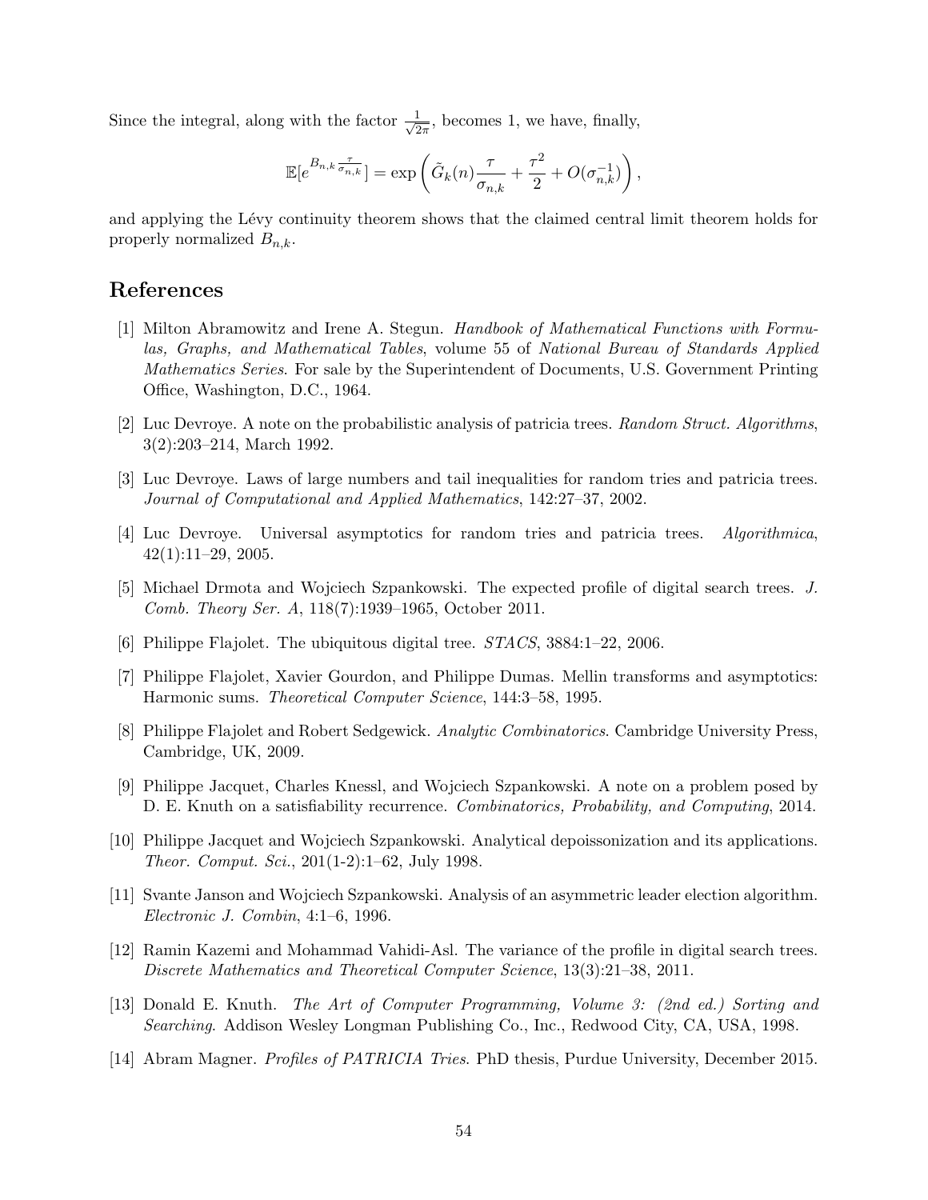Since the integral, along with the factor $\frac{1}{\sqrt{2\pi}}$, becomes 1, we have, finally,

$$\mathbb{E}[e^{B_{n,k}\frac{\tau}{\sigma_{n,k}}}] = \exp\left(\tilde{G}_k(n)\frac{\tau}{\sigma_{n,k}} + \frac{\tau^2}{2} + O(\sigma_{n,k}^{-1})\right),$$

and applying the Lévy continuity theorem shows that the claimed central limit theorem holds for properly normalized $B_{n,k}$.

## References

[1] Milton Abramowitz and Irene A. Stegun. *Handbook of Mathematical Functions with Formulas, Graphs, and Mathematical Tables*, volume 55 of *National Bureau of Standards Applied Mathematics Series*. For sale by the Superintendent of Documents, U.S. Government Printing Office, Washington, D.C., 1964.

[2] Luc Devroye. A note on the probabilistic analysis of patricia trees. *Random Struct. Algorithms*, 3(2):203–214, March 1992.

[3] Luc Devroye. Laws of large numbers and tail inequalities for random tries and patricia trees. *Journal of Computational and Applied Mathematics*, 142:27–37, 2002.

[4] Luc Devroye. Universal asymptotics for random tries and patricia trees. *Algorithmica*, 42(1):11–29, 2005.

[5] Michael Drmota and Wojciech Szpankowski. The expected profile of digital search trees. *J. Comb. Theory Ser. A*, 118(7):1939–1965, October 2011.

[6] Philippe Flajolet. The ubiquitous digital tree. *STACS*, 3884:1–22, 2006.

[7] Philippe Flajolet, Xavier Gourdon, and Philippe Dumas. Mellin transforms and asymptotics: Harmonic sums. *Theoretical Computer Science*, 144:3–58, 1995.

[8] Philippe Flajolet and Robert Sedgewick. *Analytic Combinatorics*. Cambridge University Press, Cambridge, UK, 2009.

[9] Philippe Jacquet, Charles Knessl, and Wojciech Szpankowski. A note on a problem posed by D. E. Knuth on a satisfiability recurrence. *Combinatorics, Probability, and Computing*, 2014.

[10] Philippe Jacquet and Wojciech Szpankowski. Analytical depoissonization and its applications. *Theor. Comput. Sci.*, 201(1-2):1–62, July 1998.

[11] Svante Janson and Wojciech Szpankowski. Analysis of an asymmetric leader election algorithm. *Electronic J. Combin*, 4:1–6, 1996.

[12] Ramin Kazemi and Mohammad Vahidi-Asl. The variance of the profile in digital search trees. *Discrete Mathematics and Theoretical Computer Science*, 13(3):21–38, 2011.

[13] Donald E. Knuth. *The Art of Computer Programming, Volume 3: (2nd ed.) Sorting and Searching*. Addison Wesley Longman Publishing Co., Inc., Redwood City, CA, USA, 1998.

[14] Abram Magner. *Profiles of PATRICIA Tries*. PhD thesis, Purdue University, December 2015.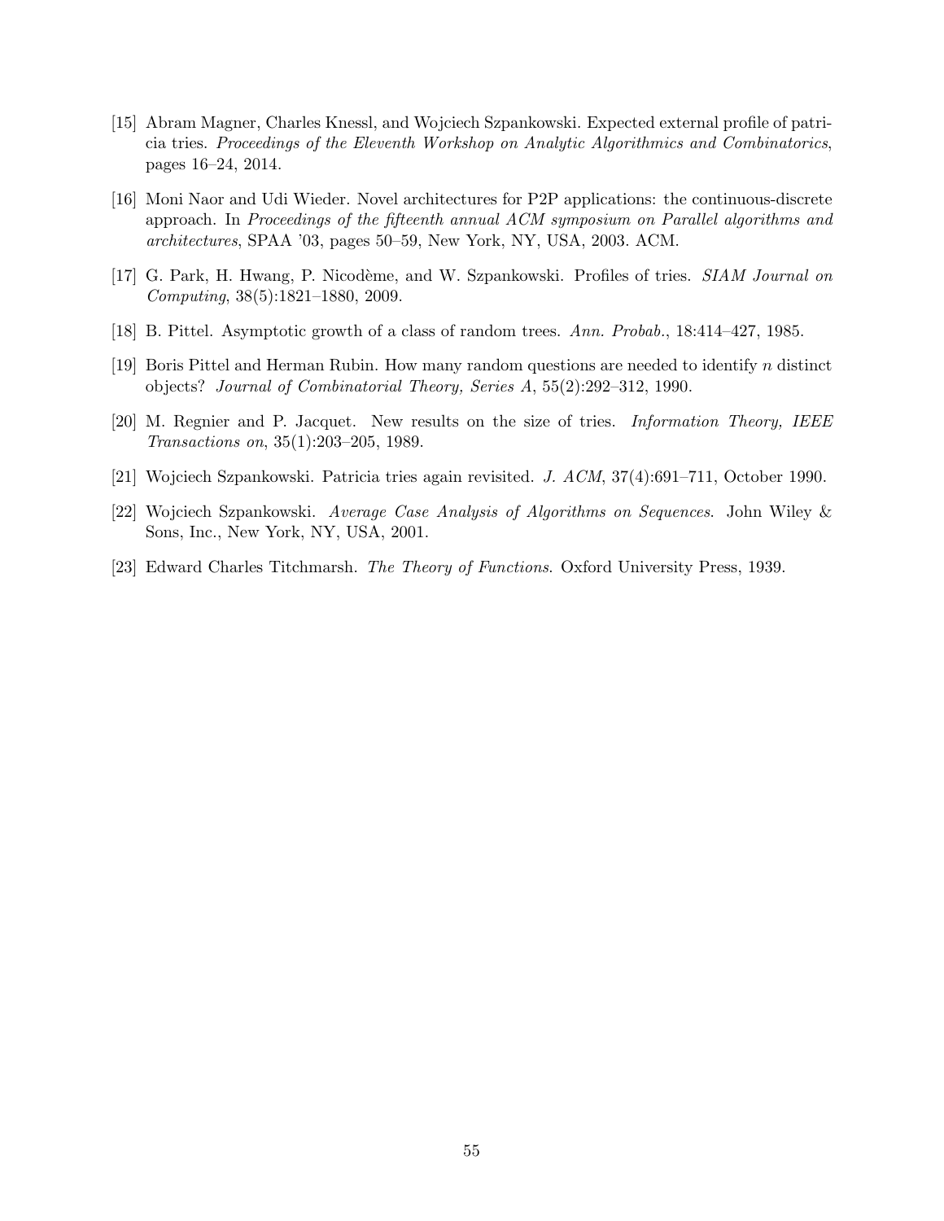[15] Abram Magner, Charles Knessl, and Wojciech Szpankowski. Expected external profile of patricia tries. *Proceedings of the Eleventh Workshop on Analytic Algorithmics and Combinatorics*, pages 16–24, 2014.

[16] Moni Naor and Udi Wieder. Novel architectures for P2P applications: the continuous-discrete approach. In *Proceedings of the fifteenth annual ACM symposium on Parallel algorithms and architectures*, SPAA '03, pages 50–59, New York, NY, USA, 2003. ACM.

[17] G. Park, H. Hwang, P. Nicodème, and W. Szpankowski. Profiles of tries. *SIAM Journal on Computing*, 38(5):1821–1880, 2009.

[18] B. Pittel. Asymptotic growth of a class of random trees. *Ann. Probab.*, 18:414–427, 1985.

[19] Boris Pittel and Herman Rubin. How many random questions are needed to identify $n$ distinct objects? *Journal of Combinatorial Theory, Series A*, 55(2):292–312, 1990.

[20] M. Regnier and P. Jacquet. New results on the size of tries. *Information Theory, IEEE Transactions on*, 35(1):203–205, 1989.

[21] Wojciech Szpankowski. Patricia tries again revisited. *J. ACM*, 37(4):691–711, October 1990.

[22] Wojciech Szpankowski. *Average Case Analysis of Algorithms on Sequences*. John Wiley & Sons, Inc., New York, NY, USA, 2001.

[23] Edward Charles Titchmarsh. *The Theory of Functions*. Oxford University Press, 1939.